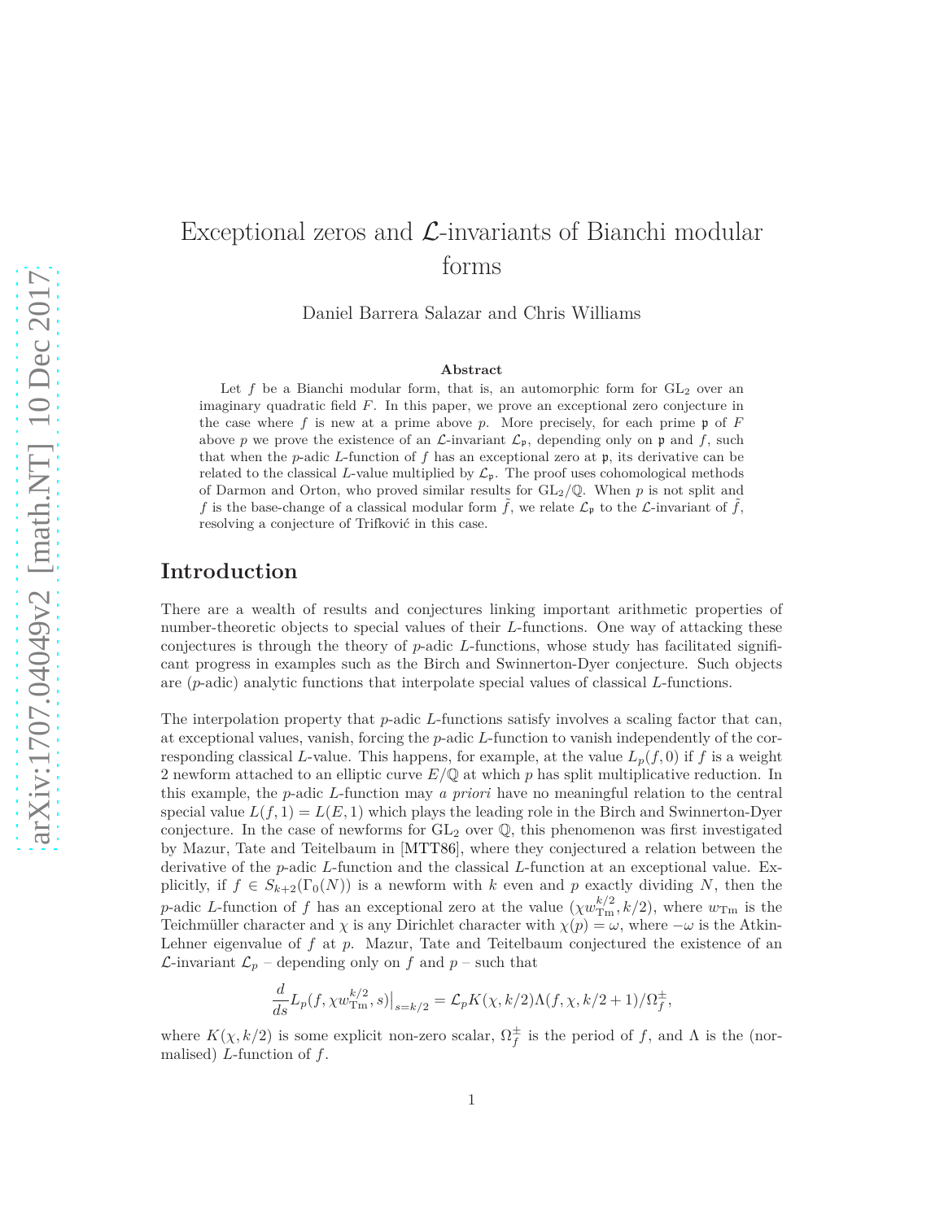# Exceptional zeros and $\mathcal{L}$-invariants of Bianchi modular forms

Daniel Barrera Salazar and Chris Williams

**Abstract**

Let $f$ be a Bianchi modular form, that is, an automorphic form for $\mathrm{GL}_2$ over an imaginary quadratic field $F$. In this paper, we prove an exceptional zero conjecture in the case where $f$ is new at a prime above $p$. More precisely, for each prime $\mathfrak{p}$ of $F$ above $p$ we prove the existence of an $\mathcal{L}$-invariant $\mathcal{L}_{\mathfrak{p}}$, depending only on $\mathfrak{p}$ and $f$, such that when the $p$-adic $L$-function of $f$ has an exceptional zero at $\mathfrak{p}$, its derivative can be related to the classical $L$-value multiplied by $\mathcal{L}_{\mathfrak{p}}$. The proof uses cohomological methods of Darmon and Orton, who proved similar results for $\mathrm{GL}_2/\mathbb{Q}$. When $p$ is not split and $f$ is the base-change of a classical modular form $\tilde{f}$, we relate $\mathcal{L}_{\mathfrak{p}}$ to the $\mathcal{L}$-invariant of $\tilde{f}$, resolving a conjecture of Trifković in this case.

## Introduction

There are a wealth of results and conjectures linking important arithmetic properties of number-theoretic objects to special values of their $L$-functions. One way of attacking these conjectures is through the theory of $p$-adic $L$-functions, whose study has facilitated significant progress in examples such as the Birch and Swinnerton-Dyer conjecture. Such objects are ($p$-adic) analytic functions that interpolate special values of classical $L$-functions.

The interpolation property that $p$-adic $L$-functions satisfy involves a scaling factor that can, at exceptional values, vanish, forcing the $p$-adic $L$-function to vanish independently of the corresponding classical $L$-value. This happens, for example, at the value $L_p(f,0)$ if $f$ is a weight 2 newform attached to an elliptic curve $E/\mathbb{Q}$ at which $p$ has split multiplicative reduction. In this example, the $p$-adic $L$-function may *a priori* have no meaningful relation to the central special value $L(f,1) = L(E,1)$ which plays the leading role in the Birch and Swinnerton-Dyer conjecture. In the case of newforms for $\mathrm{GL}_2$ over $\mathbb{Q}$, this phenomenon was first investigated by Mazur, Tate and Teitelbaum in [MTT86], where they conjectured a relation between the derivative of the $p$-adic $L$-function and the classical $L$-function at an exceptional value. Explicitly, if $f \in S_{k+2}(\Gamma_0(N))$ is a newform with $k$ even and $p$ exactly dividing $N$, then the $p$-adic $L$-function of $f$ has an exceptional zero at the value $(\chi w_{\mathrm{Tm}}^{k/2}, k/2)$, where $w_{\mathrm{Tm}}$ is the Teichmüller character and $\chi$ is any Dirichlet character with $\chi(p) = \omega$, where $-\omega$ is the Atkin-Lehner eigenvalue of $f$ at $p$. Mazur, Tate and Teitelbaum conjectured the existence of an $\mathcal{L}$-invariant $\mathcal{L}_p$ – depending only on $f$ and $p$ – such that

$$\frac{d}{ds}L_p(f,\chi w_{\mathrm{Tm}}^{k/2},s)\big|_{s=k/2} = \mathcal{L}_p K(\chi,k/2)\Lambda(f,\chi,k/2+1)/\Omega_f^{\pm},$$

where $K(\chi,k/2)$ is some explicit non-zero scalar, $\Omega_f^{\pm}$ is the period of $f$, and $\Lambda$ is the (normalised) $L$-function of $f$.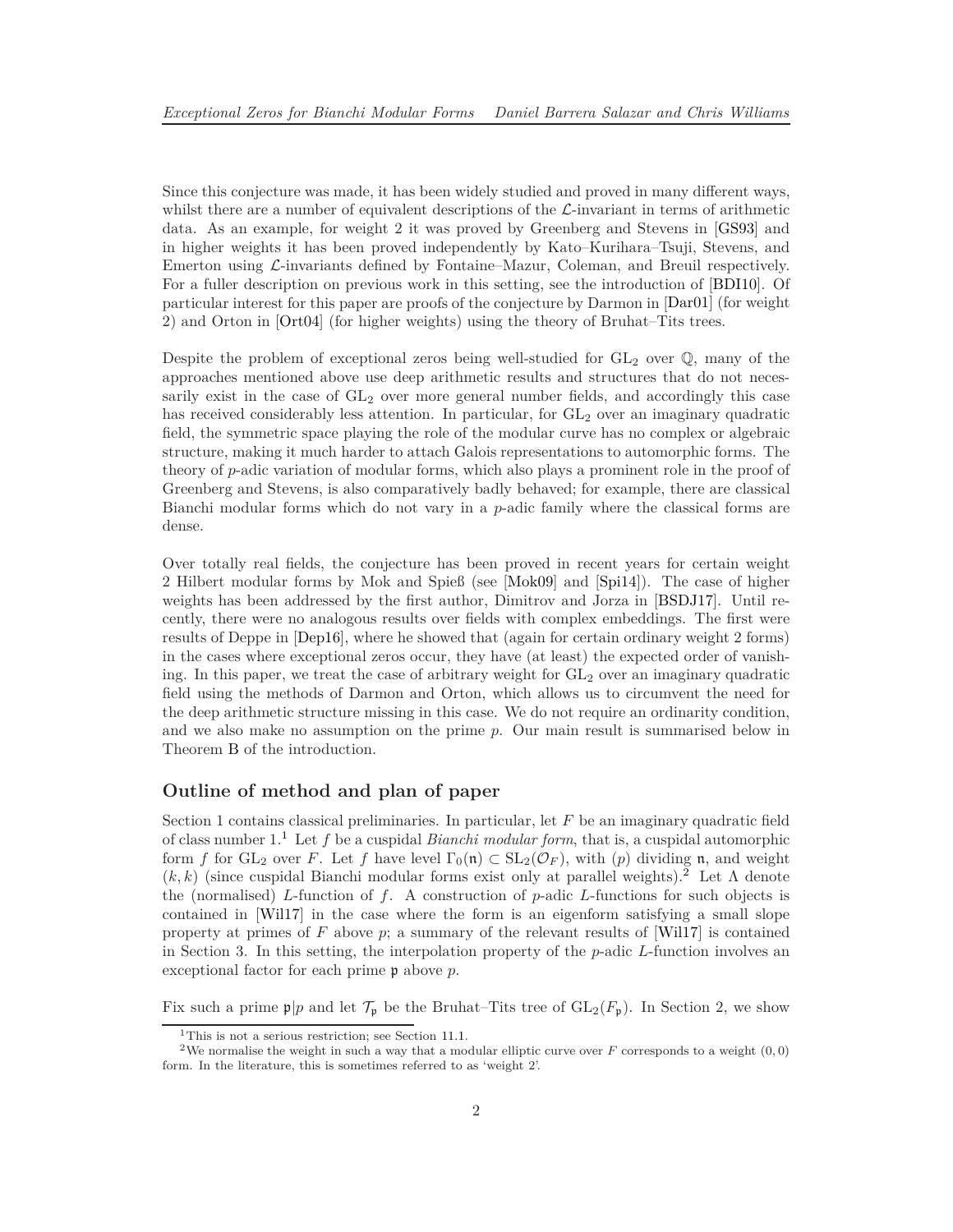Since this conjecture was made, it has been widely studied and proved in many different ways, whilst there are a number of equivalent descriptions of the $\mathcal{L}$-invariant in terms of arithmetic data. As an example, for weight 2 it was proved by Greenberg and Stevens in [GS93] and in higher weights it has been proved independently by Kato–Kurihara–Tsuji, Stevens, and Emerton using $\mathcal{L}$-invariants defined by Fontaine–Mazur, Coleman, and Breuil respectively. For a fuller description on previous work in this setting, see the introduction of [BDI10]. Of particular interest for this paper are proofs of the conjecture by Darmon in [Dar01] (for weight 2) and Orton in [Ort04] (for higher weights) using the theory of Bruhat–Tits trees.

Despite the problem of exceptional zeros being well-studied for $\mathrm{GL}_2$ over $\mathbb{Q}$, many of the approaches mentioned above use deep arithmetic results and structures that do not necessarily exist in the case of $\mathrm{GL}_2$ over more general number fields, and accordingly this case has received considerably less attention. In particular, for $\mathrm{GL}_2$ over an imaginary quadratic field, the symmetric space playing the role of the modular curve has no complex or algebraic structure, making it much harder to attach Galois representations to automorphic forms. The theory of $p$-adic variation of modular forms, which also plays a prominent role in the proof of Greenberg and Stevens, is also comparatively badly behaved; for example, there are classical Bianchi modular forms which do not vary in a $p$-adic family where the classical forms are dense.

Over totally real fields, the conjecture has been proved in recent years for certain weight 2 Hilbert modular forms by Mok and Spieß (see [Mok09] and [Spi14]). The case of higher weights has been addressed by the first author, Dimitrov and Jorza in [BSDJ17]. Until recently, there were no analogous results over fields with complex embeddings. The first were results of Deppe in [Dep16], where he showed that (again for certain ordinary weight 2 forms) in the cases where exceptional zeros occur, they have (at least) the expected order of vanishing. In this paper, we treat the case of arbitrary weight for $\mathrm{GL}_2$ over an imaginary quadratic field using the methods of Darmon and Orton, which allows us to circumvent the need for the deep arithmetic structure missing in this case. We do not require an ordinarity condition, and we also make no assumption on the prime $p$. Our main result is summarised below in Theorem B of the introduction.

## Outline of method and plan of paper

Section 1 contains classical preliminaries. In particular, let $F$ be an imaginary quadratic field of class number 1.[1] Let $f$ be a cuspidal *Bianchi modular form*, that is, a cuspidal automorphic form $f$ for $\mathrm{GL}_2$ over $F$. Let $f$ have level $\Gamma_0(\mathfrak{n}) \subset \mathrm{SL}_2(\mathcal{O}_F)$, with $(p)$ dividing $\mathfrak{n}$, and weight $(k,k)$ (since cuspidal Bianchi modular forms exist only at parallel weights).[2] Let $\Lambda$ denote the (normalised) $L$-function of $f$. A construction of $p$-adic $L$-functions for such objects is contained in [Wil17] in the case where the form is an eigenform satisfying a small slope property at primes of $F$ above $p$; a summary of the relevant results of [Wil17] is contained in Section 3. In this setting, the interpolation property of the $p$-adic $L$-function involves an exceptional factor for each prime $\mathfrak{p}$ above $p$.

Fix such a prime $\mathfrak{p}|p$ and let $\mathcal{T}_{\mathfrak{p}}$ be the Bruhat–Tits tree of $\mathrm{GL}_2(F_{\mathfrak{p}})$. In Section 2, we show

[1] This is not a serious restriction; see Section 11.1.

[2] We normalise the weight in such a way that a modular elliptic curve over $F$ corresponds to a weight $(0,0)$ form. In the literature, this is sometimes referred to as 'weight 2'.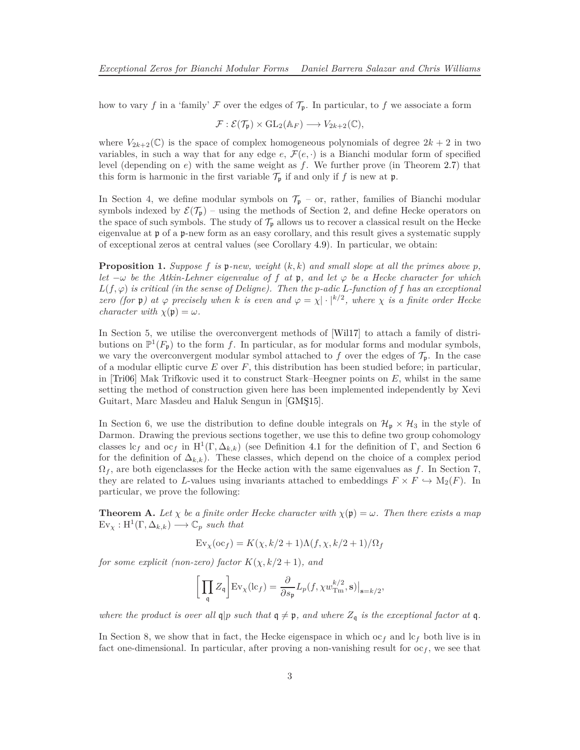how to vary $f$ in a 'family' $\mathcal{F}$ over the edges of $\mathcal{T}_{\mathfrak{p}}$. In particular, to $f$ we associate a form

$$\mathcal{F} : \mathcal{E}(\mathcal{T}_{\mathfrak{p}}) \times \mathrm{GL}_2(\mathbb{A}_F) \longrightarrow V_{2k+2}(\mathbb{C}),$$

where $V_{2k+2}(\mathbb{C})$ is the space of complex homogeneous polynomials of degree $2k+2$ in two variables, in such a way that for any edge $e$, $\mathcal{F}(e,\cdot)$ is a Bianchi modular form of specified level (depending on $e$) with the same weight as $f$. We further prove (in Theorem 2.7) that this form is harmonic in the first variable $\mathcal{T}_{\mathfrak{p}}$ if and only if $f$ is new at $\mathfrak{p}$.

In Section 4, we define modular symbols on $\mathcal{T}_{\mathfrak{p}}$ – or, rather, families of Bianchi modular symbols indexed by $\mathcal{E}(\mathcal{T}_{\mathfrak{p}})$ – using the methods of Section 2, and define Hecke operators on the space of such symbols. The study of $\mathcal{T}_{\mathfrak{p}}$ allows us to recover a classical result on the Hecke eigenvalue at $\mathfrak{p}$ of a $\mathfrak{p}$-new form as an easy corollary, and this result gives a systematic supply of exceptional zeros at central values (see Corollary 4.9). In particular, we obtain:

**Proposition 1.** *Suppose $f$ is $\mathfrak{p}$-new, weight $(k,k)$ and small slope at all the primes above $p$, let $-\omega$ be the Atkin-Lehner eigenvalue of $f$ at $\mathfrak{p}$, and let $\varphi$ be a Hecke character for which $L(f,\varphi)$ is critical (in the sense of Deligne). Then the $p$-adic $L$-function of $f$ has an exceptional zero (for $\mathfrak{p}$) at $\varphi$ precisely when $k$ is even and $\varphi = \chi|\cdot|^{k/2}$, where $\chi$ is a finite order Hecke character with $\chi(\mathfrak{p}) = \omega$.*

In Section 5, we utilise the overconvergent methods of [Wil17] to attach a family of distributions on $\mathbb{P}^1(F_{\mathfrak{p}})$ to the form $f$. In particular, as for modular forms and modular symbols, we vary the overconvergent modular symbol attached to $f$ over the edges of $\mathcal{T}_{\mathfrak{p}}$. In the case of a modular elliptic curve $E$ over $F$, this distribution has been studied before; in particular, in [Tri06] Mak Trifkovic used it to construct Stark–Heegner points on $E$, whilst in the same setting the method of construction given here has been implemented independently by Xevi Guitart, Marc Masdeu and Haluk Sengun in [GMŞ15].

In Section 6, we use the distribution to define double integrals on $\mathcal{H}_{\mathfrak{p}} \times \mathcal{H}_3$ in the style of Darmon. Drawing the previous sections together, we use this to define two group cohomology classes $\mathrm{lc}_f$ and $\mathrm{oc}_f$ in $\mathrm{H}^1(\Gamma, \Delta_{k,k})$ (see Definition 4.1 for the definition of $\Gamma$, and Section 6 for the definition of $\Delta_{k,k}$). These classes, which depend on the choice of a complex period $\Omega_f$, are both eigenclasses for the Hecke action with the same eigenvalues as $f$. In Section 7, they are related to $L$-values using invariants attached to embeddings $F \times F \hookrightarrow \mathrm{M}_2(F)$. In particular, we prove the following:

**Theorem A.** *Let $\chi$ be a finite order Hecke character with $\chi(\mathfrak{p}) = \omega$. Then there exists a map $\mathrm{Ev}_\chi : \mathrm{H}^1(\Gamma, \Delta_{k,k}) \longrightarrow \mathbb{C}_p$ such that*

$$\mathrm{Ev}_\chi(\mathrm{oc}_f) = K(\chi, k/2+1)\Lambda(f,\chi,k/2+1)/\Omega_f$$

*for some explicit (non-zero) factor $K(\chi, k/2+1)$, and*

$$\left[\prod_{\mathfrak{q}} Z_{\mathfrak{q}}\right]\mathrm{Ev}_\chi(\mathrm{lc}_f) = \frac{\partial}{\partial s_{\mathfrak{p}}} L_p(f, \chi w_{\mathrm{Tm}}^{k/2}, \mathbf{s})\big|_{\mathbf{s}=k/2},$$

*where the product is over all $\mathfrak{q}|p$ such that $\mathfrak{q} \neq \mathfrak{p}$, and where $Z_{\mathfrak{q}}$ is the exceptional factor at $\mathfrak{q}$.*

In Section 8, we show that in fact, the Hecke eigenspace in which $\mathrm{oc}_f$ and $\mathrm{lc}_f$ both live is in fact one-dimensional. In particular, after proving a non-vanishing result for $\mathrm{oc}_f$, we see that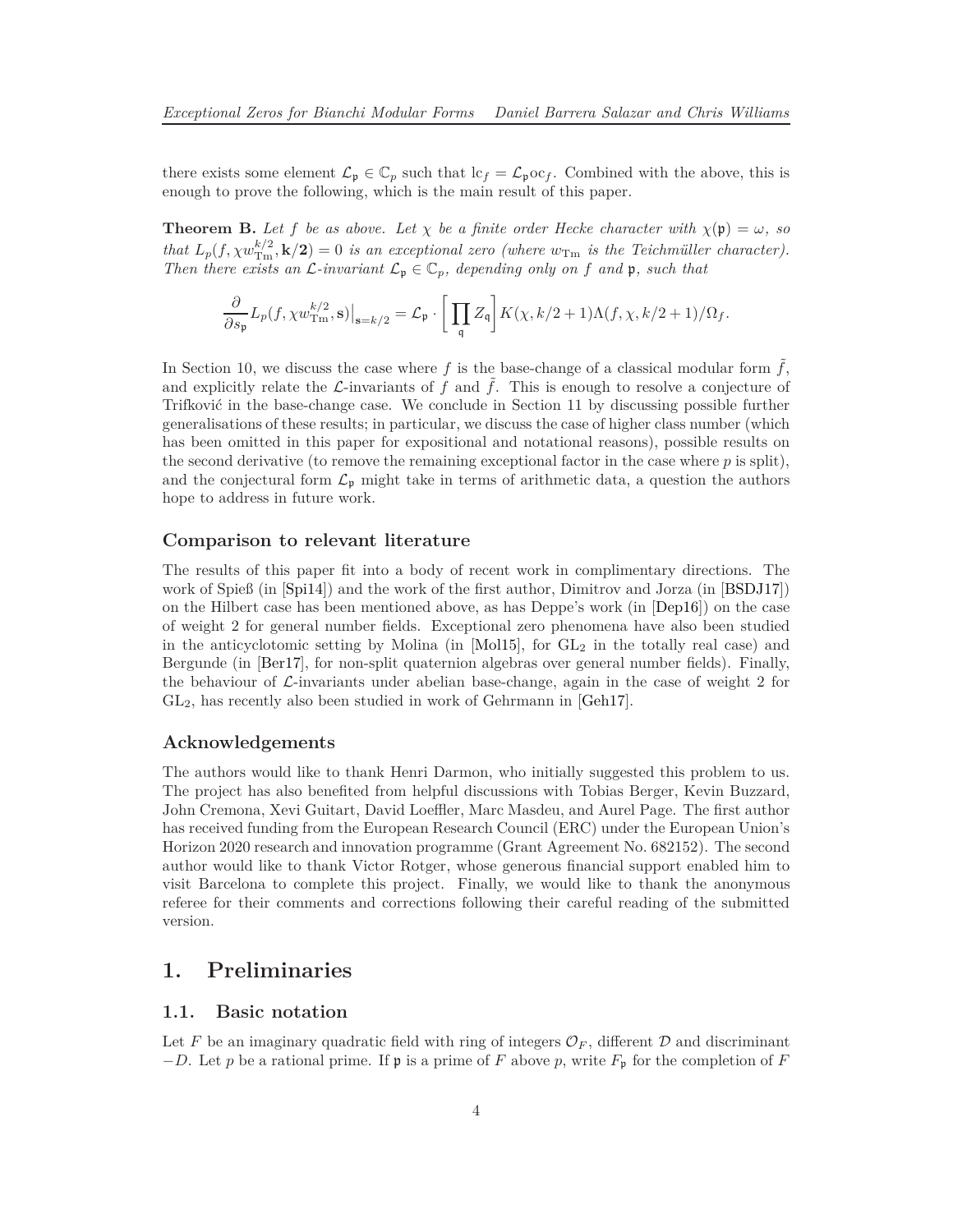there exists some element $\mathcal{L}_\mathfrak{p} \in \mathbb{C}_p$ such that $\mathrm{lc}_f = \mathcal{L}_\mathfrak{p}\mathrm{oc}_f$. Combined with the above, this is enough to prove the following, which is the main result of this paper.

**Theorem B.** *Let $f$ be as above. Let $\chi$ be a finite order Hecke character with $\chi(\mathfrak{p}) = \omega$, so that $L_p(f, \chi w_{\mathrm{Tm}}^{k/2}, \mathbf{k/2}) = 0$ is an exceptional zero (where $w_{\mathrm{Tm}}$ is the Teichmüller character). Then there exists an $\mathcal{L}$-invariant $\mathcal{L}_\mathfrak{p} \in \mathbb{C}_p$, depending only on $f$ and $\mathfrak{p}$, such that*

$$\frac{\partial}{\partial s_\mathfrak{p}} L_p(f, \chi w_{\mathrm{Tm}}^{k/2}, \mathbf{s})\big|_{\mathbf{s}=k/2} = \mathcal{L}_\mathfrak{p} \cdot \left[\prod_\mathfrak{q} Z_\mathfrak{q}\right] K(\chi, k/2+1)\Lambda(f, \chi, k/2+1)/\Omega_f.$$

In Section 10, we discuss the case where $f$ is the base-change of a classical modular form $\tilde{f}$, and explicitly relate the $\mathcal{L}$-invariants of $f$ and $\tilde{f}$. This is enough to resolve a conjecture of Trifković in the base-change case. We conclude in Section 11 by discussing possible further generalisations of these results; in particular, we discuss the case of higher class number (which has been omitted in this paper for expositional and notational reasons), possible results on the second derivative (to remove the remaining exceptional factor in the case where $p$ is split), and the conjectural form $\mathcal{L}_\mathfrak{p}$ might take in terms of arithmetic data, a question the authors hope to address in future work.

### Comparison to relevant literature

The results of this paper fit into a body of recent work in complimentary directions. The work of Spieß (in [Spi14]) and the work of the first author, Dimitrov and Jorza (in [BSDJ17]) on the Hilbert case has been mentioned above, as has Deppe's work (in [Dep16]) on the case of weight 2 for general number fields. Exceptional zero phenomena have also been studied in the anticyclotomic setting by Molina (in [Mol15], for $\mathrm{GL}_2$ in the totally real case) and Bergunde (in [Ber17], for non-split quaternion algebras over general number fields). Finally, the behaviour of $\mathcal{L}$-invariants under abelian base-change, again in the case of weight 2 for $\mathrm{GL}_2$, has recently also been studied in work of Gehrmann in [Geh17].

### Acknowledgements

The authors would like to thank Henri Darmon, who initially suggested this problem to us. The project has also benefited from helpful discussions with Tobias Berger, Kevin Buzzard, John Cremona, Xevi Guitart, David Loeffler, Marc Masdeu, and Aurel Page. The first author has received funding from the European Research Council (ERC) under the European Union's Horizon 2020 research and innovation programme (Grant Agreement No. 682152). The second author would like to thank Victor Rotger, whose generous financial support enabled him to visit Barcelona to complete this project. Finally, we would like to thank the anonymous referee for their comments and corrections following their careful reading of the submitted version.

## 1. Preliminaries

### 1.1. Basic notation

Let $F$ be an imaginary quadratic field with ring of integers $\mathcal{O}_F$, different $\mathcal{D}$ and discriminant $-D$. Let $p$ be a rational prime. If $\mathfrak{p}$ is a prime of $F$ above $p$, write $F_\mathfrak{p}$ for the completion of $F$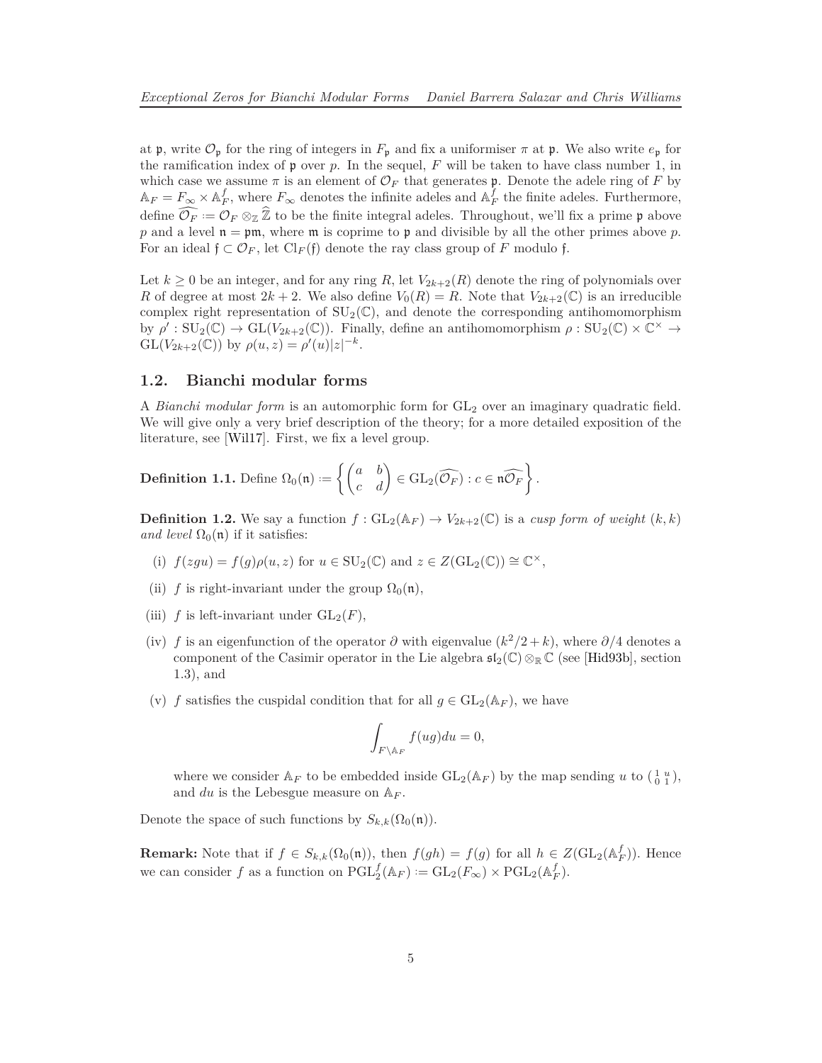at $\mathfrak{p}$, write $\mathcal{O}_\mathfrak{p}$ for the ring of integers in $F_\mathfrak{p}$ and fix a uniformiser $\pi$ at $\mathfrak{p}$. We also write $e_\mathfrak{p}$ for the ramification index of $\mathfrak{p}$ over $p$. In the sequel, $F$ will be taken to have class number 1, in which case we assume $\pi$ is an element of $\mathcal{O}_F$ that generates $\mathfrak{p}$. Denote the adele ring of $F$ by $\mathbb{A}_F = F_\infty \times \mathbb{A}_F^f$, where $F_\infty$ denotes the infinite adeles and $\mathbb{A}_F^f$ the finite adeles. Furthermore, define $\widehat{\mathcal{O}_F} := \mathcal{O}_F \otimes_\mathbb{Z} \widehat{\mathbb{Z}}$ to be the finite integral adeles. Throughout, we'll fix a prime $\mathfrak{p}$ above $p$ and a level $\mathfrak{n} = \mathfrak{p}\mathfrak{m}$, where $\mathfrak{m}$ is coprime to $\mathfrak{p}$ and divisible by all the other primes above $p$. For an ideal $\mathfrak{f} \subset \mathcal{O}_F$, let $\mathrm{Cl}_F(\mathfrak{f})$ denote the ray class group of $F$ modulo $\mathfrak{f}$.

Let $k \geq 0$ be an integer, and for any ring $R$, let $V_{2k+2}(R)$ denote the ring of polynomials over $R$ of degree at most $2k+2$. We also define $V_0(R) = R$. Note that $V_{2k+2}(\mathbb{C})$ is an irreducible complex right representation of $\mathrm{SU}_2(\mathbb{C})$, and denote the corresponding antihomomorphism by $\rho' : \mathrm{SU}_2(\mathbb{C}) \to \mathrm{GL}(V_{2k+2}(\mathbb{C}))$. Finally, define an antihomomorphism $\rho : \mathrm{SU}_2(\mathbb{C}) \times \mathbb{C}^\times \to \mathrm{GL}(V_{2k+2}(\mathbb{C}))$ by $\rho(u,z) = \rho'(u)|z|^{-k}$.

## 1.2. Bianchi modular forms

A *Bianchi modular form* is an automorphic form for $\mathrm{GL}_2$ over an imaginary quadratic field. We will give only a very brief description of the theory; for a more detailed exposition of the literature, see [Wil17]. First, we fix a level group.

**Definition 1.1.** Define $\Omega_0(\mathfrak{n}) := \left\{ \begin{pmatrix} a & b \\ c & d \end{pmatrix} \in \mathrm{GL}_2(\widehat{\mathcal{O}_F}) : c \in \mathfrak{n}\widehat{\mathcal{O}_F} \right\}$.

**Definition 1.2.** We say a function $f : \mathrm{GL}_2(\mathbb{A}_F) \to V_{2k+2}(\mathbb{C})$ is a *cusp form of weight* $(k,k)$ *and level* $\Omega_0(\mathfrak{n})$ if it satisfies:

(i) $f(zgu) = f(g)\rho(u,z)$ for $u \in \mathrm{SU}_2(\mathbb{C})$ and $z \in Z(\mathrm{GL}_2(\mathbb{C})) \cong \mathbb{C}^\times$,

(ii) $f$ is right-invariant under the group $\Omega_0(\mathfrak{n})$,

(iii) $f$ is left-invariant under $\mathrm{GL}_2(F)$,

(iv) $f$ is an eigenfunction of the operator $\partial$ with eigenvalue $(k^2/2 + k)$, where $\partial/4$ denotes a component of the Casimir operator in the Lie algebra $\mathfrak{sl}_2(\mathbb{C}) \otimes_\mathbb{R} \mathbb{C}$ (see [Hid93b], section 1.3), and

(v) $f$ satisfies the cuspidal condition that for all $g \in \mathrm{GL}_2(\mathbb{A}_F)$, we have

$$\int_{F\backslash\mathbb{A}_F} f(ug)du = 0,$$

where we consider $\mathbb{A}_F$ to be embedded inside $\mathrm{GL}_2(\mathbb{A}_F)$ by the map sending $u$ to $\left(\begin{smallmatrix} 1 & u \\ 0 & 1 \end{smallmatrix}\right)$, and $du$ is the Lebesgue measure on $\mathbb{A}_F$.

Denote the space of such functions by $S_{k,k}(\Omega_0(\mathfrak{n}))$.

**Remark:** Note that if $f \in S_{k,k}(\Omega_0(\mathfrak{n}))$, then $f(gh) = f(g)$ for all $h \in Z(\mathrm{GL}_2(\mathbb{A}_F^f))$. Hence we can consider $f$ as a function on $\mathrm{PGL}_2^f(\mathbb{A}_F) := \mathrm{GL}_2(F_\infty) \times \mathrm{PGL}_2(\mathbb{A}_F^f)$.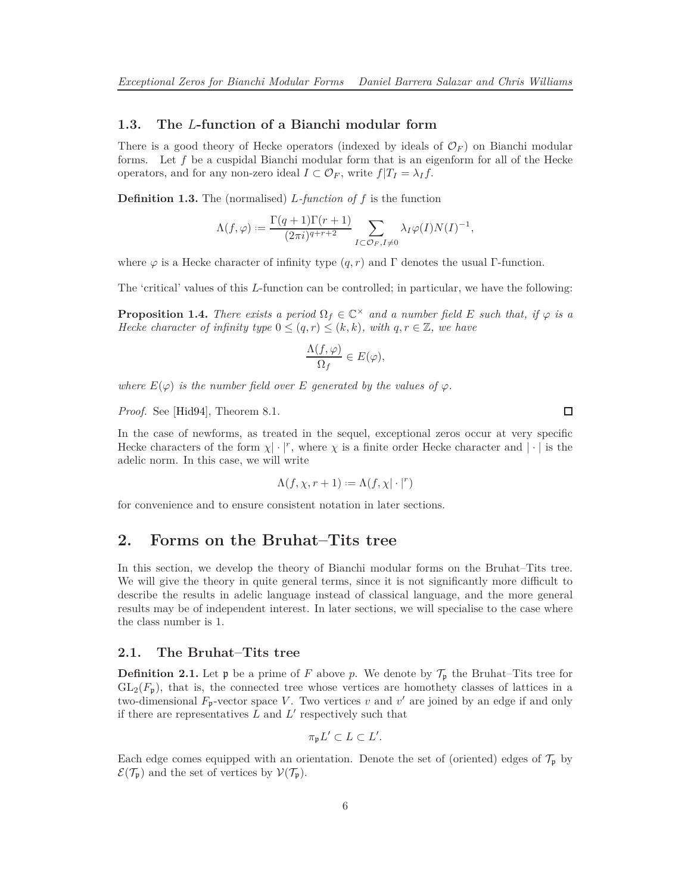### 1.3. The $L$-function of a Bianchi modular form

There is a good theory of Hecke operators (indexed by ideals of $\mathcal{O}_F$) on Bianchi modular forms. Let $f$ be a cuspidal Bianchi modular form that is an eigenform for all of the Hecke operators, and for any non-zero ideal $I \subset \mathcal{O}_F$, write $f|T_I = \lambda_I f$.

**Definition 1.3.** The (normalised) *$L$-function of $f$* is the function

$$\Lambda(f, \varphi) := \frac{\Gamma(q+1)\Gamma(r+1)}{(2\pi i)^{q+r+2}} \sum_{I \subset \mathcal{O}_F, I \neq 0} \lambda_I \varphi(I) N(I)^{-1},$$

where $\varphi$ is a Hecke character of infinity type $(q, r)$ and $\Gamma$ denotes the usual $\Gamma$-function.

The 'critical' values of this $L$-function can be controlled; in particular, we have the following:

**Proposition 1.4.** *There exists a period $\Omega_f \in \mathbb{C}^\times$ and a number field $E$ such that, if $\varphi$ is a Hecke character of infinity type $0 \leq (q, r) \leq (k, k)$, with $q, r \in \mathbb{Z}$, we have*

$$\frac{\Lambda(f, \varphi)}{\Omega_f} \in E(\varphi),$$

*where $E(\varphi)$ is the number field over $E$ generated by the values of $\varphi$.*

*Proof.* See [Hid94], Theorem 8.1. □

In the case of newforms, as treated in the sequel, exceptional zeros occur at very specific Hecke characters of the form $\chi|\cdot|^r$, where $\chi$ is a finite order Hecke character and $|\cdot|$ is the adelic norm. In this case, we will write

$$\Lambda(f, \chi, r+1) := \Lambda(f, \chi|\cdot|^r)$$

for convenience and to ensure consistent notation in later sections.

## 2. Forms on the Bruhat–Tits tree

In this section, we develop the theory of Bianchi modular forms on the Bruhat–Tits tree. We will give the theory in quite general terms, since it is not significantly more difficult to describe the results in adelic language instead of classical language, and the more general results may be of independent interest. In later sections, we will specialise to the case where the class number is 1.

### 2.1. The Bruhat–Tits tree

**Definition 2.1.** Let $\mathfrak{p}$ be a prime of $F$ above $p$. We denote by $\mathcal{T}_\mathfrak{p}$ the Bruhat–Tits tree for $\mathrm{GL}_2(F_\mathfrak{p})$, that is, the connected tree whose vertices are homothety classes of lattices in a two-dimensional $F_\mathfrak{p}$-vector space $V$. Two vertices $v$ and $v'$ are joined by an edge if and only if there are representatives $L$ and $L'$ respectively such that

$$\pi_\mathfrak{p} L' \subset L \subset L'.$$

Each edge comes equipped with an orientation. Denote the set of (oriented) edges of $\mathcal{T}_\mathfrak{p}$ by $\mathcal{E}(\mathcal{T}_\mathfrak{p})$ and the set of vertices by $\mathcal{V}(\mathcal{T}_\mathfrak{p})$.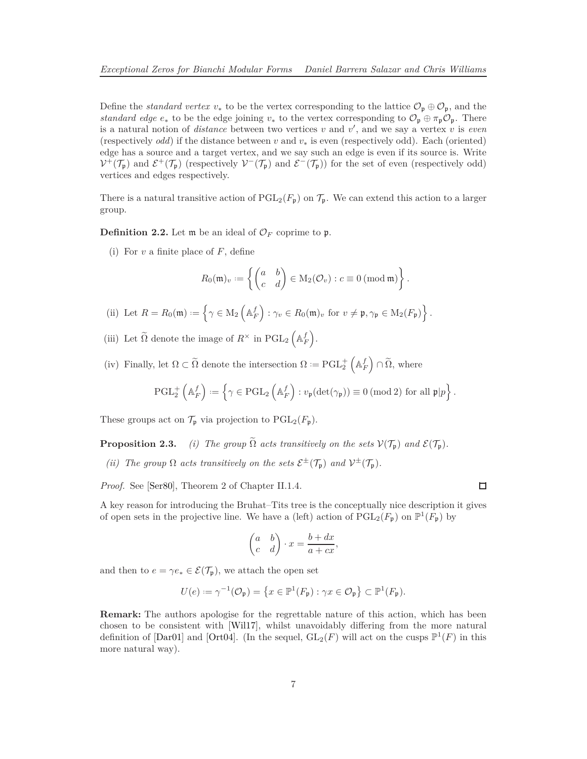Define the *standard vertex* $v_*$ to be the vertex corresponding to the lattice $\mathcal{O}_\mathfrak{p} \oplus \mathcal{O}_\mathfrak{p}$, and the *standard edge* $e_*$ to be the edge joining $v_*$ to the vertex corresponding to $\mathcal{O}_\mathfrak{p} \oplus \pi_\mathfrak{p}\mathcal{O}_\mathfrak{p}$. There is a natural notion of *distance* between two vertices $v$ and $v'$, and we say a vertex $v$ is *even* (respectively *odd*) if the distance between $v$ and $v_*$ is even (respectively odd). Each (oriented) edge has a source and a target vertex, and we say such an edge is even if its source is. Write $\mathcal{V}^+(\mathcal{T}_\mathfrak{p})$ and $\mathcal{E}^+(\mathcal{T}_\mathfrak{p})$ (respectively $\mathcal{V}^-(\mathcal{T}_\mathfrak{p})$ and $\mathcal{E}^-(\mathcal{T}_\mathfrak{p})$) for the set of even (respectively odd) vertices and edges respectively.

There is a natural transitive action of $\mathrm{PGL}_2(F_\mathfrak{p})$ on $\mathcal{T}_\mathfrak{p}$. We can extend this action to a larger group.

**Definition 2.2.** Let $\mathfrak{m}$ be an ideal of $\mathcal{O}_F$ coprime to $\mathfrak{p}$.

(i) For $v$ a finite place of $F$, define

$$R_0(\mathfrak{m})_v := \left\{ \begin{pmatrix} a & b \\ c & d \end{pmatrix} \in \mathrm{M}_2(\mathcal{O}_v) : c \equiv 0 \,(\mathrm{mod}\,\mathfrak{m}) \right\}.$$

(ii) Let $R = R_0(\mathfrak{m}) := \left\{ \gamma \in \mathrm{M}_2\left(\mathbb{A}_F^f\right) : \gamma_v \in R_0(\mathfrak{m})_v \text{ for } v \neq \mathfrak{p}, \gamma_\mathfrak{p} \in \mathrm{M}_2(F_\mathfrak{p}) \right\}.$

(iii) Let $\widetilde{\Omega}$ denote the image of $R^\times$ in $\mathrm{PGL}_2\left(\mathbb{A}_F^f\right)$.

(iv) Finally, let $\Omega \subset \widetilde{\Omega}$ denote the intersection $\Omega := \mathrm{PGL}_2^+\left(\mathbb{A}_F^f\right) \cap \widetilde{\Omega}$, where

$$\mathrm{PGL}_2^+\left(\mathbb{A}_F^f\right) := \left\{ \gamma \in \mathrm{PGL}_2\left(\mathbb{A}_F^f\right) : v_\mathfrak{p}(\det(\gamma_\mathfrak{p})) \equiv 0 \,(\mathrm{mod}\,2) \text{ for all } \mathfrak{p}|p \right\}.$$

These groups act on $\mathcal{T}_\mathfrak{p}$ via projection to $\mathrm{PGL}_2(F_\mathfrak{p})$.

**Proposition 2.3.** *(i) The group $\widetilde{\Omega}$ acts transitively on the sets $\mathcal{V}(\mathcal{T}_\mathfrak{p})$ and $\mathcal{E}(\mathcal{T}_\mathfrak{p})$.*

*(ii) The group $\Omega$ acts transitively on the sets $\mathcal{E}^\pm(\mathcal{T}_\mathfrak{p})$ and $\mathcal{V}^\pm(\mathcal{T}_\mathfrak{p})$.*

*Proof.* See [Ser80], Theorem 2 of Chapter II.1.4. ◻

A key reason for introducing the Bruhat–Tits tree is the conceptually nice description it gives of open sets in the projective line. We have a (left) action of $\mathrm{PGL}_2(F_\mathfrak{p})$ on $\mathbb{P}^1(F_\mathfrak{p})$ by

$$\begin{pmatrix} a & b \\ c & d \end{pmatrix} \cdot x = \frac{b + dx}{a + cx},$$

and then to $e = \gamma e_* \in \mathcal{E}(\mathcal{T}_\mathfrak{p})$, we attach the open set

$$U(e) := \gamma^{-1}(\mathcal{O}_\mathfrak{p}) = \left\{ x \in \mathbb{P}^1(F_\mathfrak{p}) : \gamma x \in \mathcal{O}_\mathfrak{p} \right\} \subset \mathbb{P}^1(F_\mathfrak{p}).$$

**Remark:** The authors apologise for the regrettable nature of this action, which has been chosen to be consistent with [Wil17], whilst unavoidably differing from the more natural definition of [Dar01] and [Ort04]. (In the sequel, $\mathrm{GL}_2(F)$ will act on the cusps $\mathbb{P}^1(F)$ in this more natural way).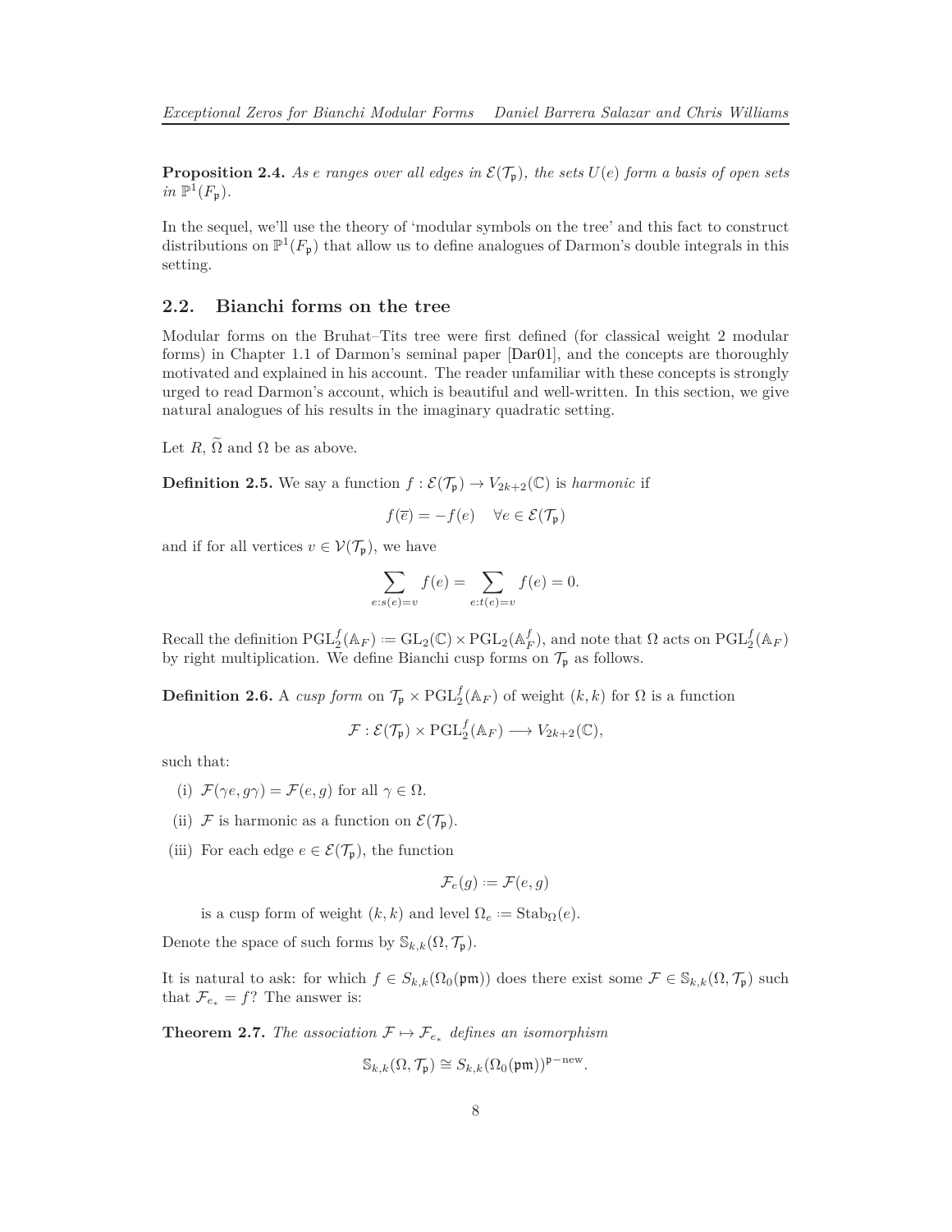**Proposition 2.4.** *As $e$ ranges over all edges in $\mathcal{E}(\mathcal{T}_{\mathfrak{p}})$, the sets $U(e)$ form a basis of open sets in $\mathbb{P}^1(F_{\mathfrak{p}})$.*

In the sequel, we'll use the theory of 'modular symbols on the tree' and this fact to construct distributions on $\mathbb{P}^1(F_{\mathfrak{p}})$ that allow us to define analogues of Darmon's double integrals in this setting.

## 2.2. Bianchi forms on the tree

Modular forms on the Bruhat–Tits tree were first defined (for classical weight 2 modular forms) in Chapter 1.1 of Darmon's seminal paper [Dar01], and the concepts are thoroughly motivated and explained in his account. The reader unfamiliar with these concepts is strongly urged to read Darmon's account, which is beautiful and well-written. In this section, we give natural analogues of his results in the imaginary quadratic setting.

Let $R$, $\widetilde{\Omega}$ and $\Omega$ be as above.

**Definition 2.5.** We say a function $f : \mathcal{E}(\mathcal{T}_{\mathfrak{p}}) \to V_{2k+2}(\mathbb{C})$ is *harmonic* if

$$f(\overline{e}) = -f(e) \quad \forall e \in \mathcal{E}(\mathcal{T}_{\mathfrak{p}})$$

and if for all vertices $v \in \mathcal{V}(\mathcal{T}_{\mathfrak{p}})$, we have

$$\sum_{e:s(e)=v} f(e) = \sum_{e:t(e)=v} f(e) = 0.$$

Recall the definition $\mathrm{PGL}_2^f(\mathbb{A}_F) := \mathrm{GL}_2(\mathbb{C}) \times \mathrm{PGL}_2(\mathbb{A}_F^f)$, and note that $\Omega$ acts on $\mathrm{PGL}_2^f(\mathbb{A}_F)$ by right multiplication. We define Bianchi cusp forms on $\mathcal{T}_{\mathfrak{p}}$ as follows.

**Definition 2.6.** A *cusp form* on $\mathcal{T}_{\mathfrak{p}} \times \mathrm{PGL}_2^f(\mathbb{A}_F)$ of weight $(k,k)$ for $\Omega$ is a function

$$\mathcal{F} : \mathcal{E}(\mathcal{T}_{\mathfrak{p}}) \times \mathrm{PGL}_2^f(\mathbb{A}_F) \longrightarrow V_{2k+2}(\mathbb{C}),$$

such that:

(i) $\mathcal{F}(\gamma e, g\gamma) = \mathcal{F}(e,g)$ for all $\gamma \in \Omega$.

(ii) $\mathcal{F}$ is harmonic as a function on $\mathcal{E}(\mathcal{T}_{\mathfrak{p}})$.

(iii) For each edge $e \in \mathcal{E}(\mathcal{T}_{\mathfrak{p}})$, the function

$$\mathcal{F}_e(g) := \mathcal{F}(e,g)$$

is a cusp form of weight $(k,k)$ and level $\Omega_e := \mathrm{Stab}_{\Omega}(e)$.

Denote the space of such forms by $\mathbb{S}_{k,k}(\Omega, \mathcal{T}_{\mathfrak{p}})$.

It is natural to ask: for which $f \in S_{k,k}(\Omega_0(\mathfrak{pm}))$ does there exist some $\mathcal{F} \in \mathbb{S}_{k,k}(\Omega, \mathcal{T}_{\mathfrak{p}})$ such that $\mathcal{F}_{e_*} = f$? The answer is:

**Theorem 2.7.** *The association $\mathcal{F} \mapsto \mathcal{F}_{e_*}$ defines an isomorphism*

$$\mathbb{S}_{k,k}(\Omega, \mathcal{T}_{\mathfrak{p}}) \cong S_{k,k}(\Omega_0(\mathfrak{pm}))^{\mathfrak{p}-\mathrm{new}}.$$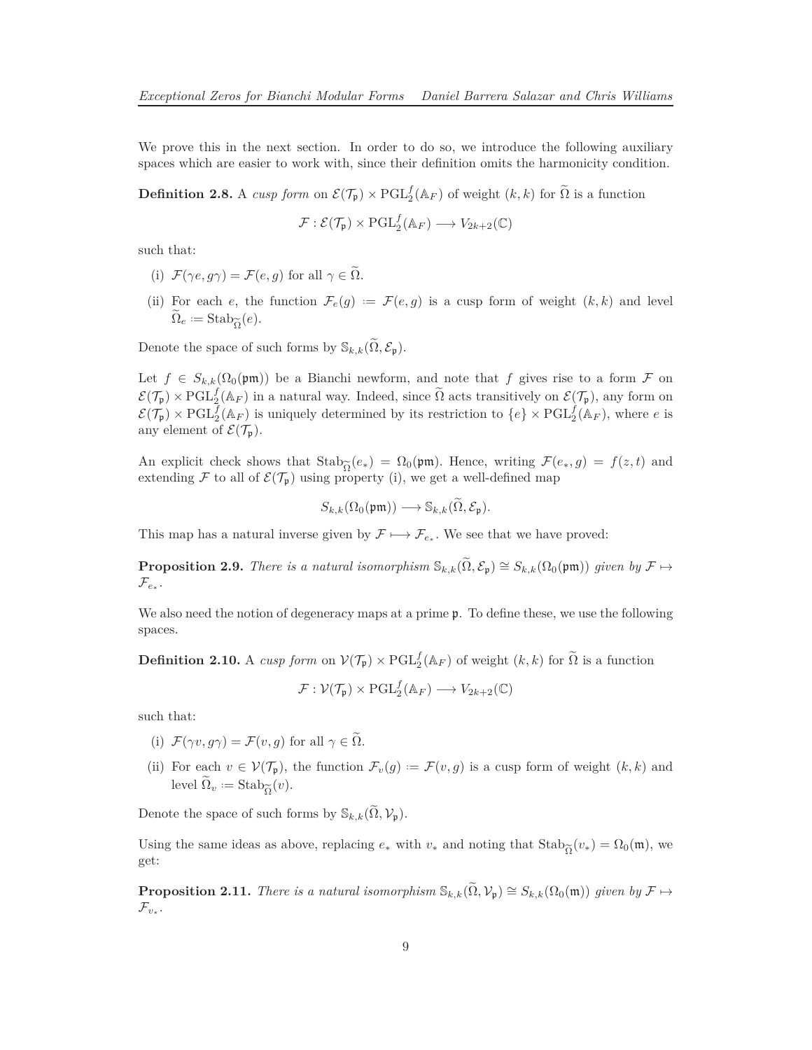We prove this in the next section. In order to do so, we introduce the following auxiliary spaces which are easier to work with, since their definition omits the harmonicity condition.

**Definition 2.8.** A *cusp form* on $\mathcal{E}(\mathcal{T}_\mathfrak{p}) \times \mathrm{PGL}_2^f(\mathbb{A}_F)$ of weight $(k,k)$ for $\widetilde{\Omega}$ is a function

$$\mathcal{F} : \mathcal{E}(\mathcal{T}_\mathfrak{p}) \times \mathrm{PGL}_2^f(\mathbb{A}_F) \longrightarrow V_{2k+2}(\mathbb{C})$$

such that:

(i) $\mathcal{F}(\gamma e, g\gamma) = \mathcal{F}(e,g)$ for all $\gamma \in \widetilde{\Omega}$.

(ii) For each $e$, the function $\mathcal{F}_e(g) := \mathcal{F}(e,g)$ is a cusp form of weight $(k,k)$ and level $\widetilde{\Omega}_e := \mathrm{Stab}_{\widetilde{\Omega}}(e)$.

Denote the space of such forms by $\mathbb{S}_{k,k}(\widetilde{\Omega}, \mathcal{E}_\mathfrak{p})$.

Let $f \in S_{k,k}(\Omega_0(\mathfrak{pm}))$ be a Bianchi newform, and note that $f$ gives rise to a form $\mathcal{F}$ on $\mathcal{E}(\mathcal{T}_\mathfrak{p}) \times \mathrm{PGL}_2^f(\mathbb{A}_F)$ in a natural way. Indeed, since $\widetilde{\Omega}$ acts transitively on $\mathcal{E}(\mathcal{T}_\mathfrak{p})$, any form on $\mathcal{E}(\mathcal{T}_\mathfrak{p}) \times \mathrm{PGL}_2^f(\mathbb{A}_F)$ is uniquely determined by its restriction to $\{e\} \times \mathrm{PGL}_2^f(\mathbb{A}_F)$, where $e$ is any element of $\mathcal{E}(\mathcal{T}_\mathfrak{p})$.

An explicit check shows that $\mathrm{Stab}_{\widetilde{\Omega}}(e_*) = \Omega_0(\mathfrak{pm})$. Hence, writing $\mathcal{F}(e_*, g) = f(z,t)$ and extending $\mathcal{F}$ to all of $\mathcal{E}(\mathcal{T}_\mathfrak{p})$ using property (i), we get a well-defined map

$$S_{k,k}(\Omega_0(\mathfrak{pm})) \longrightarrow \mathbb{S}_{k,k}(\widetilde{\Omega}, \mathcal{E}_\mathfrak{p}).$$

This map has a natural inverse given by $\mathcal{F} \longmapsto \mathcal{F}_{e_*}$. We see that we have proved:

**Proposition 2.9.** *There is a natural isomorphism $\mathbb{S}_{k,k}(\widetilde{\Omega}, \mathcal{E}_\mathfrak{p}) \cong S_{k,k}(\Omega_0(\mathfrak{pm}))$ given by $\mathcal{F} \mapsto \mathcal{F}_{e_*}$.*

We also need the notion of degeneracy maps at a prime $\mathfrak{p}$. To define these, we use the following spaces.

**Definition 2.10.** A *cusp form* on $\mathcal{V}(\mathcal{T}_\mathfrak{p}) \times \mathrm{PGL}_2^f(\mathbb{A}_F)$ of weight $(k,k)$ for $\widetilde{\Omega}$ is a function

$$\mathcal{F} : \mathcal{V}(\mathcal{T}_\mathfrak{p}) \times \mathrm{PGL}_2^f(\mathbb{A}_F) \longrightarrow V_{2k+2}(\mathbb{C})$$

such that:

(i) $\mathcal{F}(\gamma v, g\gamma) = \mathcal{F}(v,g)$ for all $\gamma \in \widetilde{\Omega}$.

(ii) For each $v \in \mathcal{V}(\mathcal{T}_\mathfrak{p})$, the function $\mathcal{F}_v(g) := \mathcal{F}(v,g)$ is a cusp form of weight $(k,k)$ and level $\widetilde{\Omega}_v := \mathrm{Stab}_{\widetilde{\Omega}}(v)$.

Denote the space of such forms by $\mathbb{S}_{k,k}(\widetilde{\Omega}, \mathcal{V}_\mathfrak{p})$.

Using the same ideas as above, replacing $e_*$ with $v_*$ and noting that $\mathrm{Stab}_{\widetilde{\Omega}}(v_*) = \Omega_0(\mathfrak{m})$, we get:

**Proposition 2.11.** *There is a natural isomorphism $\mathbb{S}_{k,k}(\widetilde{\Omega}, \mathcal{V}_\mathfrak{p}) \cong S_{k,k}(\Omega_0(\mathfrak{m}))$ given by $\mathcal{F} \mapsto \mathcal{F}_{v_*}$.*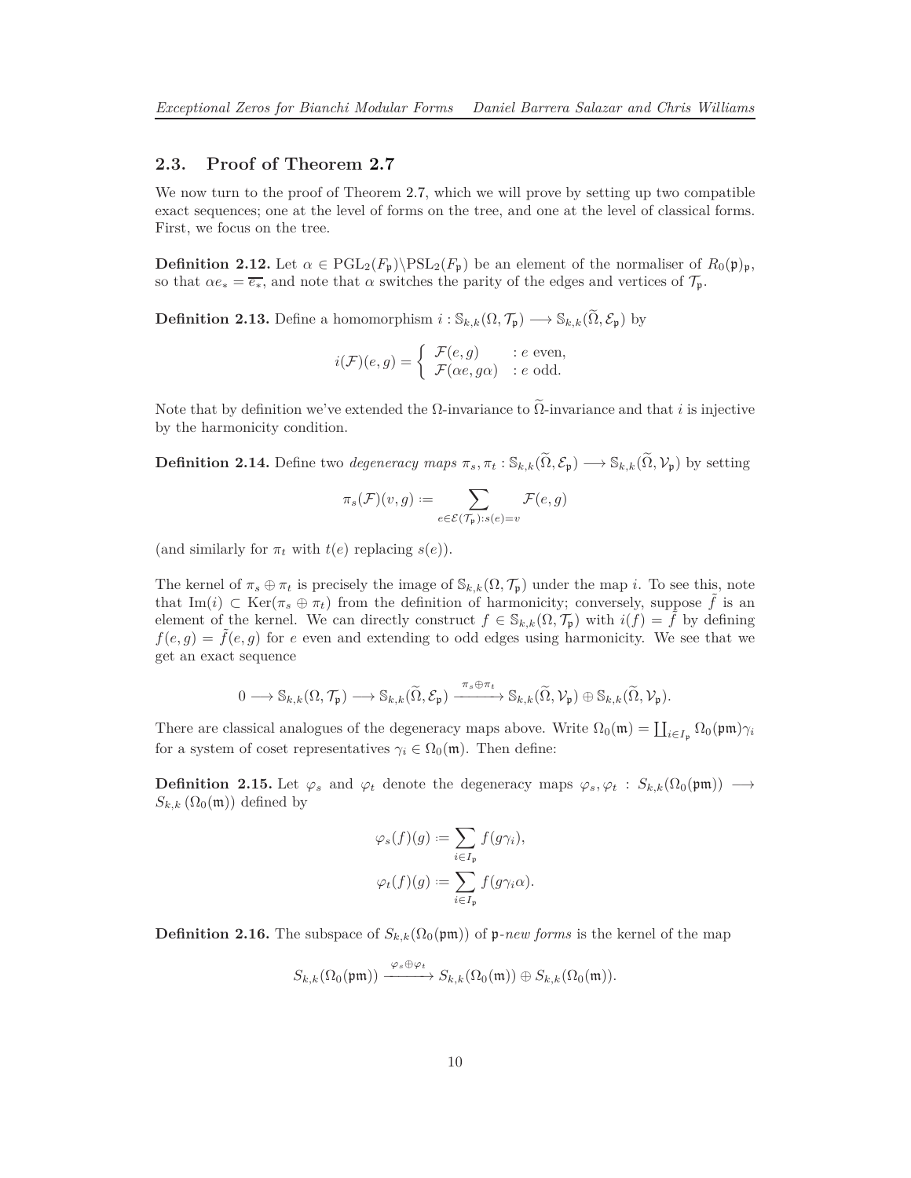## 2.3. Proof of Theorem 2.7

We now turn to the proof of Theorem 2.7, which we will prove by setting up two compatible exact sequences; one at the level of forms on the tree, and one at the level of classical forms. First, we focus on the tree.

**Definition 2.12.** Let $\alpha \in \mathrm{PGL}_2(F_{\mathfrak{p}})\backslash\mathrm{PSL}_2(F_{\mathfrak{p}})$ be an element of the normaliser of $R_0(\mathfrak{p})_{\mathfrak{p}}$, so that $\alpha e_* = \overline{e_*}$, and note that $\alpha$ switches the parity of the edges and vertices of $\mathcal{T}_{\mathfrak{p}}$.

**Definition 2.13.** Define a homomorphism $i : \mathbb{S}_{k,k}(\Omega, \mathcal{T}_{\mathfrak{p}}) \longrightarrow \mathbb{S}_{k,k}(\widetilde{\Omega}, \mathcal{E}_{\mathfrak{p}})$ by

$$i(\mathcal{F})(e,g) = \begin{cases} \mathcal{F}(e,g) & : e \text{ even}, \\ \mathcal{F}(\alpha e, g\alpha) & : e \text{ odd}. \end{cases}$$

Note that by definition we've extended the $\Omega$-invariance to $\widetilde{\Omega}$-invariance and that $i$ is injective by the harmonicity condition.

**Definition 2.14.** Define two *degeneracy maps* $\pi_s, \pi_t : \mathbb{S}_{k,k}(\widetilde{\Omega}, \mathcal{E}_{\mathfrak{p}}) \longrightarrow \mathbb{S}_{k,k}(\widetilde{\Omega}, \mathcal{V}_{\mathfrak{p}})$ by setting

$$\pi_s(\mathcal{F})(v,g) := \sum_{e \in \mathcal{E}(\mathcal{T}_{\mathfrak{p}}): s(e) = v} \mathcal{F}(e,g)$$

(and similarly for $\pi_t$ with $t(e)$ replacing $s(e)$).

The kernel of $\pi_s \oplus \pi_t$ is precisely the image of $\mathbb{S}_{k,k}(\Omega, \mathcal{T}_{\mathfrak{p}})$ under the map $i$. To see this, note that $\mathrm{Im}(i) \subset \mathrm{Ker}(\pi_s \oplus \pi_t)$ from the definition of harmonicity; conversely, suppose $\tilde{f}$ is an element of the kernel. We can directly construct $f \in \mathbb{S}_{k,k}(\Omega, \mathcal{T}_{\mathfrak{p}})$ with $i(f) = \tilde{f}$ by defining $f(e,g) = \tilde{f}(e,g)$ for $e$ even and extending to odd edges using harmonicity. We see that we get an exact sequence

$$0 \longrightarrow \mathbb{S}_{k,k}(\Omega, \mathcal{T}_{\mathfrak{p}}) \longrightarrow \mathbb{S}_{k,k}(\widetilde{\Omega}, \mathcal{E}_{\mathfrak{p}}) \xrightarrow{\pi_s \oplus \pi_t} \mathbb{S}_{k,k}(\widetilde{\Omega}, \mathcal{V}_{\mathfrak{p}}) \oplus \mathbb{S}_{k,k}(\widetilde{\Omega}, \mathcal{V}_{\mathfrak{p}}).$$

There are classical analogues of the degeneracy maps above. Write $\Omega_0(\mathfrak{m}) = \coprod_{i \in I_{\mathfrak{p}}} \Omega_0(\mathfrak{pm})\gamma_i$ for a system of coset representatives $\gamma_i \in \Omega_0(\mathfrak{m})$. Then define:

**Definition 2.15.** Let $\varphi_s$ and $\varphi_t$ denote the degeneracy maps $\varphi_s, \varphi_t : S_{k,k}(\Omega_0(\mathfrak{pm})) \longrightarrow S_{k,k}(\Omega_0(\mathfrak{m}))$ defined by

$$\varphi_s(f)(g) := \sum_{i \in I_{\mathfrak{p}}} f(g\gamma_i),$$

$$\varphi_t(f)(g) := \sum_{i \in I_{\mathfrak{p}}} f(g\gamma_i\alpha).$$

**Definition 2.16.** The subspace of $S_{k,k}(\Omega_0(\mathfrak{pm}))$ of $\mathfrak{p}$-*new forms* is the kernel of the map

$$S_{k,k}(\Omega_0(\mathfrak{pm})) \xrightarrow{\varphi_s \oplus \varphi_t} S_{k,k}(\Omega_0(\mathfrak{m})) \oplus S_{k,k}(\Omega_0(\mathfrak{m})).$$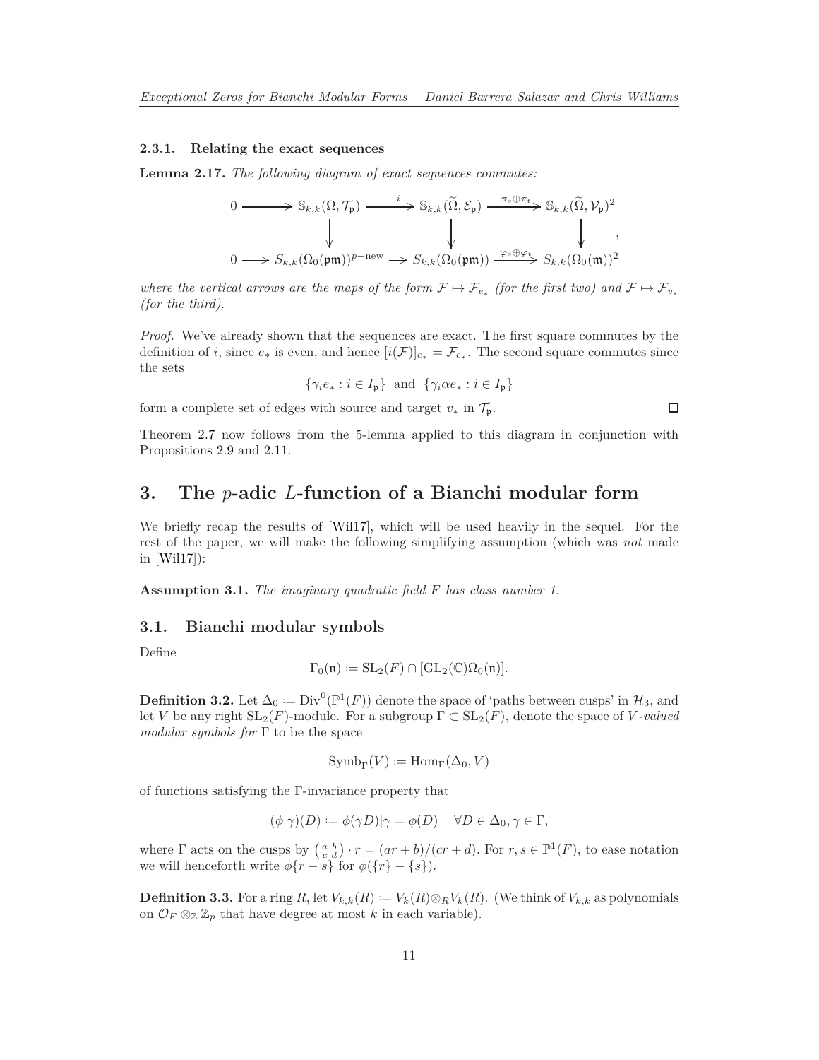#### 2.3.1. Relating the exact sequences

**Lemma 2.17.** *The following diagram of exact sequences commutes:*

$$\begin{array}{ccccccc} 0 & \longrightarrow & \mathbb{S}_{k,k}(\Omega, \mathcal{T}_{\mathfrak{p}}) & \xrightarrow{\ i\ } & \mathbb{S}_{k,k}(\widetilde{\Omega}, \mathcal{E}_{\mathfrak{p}}) & \xrightarrow{\pi_s \oplus \pi_t} & \mathbb{S}_{k,k}(\widetilde{\Omega}, \mathcal{V}_{\mathfrak{p}})^2 \\ & & \downarrow & & \downarrow & & \downarrow \\ 0 & \longrightarrow & S_{k,k}(\Omega_0(\mathfrak{pm}))^{p\text{-new}} & \longrightarrow & S_{k,k}(\Omega_0(\mathfrak{pm})) & \xrightarrow{\varphi_s \oplus \varphi_t} & S_{k,k}(\Omega_0(\mathfrak{m}))^2 \end{array},$$

*where the vertical arrows are the maps of the form $\mathcal{F} \mapsto \mathcal{F}_{e_*}$ (for the first two) and $\mathcal{F} \mapsto \mathcal{F}_{v_*}$ (for the third).*

*Proof.* We've already shown that the sequences are exact. The first square commutes by the definition of $i$, since $e_*$ is even, and hence $[i(\mathcal{F})]_{e_*} = \mathcal{F}_{e_*}$. The second square commutes since the sets

$$\{\gamma_i e_* : i \in I_{\mathfrak{p}}\} \text{ and } \{\gamma_i \alpha e_* : i \in I_{\mathfrak{p}}\}$$

form a complete set of edges with source and target $v_*$ in $\mathcal{T}_{\mathfrak{p}}$. $\square$

Theorem 2.7 now follows from the 5-lemma applied to this diagram in conjunction with Propositions 2.9 and 2.11.

# 3. The $p$-adic $L$-function of a Bianchi modular form

We briefly recap the results of [Wil17], which will be used heavily in the sequel. For the rest of the paper, we will make the following simplifying assumption (which was *not* made in [Wil17]):

**Assumption 3.1.** *The imaginary quadratic field $F$ has class number 1.*

## 3.1. Bianchi modular symbols

Define

$$\Gamma_0(\mathfrak{n}) := \mathrm{SL}_2(F) \cap [\mathrm{GL}_2(\mathbb{C})\Omega_0(\mathfrak{n})].$$

**Definition 3.2.** Let $\Delta_0 := \mathrm{Div}^0(\mathbb{P}^1(F))$ denote the space of 'paths between cusps' in $\mathcal{H}_3$, and let $V$ be any right $\mathrm{SL}_2(F)$-module. For a subgroup $\Gamma \subset \mathrm{SL}_2(F)$, denote the space of *$V$-valued modular symbols for $\Gamma$* to be the space

$$\mathrm{Symb}_\Gamma(V) := \mathrm{Hom}_\Gamma(\Delta_0, V)$$

of functions satisfying the $\Gamma$-invariance property that

$$(\phi|\gamma)(D) := \phi(\gamma D)|\gamma = \phi(D) \quad \forall D \in \Delta_0, \gamma \in \Gamma,$$

where $\Gamma$ acts on the cusps by $\left(\begin{smallmatrix} a & b \\ c & d \end{smallmatrix}\right) \cdot r = (ar+b)/(cr+d)$. For $r, s \in \mathbb{P}^1(F)$, to ease notation we will henceforth write $\phi\{r - s\}$ for $\phi(\{r\} - \{s\})$.

**Definition 3.3.** For a ring $R$, let $V_{k,k}(R) := V_k(R) \otimes_R V_k(R)$. (We think of $V_{k,k}$ as polynomials on $\mathcal{O}_F \otimes_{\mathbb{Z}} \mathbb{Z}_p$ that have degree at most $k$ in each variable).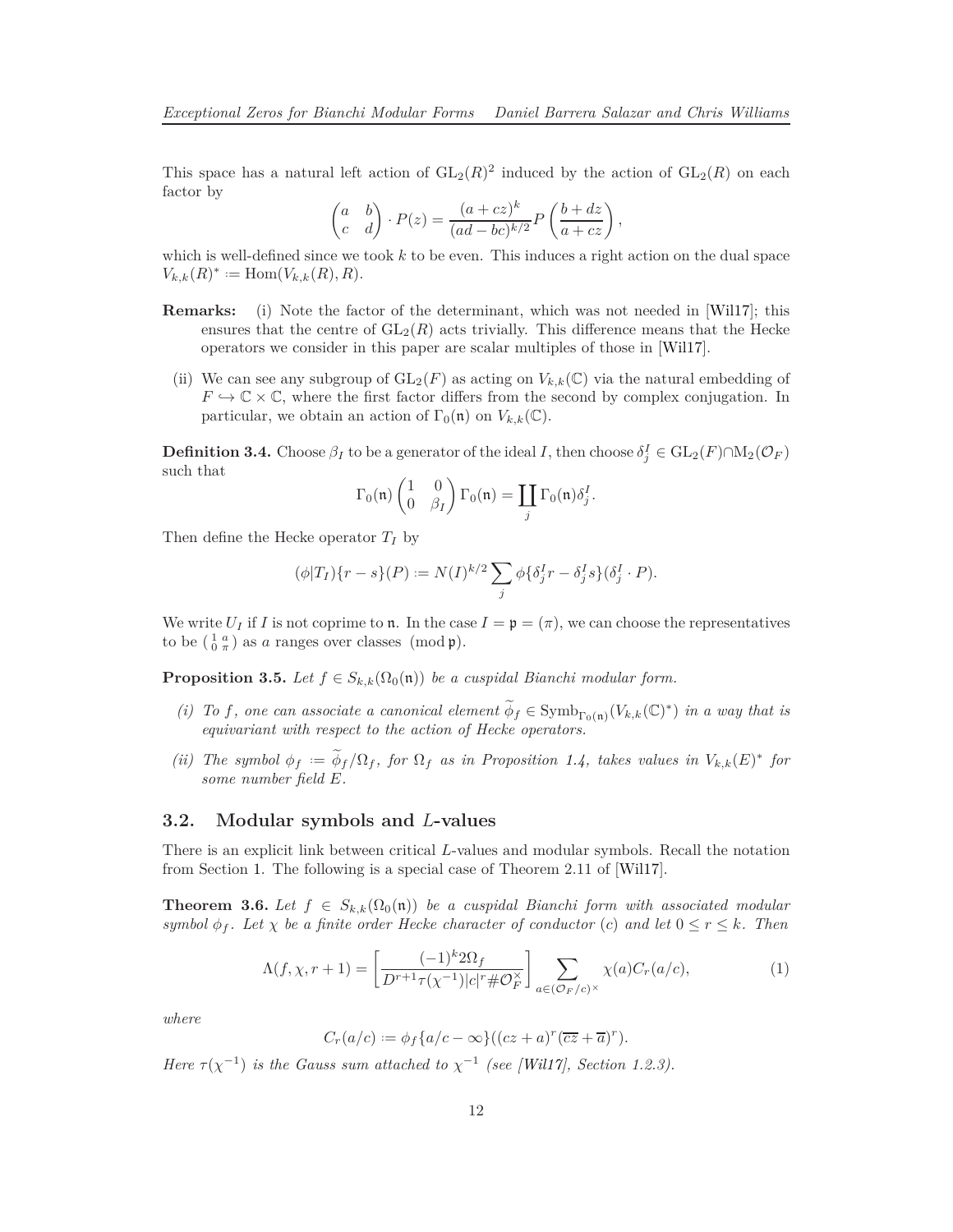This space has a natural left action of $\mathrm{GL}_2(R)^2$ induced by the action of $\mathrm{GL}_2(R)$ on each factor by

$$\begin{pmatrix} a & b \\ c & d \end{pmatrix} \cdot P(z) = \frac{(a+cz)^k}{(ad-bc)^{k/2}} P\left(\frac{b+dz}{a+cz}\right),$$

which is well-defined since we took $k$ to be even. This induces a right action on the dual space $V_{k,k}(R)^* := \mathrm{Hom}(V_{k,k}(R), R)$.

**Remarks:** (i) Note the factor of the determinant, which was not needed in [Wil17]; this ensures that the centre of $\mathrm{GL}_2(R)$ acts trivially. This difference means that the Hecke operators we consider in this paper are scalar multiples of those in [Wil17].

(ii) We can see any subgroup of $\mathrm{GL}_2(F)$ as acting on $V_{k,k}(\mathbb{C})$ via the natural embedding of $F \hookrightarrow \mathbb{C} \times \mathbb{C}$, where the first factor differs from the second by complex conjugation. In particular, we obtain an action of $\Gamma_0(\mathfrak{n})$ on $V_{k,k}(\mathbb{C})$.

**Definition 3.4.** Choose $\beta_I$ to be a generator of the ideal $I$, then choose $\delta_j^I \in \mathrm{GL}_2(F) \cap \mathrm{M}_2(\mathcal{O}_F)$ such that

$$\Gamma_0(\mathfrak{n}) \begin{pmatrix} 1 & 0 \\ 0 & \beta_I \end{pmatrix} \Gamma_0(\mathfrak{n}) = \coprod_j \Gamma_0(\mathfrak{n}) \delta_j^I.$$

Then define the Hecke operator $T_I$ by

$$(\phi | T_I)\{r - s\}(P) := N(I)^{k/2} \sum_j \phi\{\delta_j^I r - \delta_j^I s\}(\delta_j^I \cdot P).$$

We write $U_I$ if $I$ is not coprime to $\mathfrak{n}$. In the case $I = \mathfrak{p} = (\pi)$, we can choose the representatives to be $\left(\begin{smallmatrix} 1 & a \\ 0 & \pi \end{smallmatrix}\right)$ as $a$ ranges over classes $\pmod{\mathfrak{p}}$.

**Proposition 3.5.** *Let $f \in S_{k,k}(\Omega_0(\mathfrak{n}))$ be a cuspidal Bianchi modular form.*

*(i) To $f$, one can associate a canonical element $\widetilde{\phi}_f \in \mathrm{Symb}_{\Gamma_0(\mathfrak{n})}(V_{k,k}(\mathbb{C})^*)$ in a way that is equivariant with respect to the action of Hecke operators.*

*(ii) The symbol $\phi_f := \widetilde{\phi}_f / \Omega_f$, for $\Omega_f$ as in Proposition 1.4, takes values in $V_{k,k}(E)^*$ for some number field $E$.*

## 3.2. Modular symbols and $L$-values

There is an explicit link between critical $L$-values and modular symbols. Recall the notation from Section 1. The following is a special case of Theorem 2.11 of [Wil17].

**Theorem 3.6.** *Let $f \in S_{k,k}(\Omega_0(\mathfrak{n}))$ be a cuspidal Bianchi form with associated modular symbol $\phi_f$. Let $\chi$ be a finite order Hecke character of conductor $(c)$ and let $0 \leq r \leq k$. Then*

$$\Lambda(f, \chi, r+1) = \left[\frac{(-1)^k 2\Omega_f}{D^{r+1}\tau(\chi^{-1})|c|^r \# \mathcal{O}_F^\times}\right] \sum_{a \in (\mathcal{O}_F/c)^\times} \chi(a) C_r(a/c), \tag{1}$$

*where*

$$C_r(a/c) := \phi_f\{a/c - \infty\}((cz+a)^r (\overline{cz} + \overline{a})^r).$$

*Here $\tau(\chi^{-1})$ is the Gauss sum attached to $\chi^{-1}$ (see [Wil17], Section 1.2.3).*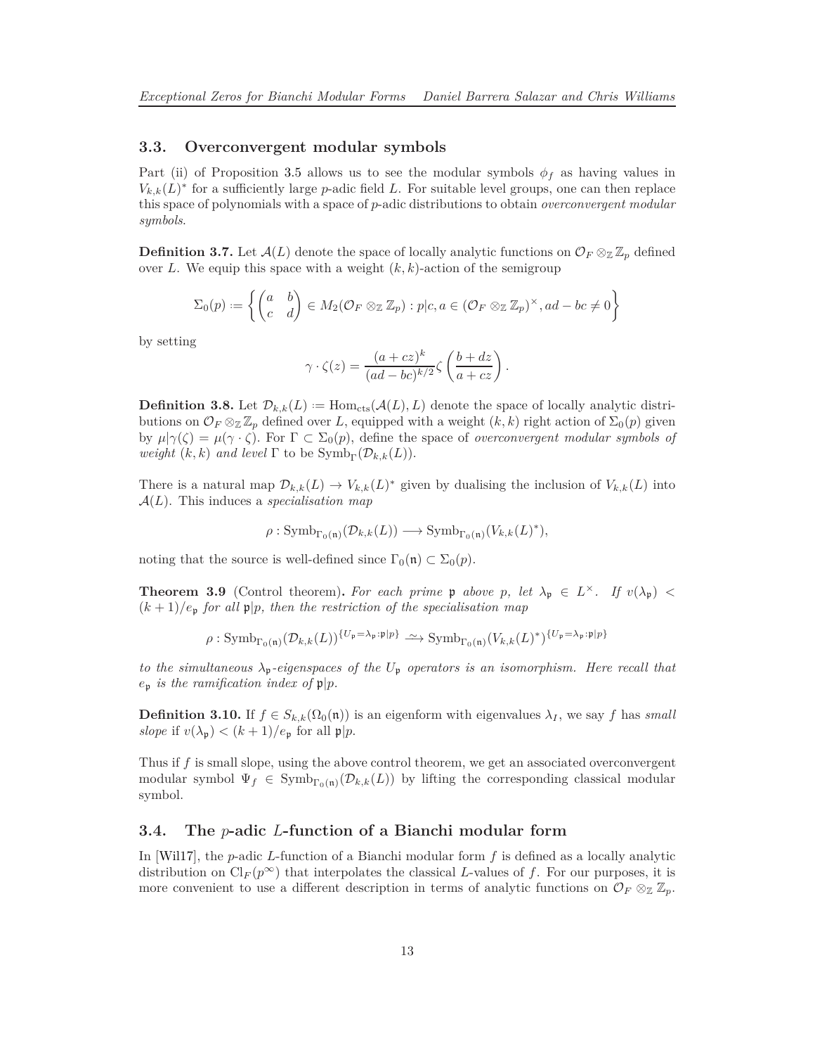### 3.3. Overconvergent modular symbols

Part (ii) of Proposition 3.5 allows us to see the modular symbols $\phi_f$ as having values in $V_{k,k}(L)^*$ for a sufficiently large $p$-adic field $L$. For suitable level groups, one can then replace this space of polynomials with a space of $p$-adic distributions to obtain *overconvergent modular symbols*.

**Definition 3.7.** Let $\mathcal{A}(L)$ denote the space of locally analytic functions on $\mathcal{O}_F \otimes_{\mathbb{Z}} \mathbb{Z}_p$ defined over $L$. We equip this space with a weight $(k,k)$-action of the semigroup

$$\Sigma_0(p) := \left\{ \begin{pmatrix} a & b \\ c & d \end{pmatrix} \in M_2(\mathcal{O}_F \otimes_{\mathbb{Z}} \mathbb{Z}_p) : p|c, a \in (\mathcal{O}_F \otimes_{\mathbb{Z}} \mathbb{Z}_p)^\times, ad - bc \neq 0 \right\}$$

by setting

$$\gamma \cdot \zeta(z) = \frac{(a+cz)^k}{(ad-bc)^{k/2}} \zeta\left(\frac{b+dz}{a+cz}\right).$$

**Definition 3.8.** Let $\mathcal{D}_{k,k}(L) := \mathrm{Hom}_{\mathrm{cts}}(\mathcal{A}(L), L)$ denote the space of locally analytic distributions on $\mathcal{O}_F \otimes_{\mathbb{Z}} \mathbb{Z}_p$ defined over $L$, equipped with a weight $(k,k)$ right action of $\Sigma_0(p)$ given by $\mu|\gamma(\zeta) = \mu(\gamma \cdot \zeta)$. For $\Gamma \subset \Sigma_0(p)$, define the space of *overconvergent modular symbols of weight* $(k,k)$ *and level* $\Gamma$ to be $\mathrm{Symb}_\Gamma(\mathcal{D}_{k,k}(L))$.

There is a natural map $\mathcal{D}_{k,k}(L) \to V_{k,k}(L)^*$ given by dualising the inclusion of $V_{k,k}(L)$ into $\mathcal{A}(L)$. This induces a *specialisation map*

$$\rho : \mathrm{Symb}_{\Gamma_0(\mathfrak{n})}(\mathcal{D}_{k,k}(L)) \longrightarrow \mathrm{Symb}_{\Gamma_0(\mathfrak{n})}(V_{k,k}(L)^*),$$

noting that the source is well-defined since $\Gamma_0(\mathfrak{n}) \subset \Sigma_0(p)$.

**Theorem 3.9** (Control theorem)**.** *For each prime $\mathfrak{p}$ above $p$, let $\lambda_\mathfrak{p} \in L^\times$. If $v(\lambda_\mathfrak{p}) < (k+1)/e_\mathfrak{p}$ for all $\mathfrak{p}|p$, then the restriction of the specialisation map*

$$\rho : \mathrm{Symb}_{\Gamma_0(\mathfrak{n})}(\mathcal{D}_{k,k}(L))^{\{U_\mathfrak{p} = \lambda_\mathfrak{p} : \mathfrak{p}|p\}} \xrightarrow{\sim} \mathrm{Symb}_{\Gamma_0(\mathfrak{n})}(V_{k,k}(L)^*)^{\{U_\mathfrak{p} = \lambda_\mathfrak{p} : \mathfrak{p}|p\}}$$

*to the simultaneous $\lambda_\mathfrak{p}$-eigenspaces of the $U_\mathfrak{p}$ operators is an isomorphism. Here recall that $e_\mathfrak{p}$ is the ramification index of $\mathfrak{p}|p$.*

**Definition 3.10.** If $f \in S_{k,k}(\Omega_0(\mathfrak{n}))$ is an eigenform with eigenvalues $\lambda_I$, we say $f$ has *small slope* if $v(\lambda_\mathfrak{p}) < (k+1)/e_\mathfrak{p}$ for all $\mathfrak{p}|p$.

Thus if $f$ is small slope, using the above control theorem, we get an associated overconvergent modular symbol $\Psi_f \in \mathrm{Symb}_{\Gamma_0(\mathfrak{n})}(\mathcal{D}_{k,k}(L))$ by lifting the corresponding classical modular symbol.

### 3.4. The $p$-adic $L$-function of a Bianchi modular form

In [Wil17], the $p$-adic $L$-function of a Bianchi modular form $f$ is defined as a locally analytic distribution on $\mathrm{Cl}_F(p^\infty)$ that interpolates the classical $L$-values of $f$. For our purposes, it is more convenient to use a different description in terms of analytic functions on $\mathcal{O}_F \otimes_{\mathbb{Z}} \mathbb{Z}_p$.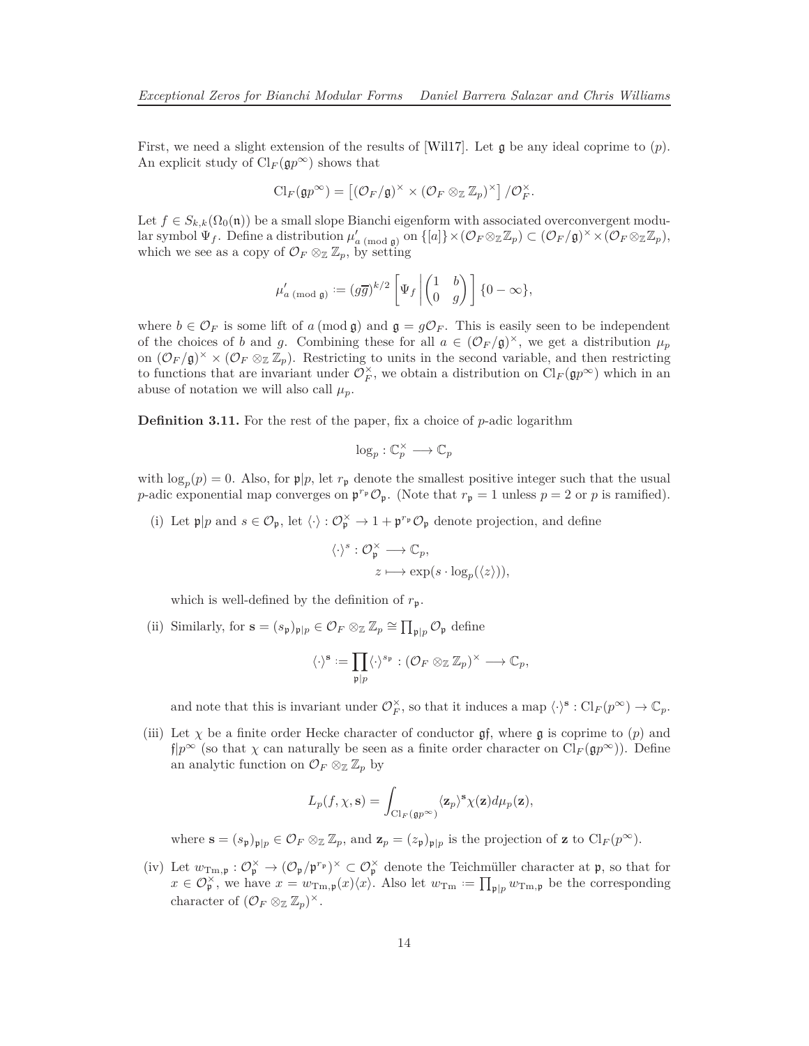First, we need a slight extension of the results of [Wil17]. Let $\mathfrak{g}$ be any ideal coprime to $(p)$. An explicit study of $\mathrm{Cl}_F(\mathfrak{g}p^\infty)$ shows that

$$\mathrm{Cl}_F(\mathfrak{g}p^\infty) = \left[(\mathcal{O}_F/\mathfrak{g})^\times \times (\mathcal{O}_F \otimes_{\mathbb{Z}} \mathbb{Z}_p)^\times\right]/\mathcal{O}_F^\times.$$

Let $f \in S_{k,k}(\Omega_0(\mathfrak{n}))$ be a small slope Bianchi eigenform with associated overconvergent modular symbol $\Psi_f$. Define a distribution $\mu'_{a \,(\mathrm{mod}\, \mathfrak{g})}$ on $\{[a]\} \times (\mathcal{O}_F \otimes_{\mathbb{Z}} \mathbb{Z}_p) \subset (\mathcal{O}_F/\mathfrak{g})^\times \times (\mathcal{O}_F \otimes_{\mathbb{Z}} \mathbb{Z}_p)$, which we see as a copy of $\mathcal{O}_F \otimes_{\mathbb{Z}} \mathbb{Z}_p$, by setting

$$\mu'_{a \,(\mathrm{mod}\, \mathfrak{g})} := (g\overline{g})^{k/2}\left[\Psi_f \left| \begin{pmatrix} 1 & b \\ 0 & g \end{pmatrix}\right.\right]\{0 - \infty\},$$

where $b \in \mathcal{O}_F$ is some lift of $a \,(\mathrm{mod}\, \mathfrak{g})$ and $\mathfrak{g} = g\mathcal{O}_F$. This is easily seen to be independent of the choices of $b$ and $g$. Combining these for all $a \in (\mathcal{O}_F/\mathfrak{g})^\times$, we get a distribution $\mu_p$ on $(\mathcal{O}_F/\mathfrak{g})^\times \times (\mathcal{O}_F \otimes_{\mathbb{Z}} \mathbb{Z}_p)$. Restricting to units in the second variable, and then restricting to functions that are invariant under $\mathcal{O}_F^\times$, we obtain a distribution on $\mathrm{Cl}_F(\mathfrak{g}p^\infty)$ which in an abuse of notation we will also call $\mu_p$.

**Definition 3.11.** For the rest of the paper, fix a choice of $p$-adic logarithm

$$\log_p : \mathbb{C}_p^\times \longrightarrow \mathbb{C}_p$$

with $\log_p(p) = 0$. Also, for $\mathfrak{p}|p$, let $r_{\mathfrak{p}}$ denote the smallest positive integer such that the usual $p$-adic exponential map converges on $\mathfrak{p}^{r_{\mathfrak{p}}}\mathcal{O}_{\mathfrak{p}}$. (Note that $r_{\mathfrak{p}} = 1$ unless $p = 2$ or $p$ is ramified).

(i) Let $\mathfrak{p}|p$ and $s \in \mathcal{O}_{\mathfrak{p}}$, let $\langle\cdot\rangle : \mathcal{O}_{\mathfrak{p}}^\times \to 1 + \mathfrak{p}^{r_{\mathfrak{p}}}\mathcal{O}_{\mathfrak{p}}$ denote projection, and define

$$\begin{aligned}\langle\cdot\rangle^s : \mathcal{O}_{\mathfrak{p}}^\times &\longrightarrow \mathbb{C}_p,\\ z &\longmapsto \exp(s \cdot \log_p(\langle z\rangle)),\end{aligned}$$

which is well-defined by the definition of $r_{\mathfrak{p}}$.

(ii) Similarly, for $\mathbf{s} = (s_{\mathfrak{p}})_{\mathfrak{p}|p} \in \mathcal{O}_F \otimes_{\mathbb{Z}} \mathbb{Z}_p \cong \prod_{\mathfrak{p}|p} \mathcal{O}_{\mathfrak{p}}$ define

$$\langle\cdot\rangle^{\mathbf{s}} := \prod_{\mathfrak{p}|p} \langle\cdot\rangle^{s_{\mathfrak{p}}} : (\mathcal{O}_F \otimes_{\mathbb{Z}} \mathbb{Z}_p)^\times \longrightarrow \mathbb{C}_p,$$

and note that this is invariant under $\mathcal{O}_F^\times$, so that it induces a map $\langle\cdot\rangle^{\mathbf{s}} : \mathrm{Cl}_F(p^\infty) \to \mathbb{C}_p$.

(iii) Let $\chi$ be a finite order Hecke character of conductor $\mathfrak{g}\mathfrak{f}$, where $\mathfrak{g}$ is coprime to $(p)$ and $\mathfrak{f}|p^\infty$ (so that $\chi$ can naturally be seen as a finite order character on $\mathrm{Cl}_F(\mathfrak{g}p^\infty)$). Define an analytic function on $\mathcal{O}_F \otimes_{\mathbb{Z}} \mathbb{Z}_p$ by

$$L_p(f, \chi, \mathbf{s}) = \int_{\mathrm{Cl}_F(\mathfrak{g}p^\infty)} \langle \mathbf{z}_p\rangle^{\mathbf{s}} \chi(\mathbf{z}) d\mu_p(\mathbf{z}),$$

where $\mathbf{s} = (s_{\mathfrak{p}})_{\mathfrak{p}|p} \in \mathcal{O}_F \otimes_{\mathbb{Z}} \mathbb{Z}_p$, and $\mathbf{z}_p = (z_{\mathfrak{p}})_{\mathfrak{p}|p}$ is the projection of $\mathbf{z}$ to $\mathrm{Cl}_F(p^\infty)$.

(iv) Let $w_{\mathrm{Tm},\mathfrak{p}} : \mathcal{O}_{\mathfrak{p}}^\times \to (\mathcal{O}_{\mathfrak{p}}/\mathfrak{p}^{r_{\mathfrak{p}}})^\times \subset \mathcal{O}_{\mathfrak{p}}^\times$ denote the Teichmüller character at $\mathfrak{p}$, so that for $x \in \mathcal{O}_{\mathfrak{p}}^\times$, we have $x = w_{\mathrm{Tm},\mathfrak{p}}(x)\langle x\rangle$. Also let $w_{\mathrm{Tm}} := \prod_{\mathfrak{p}|p} w_{\mathrm{Tm},\mathfrak{p}}$ be the corresponding character of $(\mathcal{O}_F \otimes_{\mathbb{Z}} \mathbb{Z}_p)^\times$.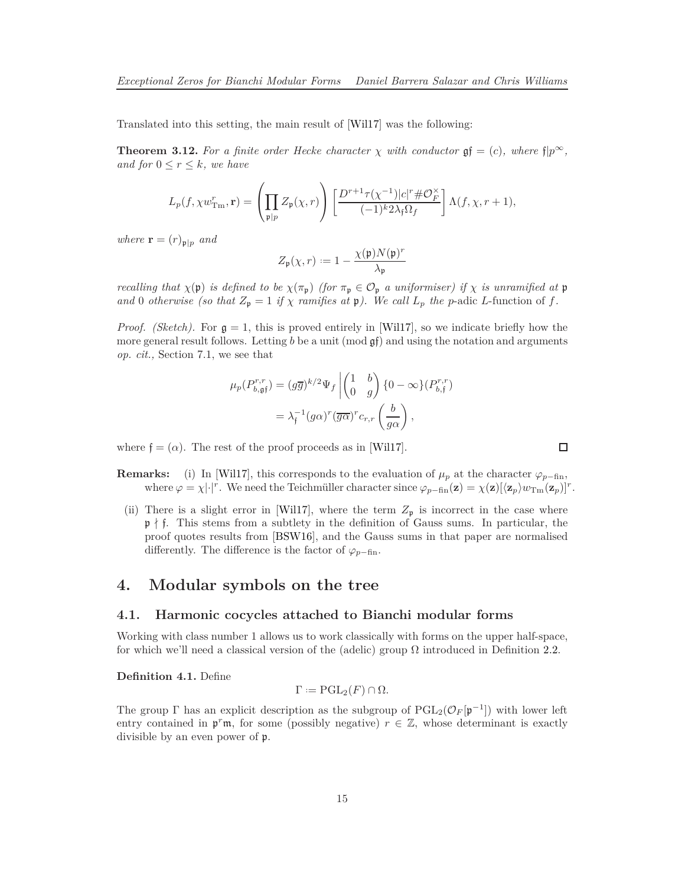Translated into this setting, the main result of [Wil17] was the following:

**Theorem 3.12.** *For a finite order Hecke character $\chi$ with conductor $\mathfrak{g}\mathfrak{f} = (c)$, where $\mathfrak{f}|p^\infty$, and for $0 \leq r \leq k$, we have*

$$L_p(f, \chi w_{\mathrm{Tm}}^r, \mathbf{r}) = \left(\prod_{\mathfrak{p}|p} Z_{\mathfrak{p}}(\chi, r)\right)\left[\frac{D^{r+1}\tau(\chi^{-1})|c|^r \#\mathcal{O}_F^\times}{(-1)^k 2\lambda_{\mathfrak{f}}\Omega_f}\right]\Lambda(f, \chi, r+1),$$

*where $\mathbf{r} = (r)_{\mathfrak{p}|p}$ and*

$$Z_{\mathfrak{p}}(\chi, r) := 1 - \frac{\chi(\mathfrak{p})N(\mathfrak{p})^r}{\lambda_{\mathfrak{p}}}$$

*recalling that $\chi(\mathfrak{p})$ is defined to be $\chi(\pi_{\mathfrak{p}})$ (for $\pi_{\mathfrak{p}} \in \mathcal{O}_{\mathfrak{p}}$ a uniformiser) if $\chi$ is unramified at $\mathfrak{p}$ and $0$ otherwise (so that $Z_{\mathfrak{p}} = 1$ if $\chi$ ramifies at $\mathfrak{p}$). We call $L_p$ the* $p$-adic $L$-function *of $f$.*

*Proof. (Sketch).* For $\mathfrak{g} = 1$, this is proved entirely in [Wil17], so we indicate briefly how the more general result follows. Letting $b$ be a unit (mod $\mathfrak{g}\mathfrak{f}$) and using the notation and arguments *op. cit.,* Section 7.1, we see that

$$\begin{aligned}\mu_p(P_{b,\mathfrak{g}\mathfrak{f}}^{r,r}) &= (g\overline{g})^{k/2}\Psi_f \left| \begin{pmatrix} 1 & b \\ 0 & g \end{pmatrix} \{0 - \infty\}(P_{b,\mathfrak{f}}^{r,r}) \right. \\ &= \lambda_{\mathfrak{f}}^{-1}(g\alpha)^r(\overline{g\alpha})^r c_{r,r}\left(\frac{b}{g\alpha}\right),\end{aligned}$$

where $\mathfrak{f} = (\alpha)$. The rest of the proof proceeds as in [Wil17]. ☐

**Remarks:** (i) In [Wil17], this corresponds to the evaluation of $\mu_p$ at the character $\varphi_{p-\mathrm{fin}}$, where $\varphi = \chi|\cdot|^r$. We need the Teichmüller character since $\varphi_{p-\mathrm{fin}}(\mathbf{z}) = \chi(\mathbf{z})[\langle \mathbf{z}_p \rangle w_{\mathrm{Tm}}(\mathbf{z}_p)]^r$.

(ii) There is a slight error in [Wil17], where the term $Z_{\mathfrak{p}}$ is incorrect in the case where $\mathfrak{p} \nmid \mathfrak{f}$. This stems from a subtlety in the definition of Gauss sums. In particular, the proof quotes results from [BSW16], and the Gauss sums in that paper are normalised differently. The difference is the factor of $\varphi_{p-\mathrm{fin}}$.

# 4. Modular symbols on the tree

## 4.1. Harmonic cocycles attached to Bianchi modular forms

Working with class number 1 allows us to work classically with forms on the upper half-space, for which we'll need a classical version of the (adelic) group $\Omega$ introduced in Definition 2.2.

**Definition 4.1.** Define

$$\Gamma := \mathrm{PGL}_2(F) \cap \Omega.$$

The group $\Gamma$ has an explicit description as the subgroup of $\mathrm{PGL}_2(\mathcal{O}_F[\mathfrak{p}^{-1}])$ with lower left entry contained in $\mathfrak{p}^r\mathfrak{m}$, for some (possibly negative) $r \in \mathbb{Z}$, whose determinant is exactly divisible by an even power of $\mathfrak{p}$.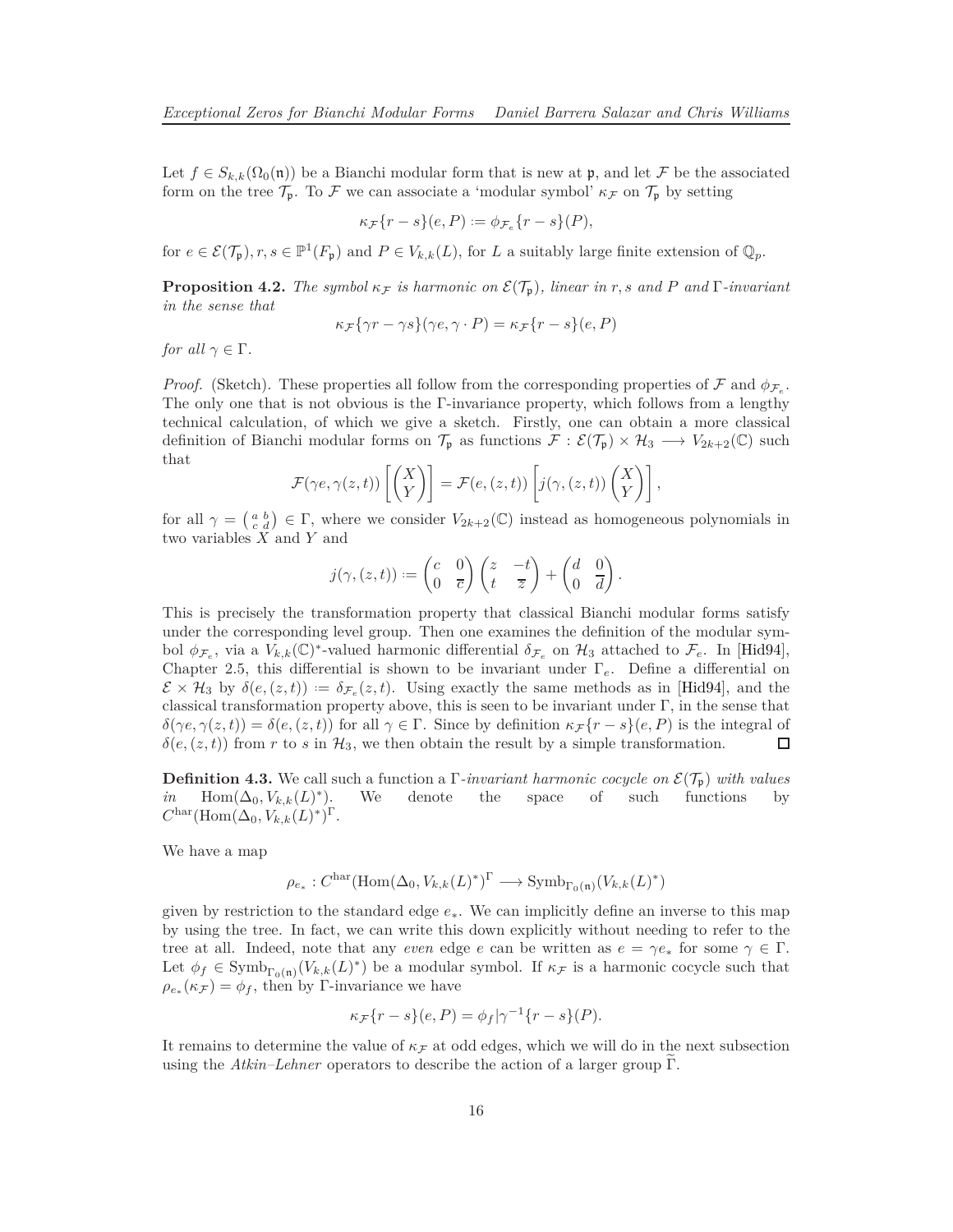Let $f \in S_{k,k}(\Omega_0(\mathfrak{n}))$ be a Bianchi modular form that is new at $\mathfrak{p}$, and let $\mathcal{F}$ be the associated form on the tree $\mathcal{T}_\mathfrak{p}$. To $\mathcal{F}$ we can associate a 'modular symbol' $\kappa_\mathcal{F}$ on $\mathcal{T}_\mathfrak{p}$ by setting

$$\kappa_\mathcal{F}\{r-s\}(e,P) := \phi_{\mathcal{F}_e}\{r-s\}(P),$$

for $e \in \mathcal{E}(\mathcal{T}_\mathfrak{p}), r,s \in \mathbb{P}^1(F_\mathfrak{p})$ and $P \in V_{k,k}(L)$, for $L$ a suitably large finite extension of $\mathbb{Q}_p$.

**Proposition 4.2.** *The symbol $\kappa_\mathcal{F}$ is harmonic on $\mathcal{E}(\mathcal{T}_\mathfrak{p})$, linear in $r,s$ and $P$ and $\Gamma$-invariant in the sense that*

$$\kappa_\mathcal{F}\{\gamma r - \gamma s\}(\gamma e, \gamma\cdot P) = \kappa_\mathcal{F}\{r-s\}(e,P)$$

*for all $\gamma \in \Gamma$.*

*Proof.* (Sketch). These properties all follow from the corresponding properties of $\mathcal{F}$ and $\phi_{\mathcal{F}_e}$. The only one that is not obvious is the $\Gamma$-invariance property, which follows from a lengthy technical calculation, of which we give a sketch. Firstly, one can obtain a more classical definition of Bianchi modular forms on $\mathcal{T}_\mathfrak{p}$ as functions $\mathcal{F} : \mathcal{E}(\mathcal{T}_\mathfrak{p}) \times \mathcal{H}_3 \longrightarrow V_{2k+2}(\mathbb{C})$ such that

$$\mathcal{F}(\gamma e, \gamma(z,t))\left[\begin{pmatrix} X \\ Y\end{pmatrix}\right] = \mathcal{F}(e,(z,t))\left[j(\gamma,(z,t))\begin{pmatrix} X \\ Y\end{pmatrix}\right],$$

for all $\gamma = \left(\begin{smallmatrix} a & b \\ c & d\end{smallmatrix}\right) \in \Gamma$, where we consider $V_{2k+2}(\mathbb{C})$ instead as homogeneous polynomials in two variables $X$ and $Y$ and

$$j(\gamma,(z,t)) := \begin{pmatrix} c & 0 \\ 0 & \overline{c}\end{pmatrix}\begin{pmatrix} z & -t \\ t & \overline{z}\end{pmatrix} + \begin{pmatrix} d & 0 \\ 0 & \overline{d}\end{pmatrix}.$$

This is precisely the transformation property that classical Bianchi modular forms satisfy under the corresponding level group. Then one examines the definition of the modular symbol $\phi_{\mathcal{F}_e}$, via a $V_{k,k}(\mathbb{C})^*$-valued harmonic differential $\delta_{\mathcal{F}_e}$ on $\mathcal{H}_3$ attached to $\mathcal{F}_e$. In [Hid94], Chapter 2.5, this differential is shown to be invariant under $\Gamma_e$. Define a differential on $\mathcal{E} \times \mathcal{H}_3$ by $\delta(e,(z,t)) := \delta_{\mathcal{F}_e}(z,t)$. Using exactly the same methods as in [Hid94], and the classical transformation property above, this is seen to be invariant under $\Gamma$, in the sense that $\delta(\gamma e, \gamma(z,t)) = \delta(e,(z,t))$ for all $\gamma \in \Gamma$. Since by definition $\kappa_\mathcal{F}\{r-s\}(e,P)$ is the integral of $\delta(e,(z,t))$ from $r$ to $s$ in $\mathcal{H}_3$, we then obtain the result by a simple transformation. ☐

**Definition 4.3.** We call such a function a *$\Gamma$-invariant harmonic cocycle on $\mathcal{E}(\mathcal{T}_\mathfrak{p})$ with values in* $\mathrm{Hom}(\Delta_0, V_{k,k}(L)^*)$. We denote the space of such functions by $C^{\mathrm{har}}(\mathrm{Hom}(\Delta_0, V_{k,k}(L)^*)^\Gamma$.

We have a map

$$\rho_{e_*} : C^{\mathrm{har}}(\mathrm{Hom}(\Delta_0, V_{k,k}(L)^*)^\Gamma \longrightarrow \mathrm{Symb}_{\Gamma_0(\mathfrak{n})}(V_{k,k}(L)^*)$$

given by restriction to the standard edge $e_*$. We can implicitly define an inverse to this map by using the tree. In fact, we can write this down explicitly without needing to refer to the tree at all. Indeed, note that any *even* edge $e$ can be written as $e = \gamma e_*$ for some $\gamma \in \Gamma$. Let $\phi_f \in \mathrm{Symb}_{\Gamma_0(\mathfrak{n})}(V_{k,k}(L)^*)$ be a modular symbol. If $\kappa_\mathcal{F}$ is a harmonic cocycle such that $\rho_{e_*}(\kappa_\mathcal{F}) = \phi_f$, then by $\Gamma$-invariance we have

$$\kappa_\mathcal{F}\{r-s\}(e,P) = \phi_f|\gamma^{-1}\{r-s\}(P).$$

It remains to determine the value of $\kappa_\mathcal{F}$ at odd edges, which we will do in the next subsection using the *Atkin–Lehner* operators to describe the action of a larger group $\widetilde{\Gamma}$.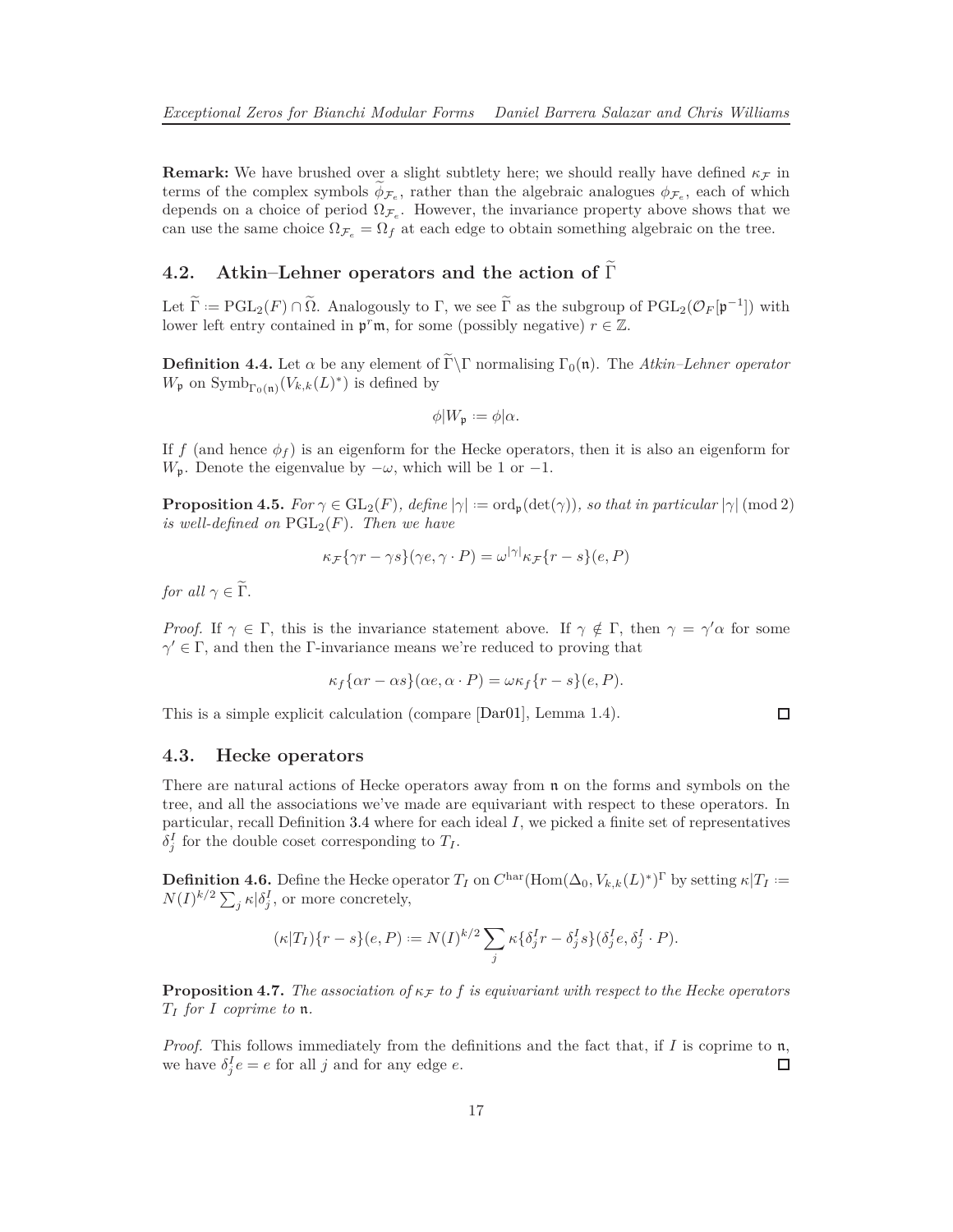**Remark:** We have brushed over a slight subtlety here; we should really have defined $\kappa_{\mathcal{F}}$ in terms of the complex symbols $\widetilde{\phi}_{\mathcal{F}_e}$, rather than the algebraic analogues $\phi_{\mathcal{F}_e}$, each of which depends on a choice of period $\Omega_{\mathcal{F}_e}$. However, the invariance property above shows that we can use the same choice $\Omega_{\mathcal{F}_e} = \Omega_f$ at each edge to obtain something algebraic on the tree.

## 4.2. Atkin–Lehner operators and the action of $\widetilde{\Gamma}$

Let $\widetilde{\Gamma} := \mathrm{PGL}_2(F) \cap \widetilde{\Omega}$. Analogously to $\Gamma$, we see $\widetilde{\Gamma}$ as the subgroup of $\mathrm{PGL}_2(\mathcal{O}_F[\mathfrak{p}^{-1}])$ with lower left entry contained in $\mathfrak{p}^r\mathfrak{m}$, for some (possibly negative) $r \in \mathbb{Z}$.

**Definition 4.4.** Let $\alpha$ be any element of $\widetilde{\Gamma}\backslash\Gamma$ normalising $\Gamma_0(\mathfrak{n})$. The *Atkin–Lehner operator* $W_{\mathfrak{p}}$ on $\mathrm{Symb}_{\Gamma_0(\mathfrak{n})}(V_{k,k}(L)^*)$ is defined by

$$\phi|W_{\mathfrak{p}} := \phi|\alpha.$$

If $f$ (and hence $\phi_f$) is an eigenform for the Hecke operators, then it is also an eigenform for $W_{\mathfrak{p}}$. Denote the eigenvalue by $-\omega$, which will be 1 or $-1$.

**Proposition 4.5.** *For $\gamma \in \mathrm{GL}_2(F)$, define $|\gamma| := \mathrm{ord}_{\mathfrak{p}}(\det(\gamma))$, so that in particular $|\gamma| \pmod 2$ is well-defined on $\mathrm{PGL}_2(F)$. Then we have*

$$\kappa_{\mathcal{F}}\{\gamma r - \gamma s\}(\gamma e, \gamma \cdot P) = \omega^{|\gamma|}\kappa_{\mathcal{F}}\{r - s\}(e, P)$$

*for all $\gamma \in \widetilde{\Gamma}$.*

*Proof.* If $\gamma \in \Gamma$, this is the invariance statement above. If $\gamma \notin \Gamma$, then $\gamma = \gamma'\alpha$ for some $\gamma' \in \Gamma$, and then the $\Gamma$-invariance means we're reduced to proving that

$$\kappa_f\{\alpha r - \alpha s\}(\alpha e, \alpha \cdot P) = \omega\kappa_f\{r - s\}(e, P).$$

This is a simple explicit calculation (compare [Dar01], Lemma 1.4). ☐

## 4.3. Hecke operators

There are natural actions of Hecke operators away from $\mathfrak{n}$ on the forms and symbols on the tree, and all the associations we've made are equivariant with respect to these operators. In particular, recall Definition 3.4 where for each ideal $I$, we picked a finite set of representatives $\delta_j^I$ for the double coset corresponding to $T_I$.

**Definition 4.6.** Define the Hecke operator $T_I$ on $C^{\mathrm{har}}(\mathrm{Hom}(\Delta_0, V_{k,k}(L)^*)^\Gamma$ by setting $\kappa|T_I := N(I)^{k/2}\sum_j \kappa|\delta_j^I$, or more concretely,

$$(\kappa|T_I)\{r - s\}(e, P) := N(I)^{k/2}\sum_j \kappa\{\delta_j^I r - \delta_j^I s\}(\delta_j^I e, \delta_j^I \cdot P).$$

**Proposition 4.7.** *The association of $\kappa_{\mathcal{F}}$ to $f$ is equivariant with respect to the Hecke operators $T_I$ for $I$ coprime to $\mathfrak{n}$.*

*Proof.* This follows immediately from the definitions and the fact that, if $I$ is coprime to $\mathfrak{n}$, we have $\delta_j^I e = e$ for all $j$ and for any edge $e$. ☐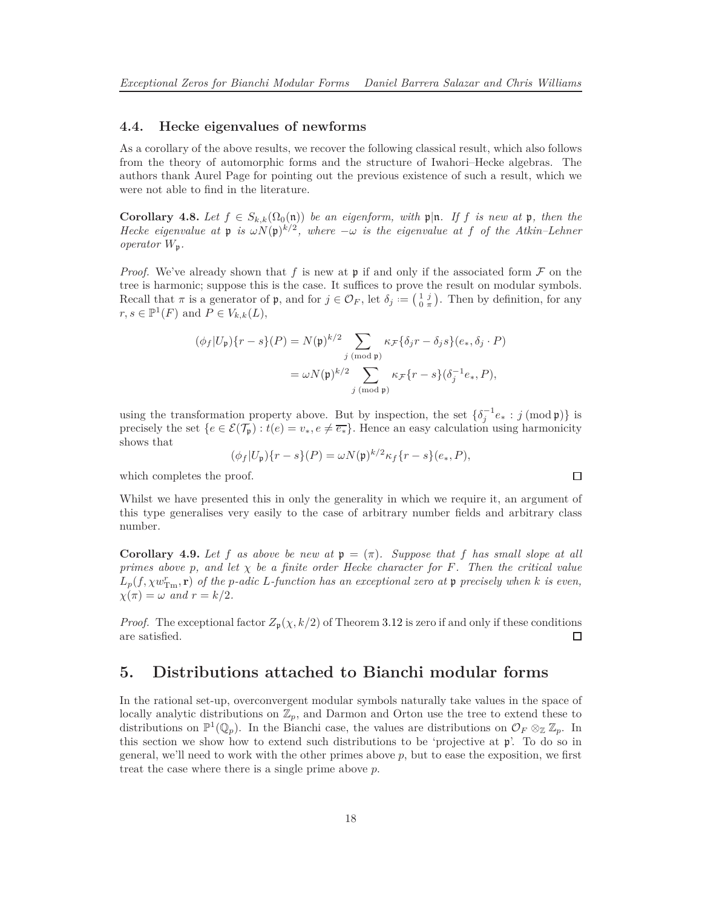### 4.4. Hecke eigenvalues of newforms

As a corollary of the above results, we recover the following classical result, which also follows from the theory of automorphic forms and the structure of Iwahori–Hecke algebras. The authors thank Aurel Page for pointing out the previous existence of such a result, which we were not able to find in the literature.

**Corollary 4.8.** *Let $f \in S_{k,k}(\Omega_0(\mathfrak{n}))$ be an eigenform, with $\mathfrak{p}|\mathfrak{n}$. If $f$ is new at $\mathfrak{p}$, then the Hecke eigenvalue at $\mathfrak{p}$ is $\omega N(\mathfrak{p})^{k/2}$, where $-\omega$ is the eigenvalue at $f$ of the Atkin–Lehner operator $W_{\mathfrak{p}}$.*

*Proof.* We've already shown that $f$ is new at $\mathfrak{p}$ if and only if the associated form $\mathcal{F}$ on the tree is harmonic; suppose this is the case. It suffices to prove the result on modular symbols. Recall that $\pi$ is a generator of $\mathfrak{p}$, and for $j \in \mathcal{O}_F$, let $\delta_j := \left(\begin{smallmatrix} 1 & j \\ 0 & \pi \end{smallmatrix}\right)$. Then by definition, for any $r, s \in \mathbb{P}^1(F)$ and $P \in V_{k,k}(L)$,

$$\begin{aligned}(\phi_f|U_{\mathfrak{p}})\{r-s\}(P) &= N(\mathfrak{p})^{k/2} \sum_{j \pmod{\mathfrak{p}}} \kappa_{\mathcal{F}}\{\delta_j r - \delta_j s\}(e_*, \delta_j \cdot P) \\ &= \omega N(\mathfrak{p})^{k/2} \sum_{j \pmod{\mathfrak{p}}} \kappa_{\mathcal{F}}\{r-s\}(\delta_j^{-1} e_*, P),\end{aligned}$$

using the transformation property above. But by inspection, the set $\{\delta_j^{-1}e_* : j \pmod{\mathfrak{p}}\}$ is precisely the set $\{e \in \mathcal{E}(\mathcal{T}_{\mathfrak{p}}) : t(e) = v_*, e \neq \overline{e_*}\}$. Hence an easy calculation using harmonicity shows that

$$(\phi_f|U_{\mathfrak{p}})\{r-s\}(P) = \omega N(\mathfrak{p})^{k/2} \kappa_f\{r-s\}(e_*, P),$$

which completes the proof. ◻

Whilst we have presented this in only the generality in which we require it, an argument of this type generalises very easily to the case of arbitrary number fields and arbitrary class number.

**Corollary 4.9.** *Let $f$ as above be new at $\mathfrak{p} = (\pi)$. Suppose that $f$ has small slope at all primes above $p$, and let $\chi$ be a finite order Hecke character for $F$. Then the critical value $L_p(f, \chi w_{\mathrm{Tm}}^{r}, \mathbf{r})$ of the $p$-adic $L$-function has an exceptional zero at $\mathfrak{p}$ precisely when $k$ is even, $\chi(\pi) = \omega$ and $r = k/2$.*

*Proof.* The exceptional factor $Z_{\mathfrak{p}}(\chi, k/2)$ of Theorem 3.12 is zero if and only if these conditions are satisfied. ◻

## 5. Distributions attached to Bianchi modular forms

In the rational set-up, overconvergent modular symbols naturally take values in the space of locally analytic distributions on $\mathbb{Z}_p$, and Darmon and Orton use the tree to extend these to distributions on $\mathbb{P}^1(\mathbb{Q}_p)$. In the Bianchi case, the values are distributions on $\mathcal{O}_F \otimes_{\mathbb{Z}} \mathbb{Z}_p$. In this section we show how to extend such distributions to be 'projective at $\mathfrak{p}$'. To do so in general, we'll need to work with the other primes above $p$, but to ease the exposition, we first treat the case where there is a single prime above $p$.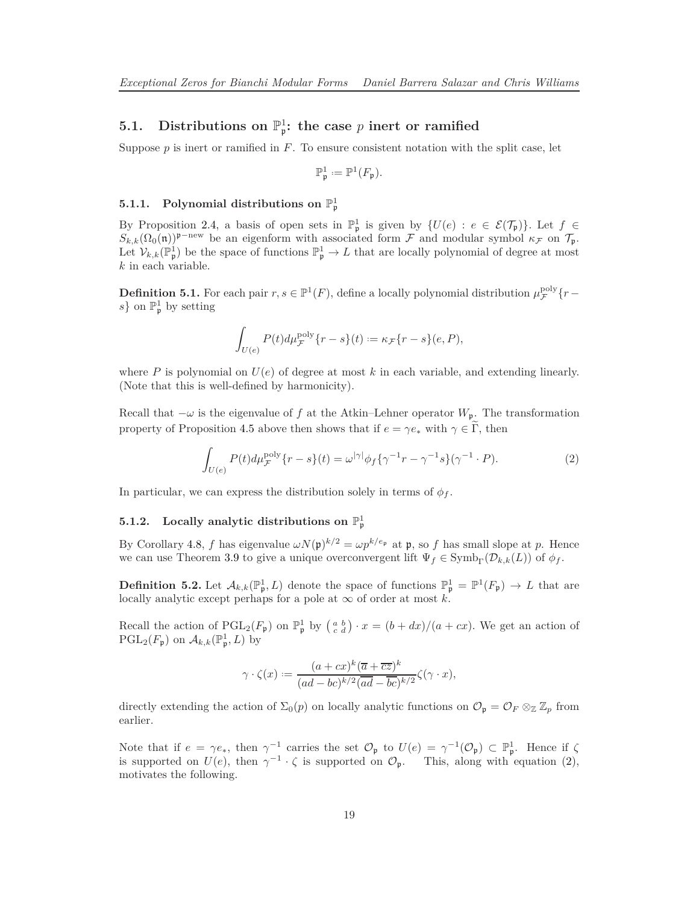## 5.1. Distributions on $\mathbb{P}^1_{\mathfrak{p}}$: the case $p$ inert or ramified

Suppose $p$ is inert or ramified in $F$. To ensure consistent notation with the split case, let

$$\mathbb{P}^1_{\mathfrak{p}} := \mathbb{P}^1(F_{\mathfrak{p}}).$$

### 5.1.1. Polynomial distributions on $\mathbb{P}^1_{\mathfrak{p}}$

By Proposition 2.4, a basis of open sets in $\mathbb{P}^1_{\mathfrak{p}}$ is given by $\{U(e) : e \in \mathcal{E}(\mathcal{T}_{\mathfrak{p}})\}$. Let $f \in S_{k,k}(\Omega_0(\mathfrak{n}))^{\mathfrak{p}-\text{new}}$ be an eigenform with associated form $\mathcal{F}$ and modular symbol $\kappa_{\mathcal{F}}$ on $\mathcal{T}_{\mathfrak{p}}$. Let $\mathcal{V}_{k,k}(\mathbb{P}^1_{\mathfrak{p}})$ be the space of functions $\mathbb{P}^1_{\mathfrak{p}} \to L$ that are locally polynomial of degree at most $k$ in each variable.

**Definition 5.1.** For each pair $r, s \in \mathbb{P}^1(F)$, define a locally polynomial distribution $\mu_{\mathcal{F}}^{\text{poly}}\{r - s\}$ on $\mathbb{P}^1_{\mathfrak{p}}$ by setting

$$\int_{U(e)} P(t) d\mu_{\mathcal{F}}^{\text{poly}}\{r-s\}(t) := \kappa_{\mathcal{F}}\{r-s\}(e, P),$$

where $P$ is polynomial on $U(e)$ of degree at most $k$ in each variable, and extending linearly. (Note that this is well-defined by harmonicity).

Recall that $-\omega$ is the eigenvalue of $f$ at the Atkin–Lehner operator $W_{\mathfrak{p}}$. The transformation property of Proposition 4.5 above then shows that if $e = \gamma e_*$ with $\gamma \in \widetilde{\Gamma}$, then

$$\int_{U(e)} P(t) d\mu_{\mathcal{F}}^{\text{poly}}\{r-s\}(t) = \omega^{|\gamma|}\phi_f\{\gamma^{-1}r - \gamma^{-1}s\}(\gamma^{-1}\cdot P). \tag{2}$$

In particular, we can express the distribution solely in terms of $\phi_f$.

### 5.1.2. Locally analytic distributions on $\mathbb{P}^1_{\mathfrak{p}}$

By Corollary 4.8, $f$ has eigenvalue $\omega N(\mathfrak{p})^{k/2} = \omega p^{k/e_{\mathfrak{p}}}$ at $\mathfrak{p}$, so $f$ has small slope at $p$. Hence we can use Theorem 3.9 to give a unique overconvergent lift $\Psi_f \in \text{Symb}_{\Gamma}(\mathcal{D}_{k,k}(L))$ of $\phi_f$.

**Definition 5.2.** Let $\mathcal{A}_{k,k}(\mathbb{P}^1_{\mathfrak{p}}, L)$ denote the space of functions $\mathbb{P}^1_{\mathfrak{p}} = \mathbb{P}^1(F_{\mathfrak{p}}) \to L$ that are locally analytic except perhaps for a pole at $\infty$ of order at most $k$.

Recall the action of $\text{PGL}_2(F_{\mathfrak{p}})$ on $\mathbb{P}^1_{\mathfrak{p}}$ by $\left(\begin{smallmatrix} a & b \\ c & d \end{smallmatrix}\right) \cdot x = (b+dx)/(a+cx)$. We get an action of $\text{PGL}_2(F_{\mathfrak{p}})$ on $\mathcal{A}_{k,k}(\mathbb{P}^1_{\mathfrak{p}}, L)$ by

$$\gamma \cdot \zeta(x) := \frac{(a+cx)^k(\overline{a}+\overline{cz})^k}{(ad-bc)^{k/2}(\overline{ad}-\overline{bc})^{k/2}}\zeta(\gamma \cdot x),$$

directly extending the action of $\Sigma_0(p)$ on locally analytic functions on $\mathcal{O}_{\mathfrak{p}} = \mathcal{O}_F \otimes_{\mathbb{Z}} \mathbb{Z}_p$ from earlier.

Note that if $e = \gamma e_*$, then $\gamma^{-1}$ carries the set $\mathcal{O}_{\mathfrak{p}}$ to $U(e) = \gamma^{-1}(\mathcal{O}_{\mathfrak{p}}) \subset \mathbb{P}^1_{\mathfrak{p}}$. Hence if $\zeta$ is supported on $U(e)$, then $\gamma^{-1} \cdot \zeta$ is supported on $\mathcal{O}_{\mathfrak{p}}$. This, along with equation (2), motivates the following.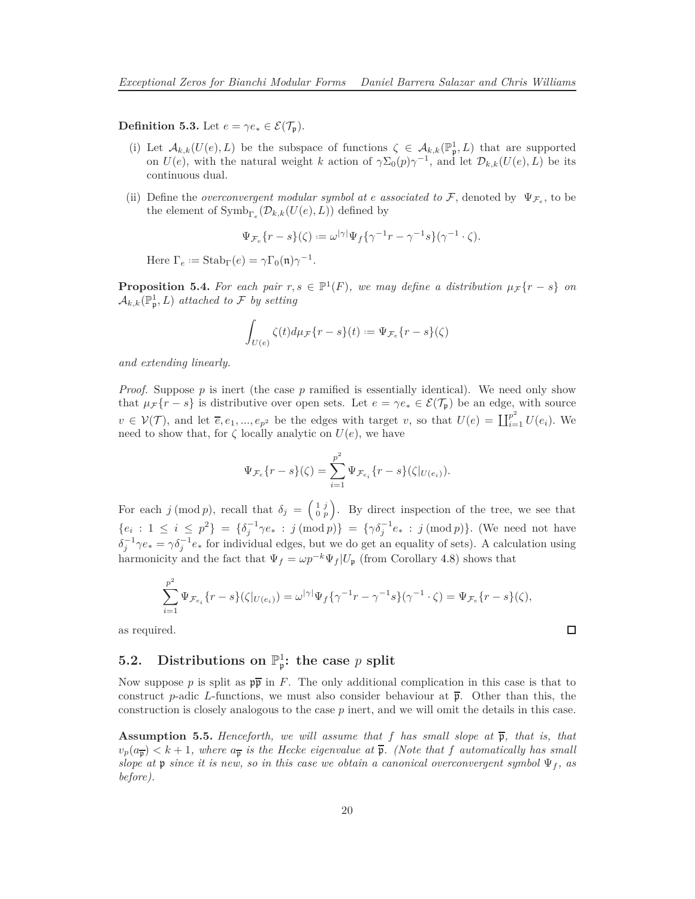**Definition 5.3.** Let $e = \gamma e_* \in \mathcal{E}(\mathcal{T}_\mathfrak{p})$.

(i) Let $\mathcal{A}_{k,k}(U(e), L)$ be the subspace of functions $\zeta \in \mathcal{A}_{k,k}(\mathbb{P}^1_\mathfrak{p}, L)$ that are supported on $U(e)$, with the natural weight $k$ action of $\gamma\Sigma_0(p)\gamma^{-1}$, and let $\mathcal{D}_{k,k}(U(e), L)$ be its continuous dual.

(ii) Define the *overconvergent modular symbol at $e$ associated to $\mathcal{F}$*, denoted by $\Psi_{\mathcal{F}_e}$, to be the element of $\mathrm{Symb}_{\Gamma_e}(\mathcal{D}_{k,k}(U(e), L))$ defined by

$$\Psi_{\mathcal{F}_e}\{r - s\}(\zeta) := \omega^{|\gamma|}\Psi_f\{\gamma^{-1}r - \gamma^{-1}s\}(\gamma^{-1}\cdot\zeta).$$

Here $\Gamma_e := \mathrm{Stab}_\Gamma(e) = \gamma\Gamma_0(\mathfrak{n})\gamma^{-1}$.

**Proposition 5.4.** *For each pair $r, s \in \mathbb{P}^1(F)$, we may define a distribution $\mu_\mathcal{F}\{r - s\}$ on $\mathcal{A}_{k,k}(\mathbb{P}^1_\mathfrak{p}, L)$ attached to $\mathcal{F}$ by setting*

$$\int_{U(e)} \zeta(t)d\mu_\mathcal{F}\{r - s\}(t) := \Psi_{\mathcal{F}_e}\{r - s\}(\zeta)$$

*and extending linearly.*

*Proof.* Suppose $p$ is inert (the case $p$ ramified is essentially identical). We need only show that $\mu_\mathcal{F}\{r - s\}$ is distributive over open sets. Let $e = \gamma e_* \in \mathcal{E}(\mathcal{T}_\mathfrak{p})$ be an edge, with source $v \in \mathcal{V}(\mathcal{T})$, and let $\overline{e}, e_1, ..., e_{p^2}$ be the edges with target $v$, so that $U(e) = \coprod_{i=1}^{p^2} U(e_i)$. We need to show that, for $\zeta$ locally analytic on $U(e)$, we have

$$\Psi_{\mathcal{F}_e}\{r - s\}(\zeta) = \sum_{i=1}^{p^2} \Psi_{\mathcal{F}_{e_i}}\{r - s\}(\zeta|_{U(e_i)}).$$

For each $j \pmod{p}$, recall that $\delta_j = \left(\begin{smallmatrix} 1 & j \\ 0 & p \end{smallmatrix}\right)$. By direct inspection of the tree, we see that $\{e_i : 1 \leq i \leq p^2\} = \{\delta_j^{-1}\gamma e_* : j \pmod{p}\} = \{\gamma\delta_j^{-1}e_* : j \pmod{p}\}$. (We need not have $\delta_j^{-1}\gamma e_* = \gamma\delta_j^{-1}e_*$ for individual edges, but we do get an equality of sets). A calculation using harmonicity and the fact that $\Psi_f = \omega p^{-k}\Psi_f|U_\mathfrak{p}$ (from Corollary 4.8) shows that

$$\sum_{i=1}^{p^2} \Psi_{\mathcal{F}_{e_i}}\{r - s\}(\zeta|_{U(e_i)}) = \omega^{|\gamma|}\Psi_f\{\gamma^{-1}r - \gamma^{-1}s\}(\gamma^{-1}\cdot\zeta) = \Psi_{\mathcal{F}_e}\{r - s\}(\zeta),$$

as required. $\square$

## 5.2. Distributions on $\mathbb{P}^1_\mathfrak{p}$: the case $p$ split

Now suppose $p$ is split as $\mathfrak{p}\overline{\mathfrak{p}}$ in $F$. The only additional complication in this case is that to construct $p$-adic $L$-functions, we must also consider behaviour at $\overline{\mathfrak{p}}$. Other than this, the construction is closely analogous to the case $p$ inert, and we will omit the details in this case.

**Assumption 5.5.** *Henceforth, we will assume that $f$ has small slope at $\overline{\mathfrak{p}}$, that is, that $v_p(a_{\overline{\mathfrak{p}}}) < k + 1$, where $a_{\overline{\mathfrak{p}}}$ is the Hecke eigenvalue at $\overline{\mathfrak{p}}$. (Note that $f$ automatically has small slope at $\mathfrak{p}$ since it is new, so in this case we obtain a canonical overconvergent symbol $\Psi_f$, as before).*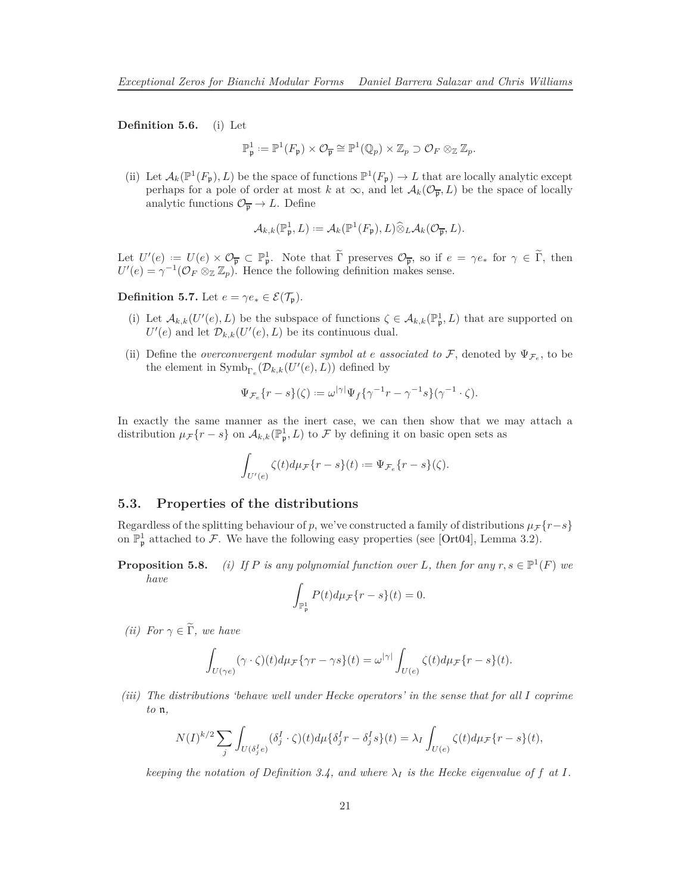**Definition 5.6.** (i) Let

$$\mathbb{P}^1_{\mathfrak{p}} := \mathbb{P}^1(F_{\mathfrak{p}}) \times \mathcal{O}_{\overline{\mathfrak{p}}} \cong \mathbb{P}^1(\mathbb{Q}_p) \times \mathbb{Z}_p \supset \mathcal{O}_F \otimes_{\mathbb{Z}} \mathbb{Z}_p.$$

(ii) Let $\mathcal{A}_k(\mathbb{P}^1(F_{\mathfrak{p}}), L)$ be the space of functions $\mathbb{P}^1(F_{\mathfrak{p}}) \to L$ that are locally analytic except perhaps for a pole of order at most $k$ at $\infty$, and let $\mathcal{A}_k(\mathcal{O}_{\overline{\mathfrak{p}}}, L)$ be the space of locally analytic functions $\mathcal{O}_{\overline{\mathfrak{p}}} \to L$. Define

$$\mathcal{A}_{k,k}(\mathbb{P}^1_{\mathfrak{p}}, L) := \mathcal{A}_k(\mathbb{P}^1(F_{\mathfrak{p}}), L)\widehat{\otimes}_L \mathcal{A}_k(\mathcal{O}_{\overline{\mathfrak{p}}}, L).$$

Let $U'(e) := U(e) \times \mathcal{O}_{\overline{\mathfrak{p}}} \subset \mathbb{P}^1_{\mathfrak{p}}$. Note that $\widetilde{\Gamma}$ preserves $\mathcal{O}_{\overline{\mathfrak{p}}}$, so if $e = \gamma e_*$ for $\gamma \in \widetilde{\Gamma}$, then $U'(e) = \gamma^{-1}(\mathcal{O}_F \otimes_{\mathbb{Z}} \mathbb{Z}_p)$. Hence the following definition makes sense.

**Definition 5.7.** Let $e = \gamma e_* \in \mathcal{E}(\mathcal{T}_{\mathfrak{p}})$.

(i) Let $\mathcal{A}_{k,k}(U'(e), L)$ be the subspace of functions $\zeta \in \mathcal{A}_{k,k}(\mathbb{P}^1_{\mathfrak{p}}, L)$ that are supported on $U'(e)$ and let $\mathcal{D}_{k,k}(U'(e), L)$ be its continuous dual.

(ii) Define the *overconvergent modular symbol at $e$ associated to $\mathcal{F}$*, denoted by $\Psi_{\mathcal{F}_e}$, to be the element in $\mathrm{Symb}_{\Gamma_e}(\mathcal{D}_{k,k}(U'(e), L))$ defined by

$$\Psi_{\mathcal{F}_e}\{r - s\}(\zeta) := \omega^{|\gamma|}\Psi_f\{\gamma^{-1}r - \gamma^{-1}s\}(\gamma^{-1} \cdot \zeta).$$

In exactly the same manner as the inert case, we can then show that we may attach a distribution $\mu_{\mathcal{F}}\{r - s\}$ on $\mathcal{A}_{k,k}(\mathbb{P}^1_{\mathfrak{p}}, L)$ to $\mathcal{F}$ by defining it on basic open sets as

$$\int_{U'(e)} \zeta(t) d\mu_{\mathcal{F}}\{r - s\}(t) := \Psi_{\mathcal{F}_e}\{r - s\}(\zeta).$$

## 5.3. Properties of the distributions

Regardless of the splitting behaviour of $p$, we've constructed a family of distributions $\mu_{\mathcal{F}}\{r-s\}$ on $\mathbb{P}^1_{\mathfrak{p}}$ attached to $\mathcal{F}$. We have the following easy properties (see [Ort04], Lemma 3.2).

**Proposition 5.8.** *(i) If $P$ is any polynomial function over $L$, then for any $r, s \in \mathbb{P}^1(F)$ we have*

$$\int_{\mathbb{P}^1_{\mathfrak{p}}} P(t) d\mu_{\mathcal{F}}\{r - s\}(t) = 0.$$

*(ii) For $\gamma \in \widetilde{\Gamma}$, we have*

$$\int_{U(\gamma e)} (\gamma \cdot \zeta)(t) d\mu_{\mathcal{F}}\{\gamma r - \gamma s\}(t) = \omega^{|\gamma|} \int_{U(e)} \zeta(t) d\mu_{\mathcal{F}}\{r - s\}(t).$$

*(iii) The distributions 'behave well under Hecke operators' in the sense that for all $I$ coprime to $\mathfrak{n}$,*

$$N(I)^{k/2} \sum_j \int_{U(\delta_j^I e)} (\delta_j^I \cdot \zeta)(t) d\mu\{\delta_j^I r - \delta_j^I s\}(t) = \lambda_I \int_{U(e)} \zeta(t) d\mu_{\mathcal{F}}\{r - s\}(t),$$

*keeping the notation of Definition 3.4, and where $\lambda_I$ is the Hecke eigenvalue of $f$ at $I$.*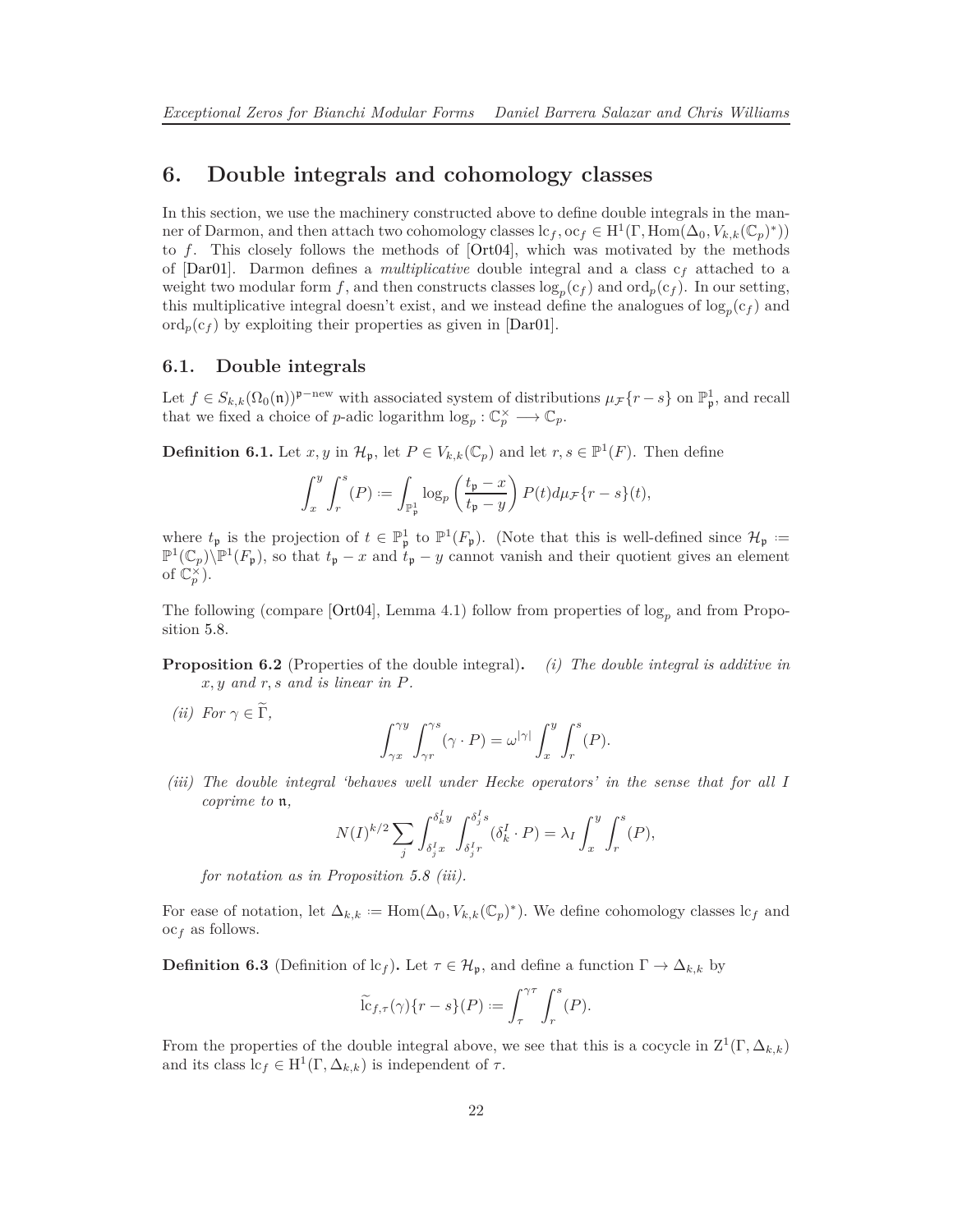# 6. Double integrals and cohomology classes

In this section, we use the machinery constructed above to define double integrals in the manner of Darmon, and then attach two cohomology classes $\mathrm{lc}_f, \mathrm{oc}_f \in \mathrm{H}^1(\Gamma, \mathrm{Hom}(\Delta_0, V_{k,k}(\mathbb{C}_p)^*))$ to $f$. This closely follows the methods of [Ort04], which was motivated by the methods of [Dar01]. Darmon defines a *multiplicative* double integral and a class $\mathrm{c}_f$ attached to a weight two modular form $f$, and then constructs classes $\log_p(\mathrm{c}_f)$ and $\mathrm{ord}_p(\mathrm{c}_f)$. In our setting, this multiplicative integral doesn't exist, and we instead define the analogues of $\log_p(\mathrm{c}_f)$ and $\mathrm{ord}_p(\mathrm{c}_f)$ by exploiting their properties as given in [Dar01].

## 6.1. Double integrals

Let $f \in S_{k,k}(\Omega_0(\mathfrak{n}))^{\mathfrak{p}-\mathrm{new}}$ with associated system of distributions $\mu_{\mathcal{F}}\{r-s\}$ on $\mathbb{P}^1_{\mathfrak{p}}$, and recall that we fixed a choice of $p$-adic logarithm $\log_p : \mathbb{C}_p^\times \longrightarrow \mathbb{C}_p$.

**Definition 6.1.** Let $x, y$ in $\mathcal{H}_{\mathfrak{p}}$, let $P \in V_{k,k}(\mathbb{C}_p)$ and let $r, s \in \mathbb{P}^1(F)$. Then define

$$\int_x^y \int_r^s (P) := \int_{\mathbb{P}^1_{\mathfrak{p}}} \log_p\left(\frac{t_{\mathfrak{p}} - x}{t_{\mathfrak{p}} - y}\right) P(t) d\mu_{\mathcal{F}}\{r-s\}(t),$$

where $t_{\mathfrak{p}}$ is the projection of $t \in \mathbb{P}^1_{\mathfrak{p}}$ to $\mathbb{P}^1(F_{\mathfrak{p}})$. (Note that this is well-defined since $\mathcal{H}_{\mathfrak{p}} := \mathbb{P}^1(\mathbb{C}_p)\backslash\mathbb{P}^1(F_{\mathfrak{p}})$, so that $t_{\mathfrak{p}} - x$ and $t_{\mathfrak{p}} - y$ cannot vanish and their quotient gives an element of $\mathbb{C}_p^\times$).

The following (compare [Ort04], Lemma 4.1) follow from properties of $\log_p$ and from Proposition 5.8.

**Proposition 6.2** (Properties of the double integral)**.** *(i) The double integral is additive in $x, y$ and $r, s$ and is linear in $P$.*

*(ii) For $\gamma \in \widetilde{\Gamma}$,*

$$\int_{\gamma x}^{\gamma y} \int_{\gamma r}^{\gamma s} (\gamma \cdot P) = \omega^{|\gamma|} \int_x^y \int_r^s (P).$$

*(iii) The double integral 'behaves well under Hecke operators' in the sense that for all $I$ coprime to $\mathfrak{n}$,*

$$N(I)^{k/2} \sum_j \int_{\delta_j^I x}^{\delta_k^I y} \int_{\delta_j^I r}^{\delta_j^I s} (\delta_k^I \cdot P) = \lambda_I \int_x^y \int_r^s (P),$$

*for notation as in Proposition 5.8 (iii).*

For ease of notation, let $\Delta_{k,k} := \mathrm{Hom}(\Delta_0, V_{k,k}(\mathbb{C}_p)^*)$. We define cohomology classes $\mathrm{lc}_f$ and $\mathrm{oc}_f$ as follows.

**Definition 6.3** (Definition of $\mathrm{lc}_f$)**.** Let $\tau \in \mathcal{H}_{\mathfrak{p}}$, and define a function $\Gamma \to \Delta_{k,k}$ by

$$\widetilde{\mathrm{lc}}_{f,\tau}(\gamma)\{r-s\}(P) := \int_\tau^{\gamma\tau} \int_r^s (P).$$

From the properties of the double integral above, we see that this is a cocycle in $\mathrm{Z}^1(\Gamma, \Delta_{k,k})$ and its class $\mathrm{lc}_f \in \mathrm{H}^1(\Gamma, \Delta_{k,k})$ is independent of $\tau$.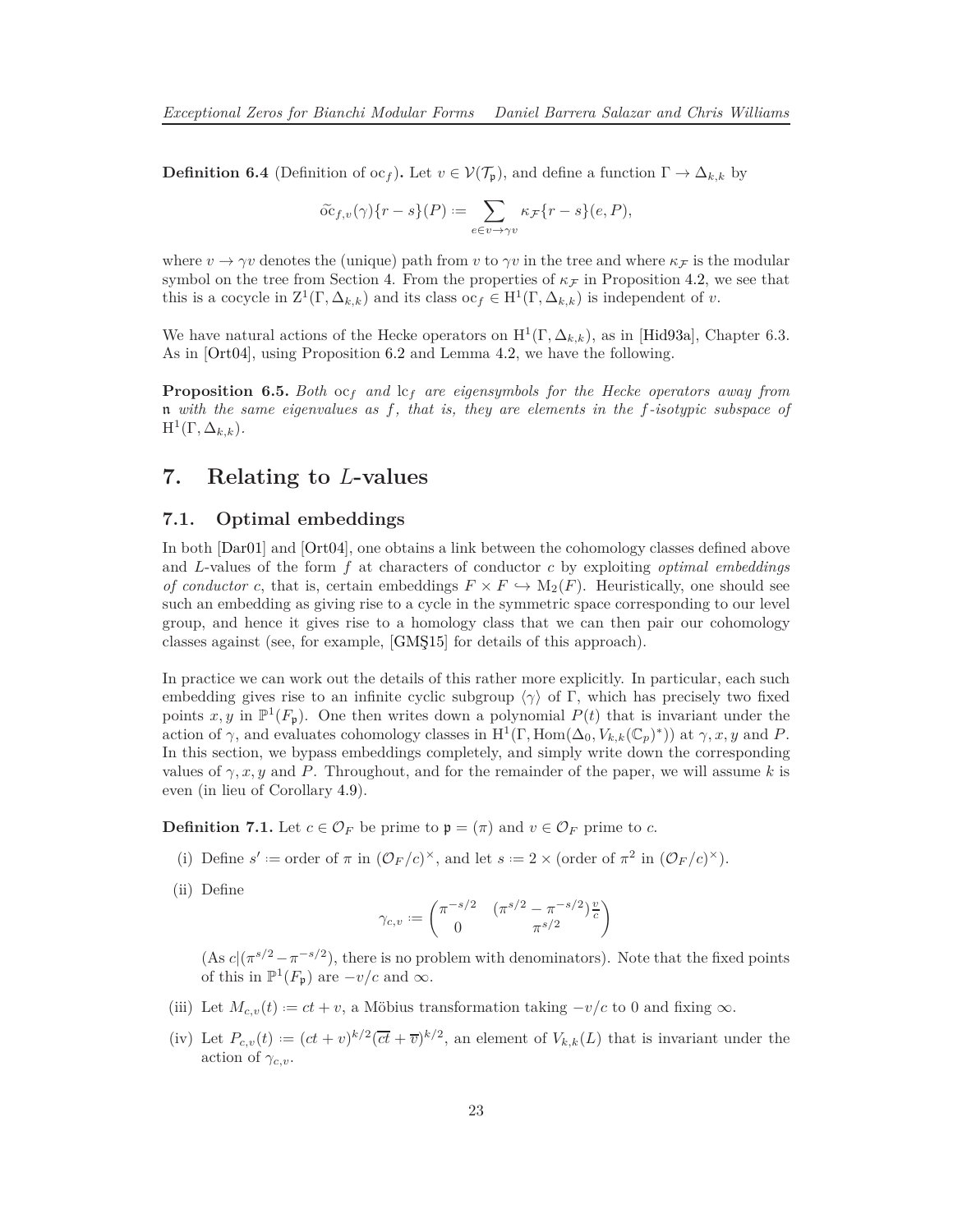**Definition 6.4** (Definition of $\mathrm{oc}_f$)**.** Let $v \in \mathcal{V}(\mathcal{T}_\mathfrak{p})$, and define a function $\Gamma \to \Delta_{k,k}$ by

$$\widetilde{\mathrm{oc}}_{f,v}(\gamma)\{r-s\}(P) := \sum_{e \in v \to \gamma v} \kappa_{\mathcal{F}}\{r-s\}(e,P),$$

where $v \to \gamma v$ denotes the (unique) path from $v$ to $\gamma v$ in the tree and where $\kappa_{\mathcal{F}}$ is the modular symbol on the tree from Section 4. From the properties of $\kappa_{\mathcal{F}}$ in Proposition 4.2, we see that this is a cocycle in $\mathrm{Z}^1(\Gamma, \Delta_{k,k})$ and its class $\mathrm{oc}_f \in \mathrm{H}^1(\Gamma, \Delta_{k,k})$ is independent of $v$.

We have natural actions of the Hecke operators on $\mathrm{H}^1(\Gamma, \Delta_{k,k})$, as in [Hid93a], Chapter 6.3. As in [Ort04], using Proposition 6.2 and Lemma 4.2, we have the following.

**Proposition 6.5.** *Both* $\mathrm{oc}_f$ *and* $\mathrm{lc}_f$ *are eigensymbols for the Hecke operators away from* $\mathfrak{n}$ *with the same eigenvalues as* $f$*, that is, they are elements in the* $f$*-isotypic subspace of* $\mathrm{H}^1(\Gamma, \Delta_{k,k})$.

# 7. Relating to $L$-values

## 7.1. Optimal embeddings

In both [Dar01] and [Ort04], one obtains a link between the cohomology classes defined above and $L$-values of the form $f$ at characters of conductor $c$ by exploiting *optimal embeddings of conductor* $c$, that is, certain embeddings $F \times F \hookrightarrow \mathrm{M}_2(F)$. Heuristically, one should see such an embedding as giving rise to a cycle in the symmetric space corresponding to our level group, and hence it gives rise to a homology class that we can then pair our cohomology classes against (see, for example, [GMŞ15] for details of this approach).

In practice we can work out the details of this rather more explicitly. In particular, each such embedding gives rise to an infinite cyclic subgroup $\langle \gamma \rangle$ of $\Gamma$, which has precisely two fixed points $x, y$ in $\mathbb{P}^1(F_\mathfrak{p})$. One then writes down a polynomial $P(t)$ that is invariant under the action of $\gamma$, and evaluates cohomology classes in $\mathrm{H}^1(\Gamma, \mathrm{Hom}(\Delta_0, V_{k,k}(\mathbb{C}_p)^*))$ at $\gamma, x, y$ and $P$. In this section, we bypass embeddings completely, and simply write down the corresponding values of $\gamma, x, y$ and $P$. Throughout, and for the remainder of the paper, we will assume $k$ is even (in lieu of Corollary 4.9).

**Definition 7.1.** Let $c \in \mathcal{O}_F$ be prime to $\mathfrak{p} = (\pi)$ and $v \in \mathcal{O}_F$ prime to $c$.

(i) Define $s' :=$ order of $\pi$ in $(\mathcal{O}_F/c)^\times$, and let $s := 2 \times$ (order of $\pi^2$ in $(\mathcal{O}_F/c)^\times$).

(ii) Define

$$\gamma_{c,v} := \begin{pmatrix} \pi^{-s/2} & (\pi^{s/2} - \pi^{-s/2})\frac{v}{c} \\ 0 & \pi^{s/2} \end{pmatrix}$$

(As $c | (\pi^{s/2} - \pi^{-s/2})$, there is no problem with denominators). Note that the fixed points of this in $\mathbb{P}^1(F_\mathfrak{p})$ are $-v/c$ and $\infty$.

(iii) Let $M_{c,v}(t) := ct + v$, a Möbius transformation taking $-v/c$ to $0$ and fixing $\infty$.

(iv) Let $P_{c,v}(t) := (ct+v)^{k/2}(\overline{ct} + \overline{v})^{k/2}$, an element of $V_{k,k}(L)$ that is invariant under the action of $\gamma_{c,v}$.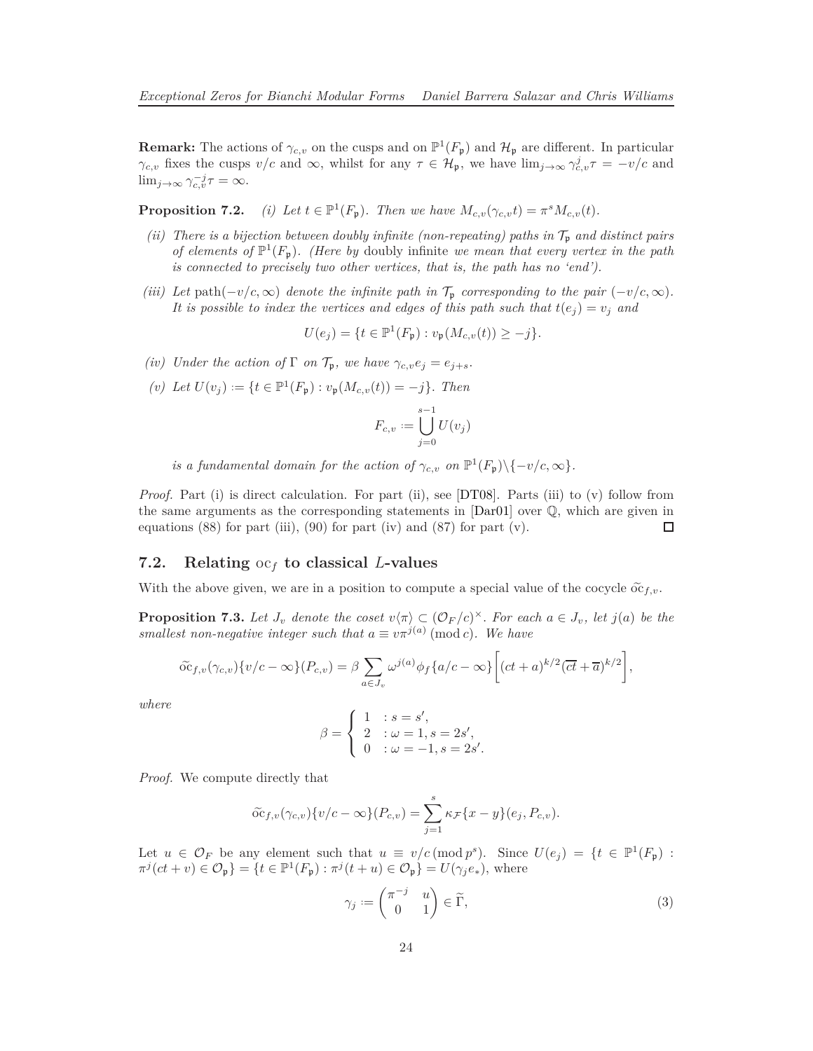**Remark:** The actions of $\gamma_{c,v}$ on the cusps and on $\mathbb{P}^1(F_\mathfrak{p})$ and $\mathcal{H}_\mathfrak{p}$ are different. In particular $\gamma_{c,v}$ fixes the cusps $v/c$ and $\infty$, whilst for any $\tau \in \mathcal{H}_\mathfrak{p}$, we have $\lim_{j\to\infty} \gamma_{c,v}^j \tau = -v/c$ and $\lim_{j\to\infty} \gamma_{c,v}^{-j}\tau = \infty$.

**Proposition 7.2.** *(i) Let $t \in \mathbb{P}^1(F_\mathfrak{p})$. Then we have $M_{c,v}(\gamma_{c,v}t) = \pi^s M_{c,v}(t)$.*

*(ii) There is a bijection between doubly infinite (non-repeating) paths in $\mathcal{T}_\mathfrak{p}$ and distinct pairs of elements of $\mathbb{P}^1(F_\mathfrak{p})$. (Here by* doubly infinite *we mean that every vertex in the path is connected to precisely two other vertices, that is, the path has no 'end').*

*(iii) Let $\mathrm{path}(-v/c,\infty)$ denote the infinite path in $\mathcal{T}_\mathfrak{p}$ corresponding to the pair $(-v/c,\infty)$. It is possible to index the vertices and edges of this path such that $t(e_j) = v_j$ and*

$$U(e_j) = \{t \in \mathbb{P}^1(F_\mathfrak{p}) : v_\mathfrak{p}(M_{c,v}(t)) \geq -j\}.$$

*(iv) Under the action of $\Gamma$ on $\mathcal{T}_\mathfrak{p}$, we have $\gamma_{c,v}e_j = e_{j+s}$.*

*(v) Let $U(v_j) := \{t \in \mathbb{P}^1(F_\mathfrak{p}) : v_\mathfrak{p}(M_{c,v}(t)) = -j\}$. Then*

$$F_{c,v} := \bigcup_{j=0}^{s-1} U(v_j)$$

*is a fundamental domain for the action of $\gamma_{c,v}$ on $\mathbb{P}^1(F_\mathfrak{p})\backslash\{-v/c,\infty\}$.*

*Proof.* Part (i) is direct calculation. For part (ii), see [DT08]. Parts (iii) to (v) follow from the same arguments as the corresponding statements in [Dar01] over $\mathbb{Q}$, which are given in equations (88) for part (iii), (90) for part (iv) and (87) for part (v). $\square$

## 7.2. Relating $\mathrm{oc}_f$ to classical $L$-values

With the above given, we are in a position to compute a special value of the cocycle $\widetilde{\mathrm{oc}}_{f,v}$.

**Proposition 7.3.** *Let $J_v$ denote the coset $v\langle\pi\rangle \subset (\mathcal{O}_F/c)^\times$. For each $a \in J_v$, let $j(a)$ be the smallest non-negative integer such that $a \equiv v\pi^{j(a)} \pmod{c}$. We have*

$$\widetilde{\mathrm{oc}}_{f,v}(\gamma_{c,v})\{v/c - \infty\}(P_{c,v}) = \beta \sum_{a\in J_v} \omega^{j(a)}\phi_f\{a/c-\infty\}\bigg[(ct+a)^{k/2}(\overline{ct}+\overline{a})^{k/2}\bigg],$$

*where*

$$\beta = \left\{\begin{array}{ll} 1 & : s = s', \\ 2 & : \omega = 1, s = 2s', \\ 0 & : \omega = -1, s = 2s'. \end{array}\right.$$

*Proof.* We compute directly that

$$\widetilde{\mathrm{oc}}_{f,v}(\gamma_{c,v})\{v/c - \infty\}(P_{c,v}) = \sum_{j=1}^{s} \kappa_\mathcal{F}\{x-y\}(e_j, P_{c,v}).$$

Let $u \in \mathcal{O}_F$ be any element such that $u \equiv v/c \pmod{p^s}$. Since $U(e_j) = \{t \in \mathbb{P}^1(F_\mathfrak{p}) : \pi^j(ct+v) \in \mathcal{O}_\mathfrak{p}\} = \{t \in \mathbb{P}^1(F_\mathfrak{p}) : \pi^j(t+u) \in \mathcal{O}_\mathfrak{p}\} = U(\gamma_j e_*)$, where

$$\gamma_j := \begin{pmatrix} \pi^{-j} & u \\ 0 & 1\end{pmatrix} \in \widetilde{\Gamma}, \tag{3}$$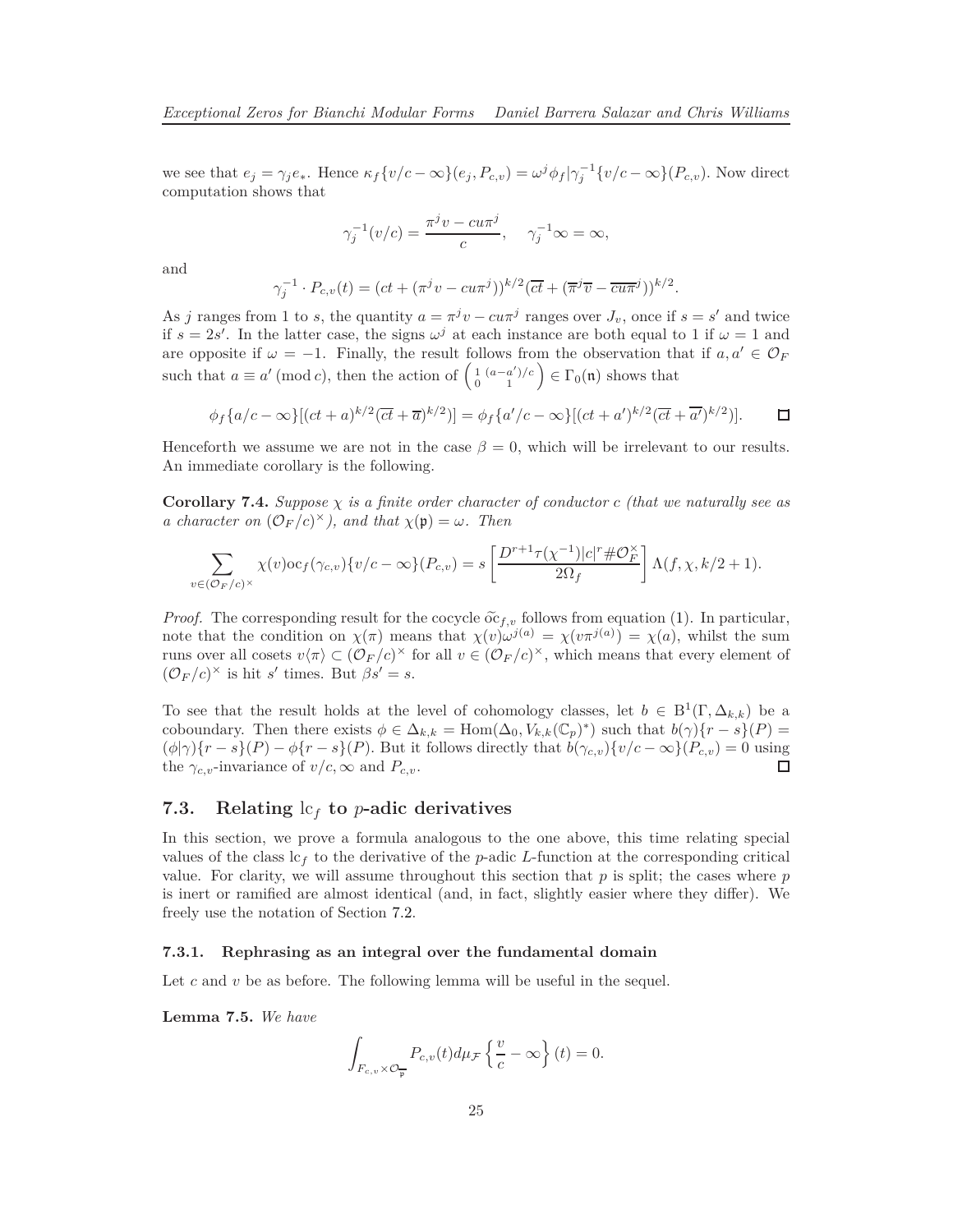we see that $e_j = \gamma_j e_*$. Hence $\kappa_f\{v/c - \infty\}(e_j, P_{c,v}) = \omega^j \phi_f|\gamma_j^{-1}\{v/c-\infty\}(P_{c,v})$. Now direct computation shows that

$$\gamma_j^{-1}(v/c) = \frac{\pi^j v - cu\pi^j}{c}, \quad \gamma_j^{-1}\infty = \infty,$$

and

$$\gamma_j^{-1} \cdot P_{c,v}(t) = (ct + (\pi^j v - cu\pi^j))^{k/2}(\overline{ct} + (\overline{\pi}^j\overline{v} - \overline{cu\pi}^j))^{k/2}.$$

As $j$ ranges from 1 to $s$, the quantity $a = \pi^j v - cu\pi^j$ ranges over $J_v$, once if $s = s'$ and twice if $s = 2s'$. In the latter case, the signs $\omega^j$ at each instance are both equal to 1 if $\omega = 1$ and are opposite if $\omega = -1$. Finally, the result follows from the observation that if $a, a' \in \mathcal{O}_F$ such that $a \equiv a' \,(\mathrm{mod}\, c)$, then the action of $\left(\begin{smallmatrix} 1 & (a-a')/c \\ 0 & 1 \end{smallmatrix}\right) \in \Gamma_0(\mathfrak{n})$ shows that

$$\phi_f\{a/c - \infty\}[(ct+a)^{k/2}(\overline{ct}+\overline{a})^{k/2})] = \phi_f\{a'/c - \infty\}[(ct+a')^{k/2}(\overline{ct}+\overline{a'})^{k/2})]. \qquad \square$$

Henceforth we assume we are not in the case $\beta = 0$, which will be irrelevant to our results. An immediate corollary is the following.

**Corollary 7.4.** *Suppose $\chi$ is a finite order character of conductor $c$ (that we naturally see as a character on $(\mathcal{O}_F/c)^\times$), and that $\chi(\mathfrak{p}) = \omega$. Then*

$$\sum_{v \in (\mathcal{O}_F/c)^\times} \chi(v)\mathrm{oc}_f(\gamma_{c,v})\{v/c-\infty\}(P_{c,v}) = s\left[\frac{D^{r+1}\tau(\chi^{-1})|c|^r \# \mathcal{O}_F^\times}{2\Omega_f}\right]\Lambda(f,\chi,k/2+1).$$

*Proof.* The corresponding result for the cocycle $\widetilde{\mathrm{oc}}_{f,v}$ follows from equation (1). In particular, note that the condition on $\chi(\pi)$ means that $\chi(v)\omega^{j(a)} = \chi(v\pi^{j(a)}) = \chi(a)$, whilst the sum runs over all cosets $v\langle\pi\rangle \subset (\mathcal{O}_F/c)^\times$ for all $v \in (\mathcal{O}_F/c)^\times$, which means that every element of $(\mathcal{O}_F/c)^\times$ is hit $s'$ times. But $\beta s' = s$.

To see that the result holds at the level of cohomology classes, let $b \in \mathrm{B}^1(\Gamma, \Delta_{k,k})$ be a coboundary. Then there exists $\phi \in \Delta_{k,k} = \mathrm{Hom}(\Delta_0, V_{k,k}(\mathbb{C}_p)^*)$ such that $b(\gamma)\{r-s\}(P) = (\phi|\gamma)\{r-s\}(P) - \phi\{r-s\}(P)$. But it follows directly that $b(\gamma_{c,v})\{v/c-\infty\}(P_{c,v}) = 0$ using the $\gamma_{c,v}$-invariance of $v/c, \infty$ and $P_{c,v}$. $\square$

## 7.3. Relating $\mathrm{lc}_f$ to $p$-adic derivatives

In this section, we prove a formula analogous to the one above, this time relating special values of the class $\mathrm{lc}_f$ to the derivative of the $p$-adic $L$-function at the corresponding critical value. For clarity, we will assume throughout this section that $p$ is split; the cases where $p$ is inert or ramified are almost identical (and, in fact, slightly easier where they differ). We freely use the notation of Section 7.2.

### 7.3.1. Rephrasing as an integral over the fundamental domain

Let $c$ and $v$ be as before. The following lemma will be useful in the sequel.

**Lemma 7.5.** *We have*

$$\int_{F_{c,v}\times\mathcal{O}_{\overline{\mathfrak{p}}}} P_{c,v}(t)d\mu_{\mathcal{F}}\left\{\frac{v}{c}-\infty\right\}(t) = 0.$$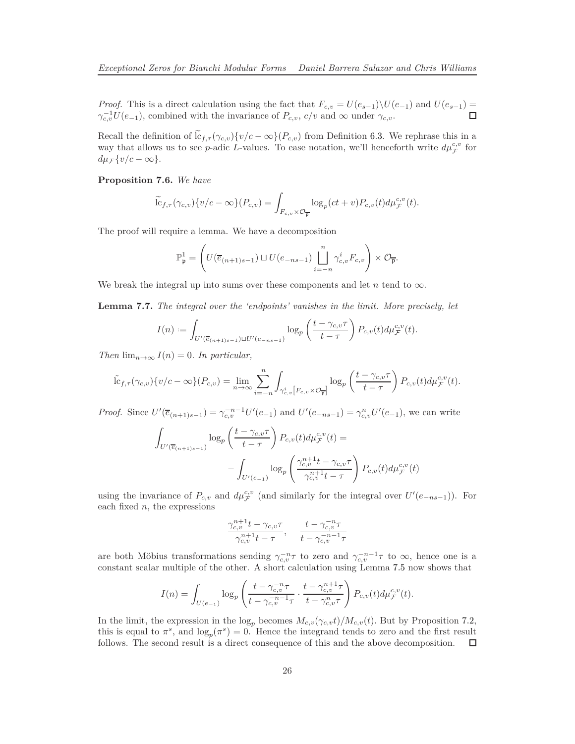*Proof.* This is a direct calculation using the fact that $F_{c,v} = U(e_{s-1})\backslash U(e_{-1})$ and $U(e_{s-1}) = \gamma_{c,v}^{-1}U(e_{-1})$, combined with the invariance of $P_{c,v}$, $c/v$ and $\infty$ under $\gamma_{c,v}$. $\square$

Recall the definition of $\widetilde{\mathrm{lc}}_{f,\tau}(\gamma_{c,v})\{v/c - \infty\}(P_{c,v})$ from Definition 6.3. We rephrase this in a way that allows us to see $p$-adic $L$-values. To ease notation, we'll henceforth write $d\mu_{\mathcal{F}}^{c,v}$ for $d\mu_{\mathcal{F}}\{v/c - \infty\}$.

**Proposition 7.6.** *We have*

$$\widetilde{\mathrm{lc}}_{f,\tau}(\gamma_{c,v})\{v/c - \infty\}(P_{c,v}) = \int_{F_{c,v}\times\mathcal{O}_{\overline{\mathfrak{p}}}} \log_p(ct+v)P_{c,v}(t)d\mu_{\mathcal{F}}^{c,v}(t).$$

The proof will require a lemma. We have a decomposition

$$\mathbb{P}^1_{\mathfrak{p}} = \left(U(\overline{e}_{(n+1)s-1}) \sqcup U(e_{-ns-1}) \bigsqcup_{i=-n}^{n} \gamma_{c,v}^i F_{c,v}\right) \times \mathcal{O}_{\overline{\mathfrak{p}}}.$$

We break the integral up into sums over these components and let $n$ tend to $\infty$.

**Lemma 7.7.** *The integral over the 'endpoints' vanishes in the limit. More precisely, let*

$$I(n) := \int_{U'(\overline{e}_{(n+1)s-1})\sqcup U'(e_{-ns-1})} \log_p\left(\frac{t-\gamma_{c,v}\tau}{t-\tau}\right)P_{c,v}(t)d\mu_{\mathcal{F}}^{c,v}(t).$$

*Then* $\lim_{n\to\infty} I(n) = 0$. *In particular,*

$$\tilde{\mathrm{lc}}_{f,\tau}(\gamma_{c,v})\{v/c - \infty\}(P_{c,v}) = \lim_{n\to\infty}\sum_{i=-n}^{n}\int_{\gamma_{c,v}^i\left[F_{c,v}\times\mathcal{O}_{\overline{\mathfrak{p}}}\right]} \log_p\left(\frac{t-\gamma_{c,v}\tau}{t-\tau}\right)P_{c,v}(t)d\mu_{\mathcal{F}}^{c,v}(t).$$

*Proof.* Since $U'(\overline{e}_{(n+1)s-1}) = \gamma_{c,v}^{-n-1}U'(e_{-1})$ and $U'(e_{-ns-1}) = \gamma_{c,v}^{n}U'(e_{-1})$, we can write

$$\int_{U'(\overline{e}_{(n+1)s-1})} \log_p\left(\frac{t-\gamma_{c,v}\tau}{t-\tau}\right)P_{c,v}(t)d\mu_{\mathcal{F}}^{c,v}(t) = \\ -\int_{U'(e_{-1})} \log_p\left(\frac{\gamma_{c,v}^{n+1}t-\gamma_{c,v}\tau}{\gamma_{c,v}^{n+1}t-\tau}\right)P_{c,v}(t)d\mu_{\mathcal{F}}^{c,v}(t)$$

using the invariance of $P_{c,v}$ and $d\mu_{\mathcal{F}}^{c,v}$ (and similarly for the integral over $U'(e_{-ns-1})$). For each fixed $n$, the expressions

$$\frac{\gamma_{c,v}^{n+1}t-\gamma_{c,v}\tau}{\gamma_{c,v}^{n+1}t-\tau}, \quad \frac{t-\gamma_{c,v}^{-n}\tau}{t-\gamma_{c,v}^{-n-1}\tau}$$

are both Möbius transformations sending $\gamma_{c,v}^{-n}\tau$ to zero and $\gamma_{c,v}^{-n-1}\tau$ to $\infty$, hence one is a constant scalar multiple of the other. A short calculation using Lemma 7.5 now shows that

$$I(n) = \int_{U(e_{-1})} \log_p\left(\frac{t-\gamma_{c,v}^{-n}\tau}{t-\gamma_{c,v}^{-n-1}\tau}\cdot\frac{t-\gamma_{c,v}^{n+1}\tau}{t-\gamma_{c,v}^{n}\tau}\right)P_{c,v}(t)d\mu_{\mathcal{F}}^{c,v}(t).$$

In the limit, the expression in the $\log_p$ becomes $M_{c,v}(\gamma_{c,v}t)/M_{c,v}(t)$. But by Proposition 7.2, this is equal to $\pi^s$, and $\log_p(\pi^s) = 0$. Hence the integrand tends to zero and the first result follows. The second result is a direct consequence of this and the above decomposition. $\square$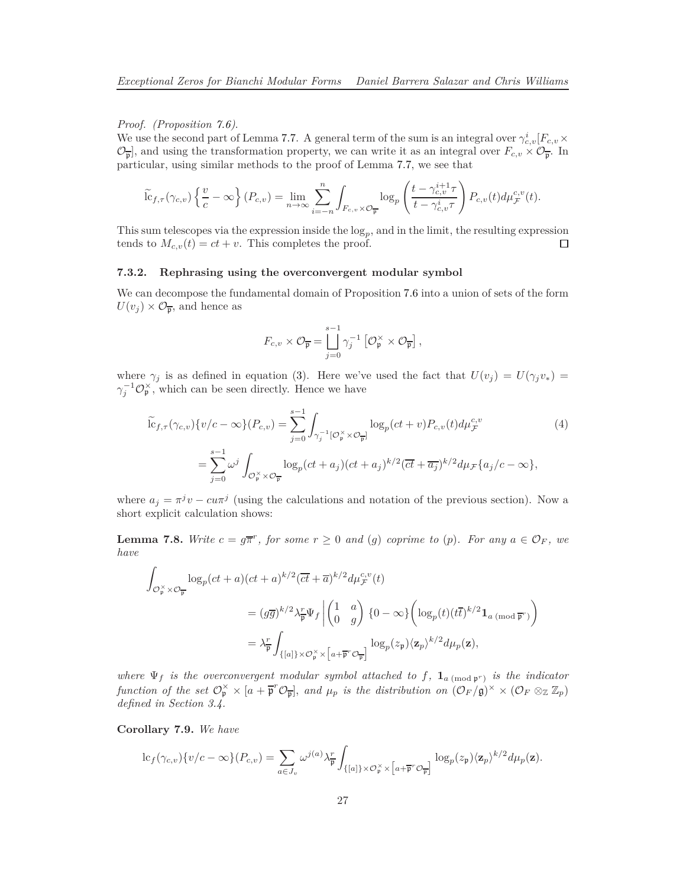*Proof. (Proposition 7.6).*

We use the second part of Lemma 7.7. A general term of the sum is an integral over $\gamma_{c,v}^i[F_{c,v}\times\mathcal{O}_{\overline{\mathfrak{p}}}]$, and using the transformation property, we can write it as an integral over $F_{c,v}\times\mathcal{O}_{\overline{\mathfrak{p}}}$. In particular, using similar methods to the proof of Lemma 7.7, we see that

$$\widetilde{\mathrm{lc}}_{f,\tau}(\gamma_{c,v})\left\{\frac{v}{c}-\infty\right\}(P_{c,v}) = \lim_{n\to\infty}\sum_{i=-n}^{n}\int_{F_{c,v}\times\mathcal{O}_{\overline{\mathfrak{p}}}}\log_p\left(\frac{t-\gamma_{c,v}^{i+1}\tau}{t-\gamma_{c,v}^{i}\tau}\right)P_{c,v}(t)d\mu_{\mathcal{F}}^{c,v}(t).$$

This sum telescopes via the expression inside the $\log_p$, and in the limit, the resulting expression tends to $M_{c,v}(t)=ct+v$. This completes the proof. $\square$

#### 7.3.2. Rephrasing using the overconvergent modular symbol

We can decompose the fundamental domain of Proposition 7.6 into a union of sets of the form $U(v_j)\times\mathcal{O}_{\overline{\mathfrak{p}}}$, and hence as

$$F_{c,v}\times\mathcal{O}_{\overline{\mathfrak{p}}} = \bigsqcup_{j=0}^{s-1}\gamma_j^{-1}\left[\mathcal{O}_{\mathfrak{p}}^\times\times\mathcal{O}_{\overline{\mathfrak{p}}}\right],$$

where $\gamma_j$ is as defined in equation (3). Here we've used the fact that $U(v_j)=U(\gamma_j v_*)=\gamma_j^{-1}\mathcal{O}_{\mathfrak{p}}^\times$, which can be seen directly. Hence we have

$$\begin{aligned}\widetilde{\mathrm{lc}}_{f,\tau}(\gamma_{c,v})\{v/c-\infty\}(P_{c,v}) &= \sum_{j=0}^{s-1}\int_{\gamma_j^{-1}[\mathcal{O}_{\mathfrak{p}}^\times\times\mathcal{O}_{\overline{\mathfrak{p}}}]}\log_p(ct+v)P_{c,v}(t)d\mu_{\mathcal{F}}^{c,v} \qquad (4)\\ &= \sum_{j=0}^{s-1}\omega^j\int_{\mathcal{O}_{\mathfrak{p}}^\times\times\mathcal{O}_{\overline{\mathfrak{p}}}}\log_p(ct+a_j)(ct+a_j)^{k/2}(\overline{ct}+\overline{a_j})^{k/2}d\mu_{\mathcal{F}}\{a_j/c-\infty\},\end{aligned}$$

where $a_j=\pi^j v - cu\pi^j$ (using the calculations and notation of the previous section). Now a short explicit calculation shows:

**Lemma 7.8.** *Write $c=g\overline{\pi}^r$, for some $r\geq 0$ and $(g)$ coprime to $(p)$. For any $a\in\mathcal{O}_F$, we have*

$$\begin{aligned}\int_{\mathcal{O}_{\mathfrak{p}}^\times\times\mathcal{O}_{\overline{\mathfrak{p}}}}&\log_p(ct+a)(ct+a)^{k/2}(\overline{ct}+\overline{a})^{k/2}d\mu_{\mathcal{F}}^{c,v}(t)\\ &= (g\overline{g})^{k/2}\lambda_{\overline{\mathfrak{p}}}^r\Psi_f\left|\begin{pmatrix}1 & a\\ 0 & g\end{pmatrix}\{0-\infty\}\left(\log_p(t)(t\overline{t})^{k/2}\mathbf{1}_{a\,(\mathrm{mod}\,\overline{\mathfrak{p}}^r)}\right)\right.\\ &= \lambda_{\overline{\mathfrak{p}}}^r\int_{\{[a]\}\times\mathcal{O}_{\mathfrak{p}}^\times\times\left[a+\overline{\mathfrak{p}}^r\mathcal{O}_{\overline{\mathfrak{p}}}\right]}\log_p(z_{\mathfrak{p}})\langle\mathbf{z}_p\rangle^{k/2}d\mu_p(\mathbf{z}),\end{aligned}$$

*where $\Psi_f$ is the overconvergent modular symbol attached to $f$, $\mathbf{1}_{a\,(\mathrm{mod}\,\mathfrak{p}^r)}$ is the indicator function of the set $\mathcal{O}_{\mathfrak{p}}^\times\times[a+\overline{\mathfrak{p}}^r\mathcal{O}_{\overline{\mathfrak{p}}}]$, and $\mu_p$ is the distribution on $(\mathcal{O}_F/\mathfrak{g})^\times\times(\mathcal{O}_F\otimes_{\mathbb{Z}}\mathbb{Z}_p)$ defined in Section 3.4.*

**Corollary 7.9.** *We have*

$$\mathrm{lc}_f(\gamma_{c,v})\{v/c-\infty\}(P_{c,v}) = \sum_{a\in J_v}\omega^{j(a)}\lambda_{\overline{\mathfrak{p}}}^r\int_{\{[a]\}\times\mathcal{O}_{\mathfrak{p}}^\times\times\left[a+\overline{\mathfrak{p}}^r\mathcal{O}_{\overline{\mathfrak{p}}}\right]}\log_p(z_{\mathfrak{p}})\langle\mathbf{z}_p\rangle^{k/2}d\mu_p(\mathbf{z}).$$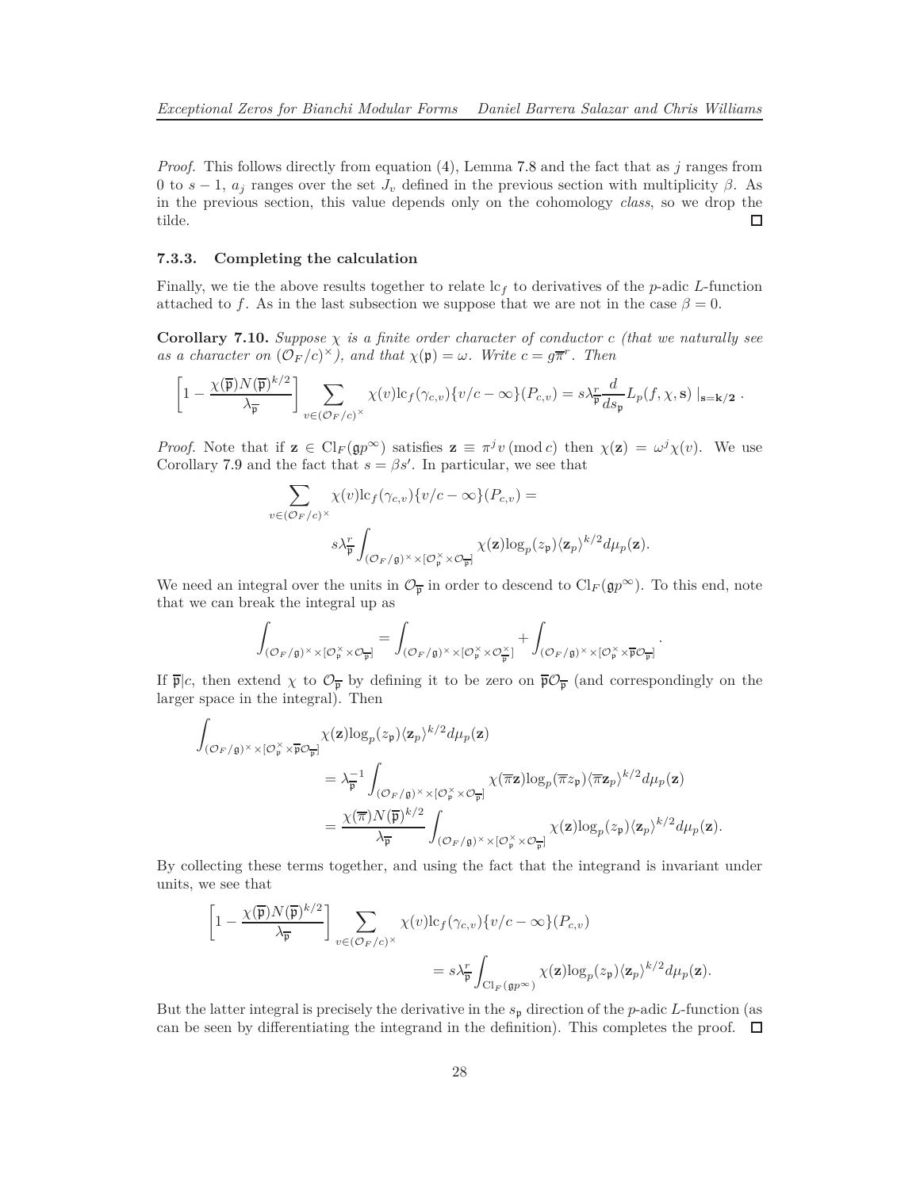*Proof.* This follows directly from equation (4), Lemma 7.8 and the fact that as $j$ ranges from 0 to $s-1$, $a_j$ ranges over the set $J_v$ defined in the previous section with multiplicity $\beta$. As in the previous section, this value depends only on the cohomology *class*, so we drop the tilde. ☐

#### 7.3.3. Completing the calculation

Finally, we tie the above results together to relate $\mathrm{lc}_f$ to derivatives of the $p$-adic $L$-function attached to $f$. As in the last subsection we suppose that we are not in the case $\beta = 0$.

**Corollary 7.10.** *Suppose $\chi$ is a finite order character of conductor $c$ (that we naturally see as a character on $(\mathcal{O}_F/c)^\times$), and that $\chi(\mathfrak{p}) = \omega$. Write $c = g\overline{\pi}^r$. Then*

$$\left[1 - \frac{\chi(\overline{\mathfrak{p}})N(\overline{\mathfrak{p}})^{k/2}}{\lambda_{\overline{\mathfrak{p}}}}\right] \sum_{v\in(\mathcal{O}_F/c)^\times} \chi(v)\mathrm{lc}_f(\gamma_{c,v})\{v/c - \infty\}(P_{c,v}) = s\lambda_{\overline{\mathfrak{p}}}^r \frac{d}{ds_{\mathfrak{p}}} L_p(f,\chi,\mathbf{s})\mid_{\mathbf{s}=\mathbf{k/2}}.$$

*Proof.* Note that if $\mathbf{z} \in \mathrm{Cl}_F(\mathfrak{g}p^\infty)$ satisfies $\mathbf{z} \equiv \pi^j v \,(\mathrm{mod}\, c)$ then $\chi(\mathbf{z}) = \omega^j\chi(v)$. We use Corollary 7.9 and the fact that $s = \beta s'$. In particular, we see that

$$\sum_{v\in(\mathcal{O}_F/c)^\times} \chi(v)\mathrm{lc}_f(\gamma_{c,v})\{v/c - \infty\}(P_{c,v}) =$$
$$s\lambda_{\overline{\mathfrak{p}}}^r \int_{(\mathcal{O}_F/\mathfrak{g})^\times \times [\mathcal{O}_{\mathfrak{p}}^\times \times \mathcal{O}_{\overline{\mathfrak{p}}}]} \chi(\mathbf{z})\log_p(z_{\mathfrak{p}})\langle \mathbf{z}_p\rangle^{k/2} d\mu_p(\mathbf{z}).$$

We need an integral over the units in $\mathcal{O}_{\overline{\mathfrak{p}}}$ in order to descend to $\mathrm{Cl}_F(\mathfrak{g}p^\infty)$. To this end, note that we can break the integral up as

$$\int_{(\mathcal{O}_F/\mathfrak{g})^\times \times [\mathcal{O}_{\mathfrak{p}}^\times \times \mathcal{O}_{\overline{\mathfrak{p}}}]} = \int_{(\mathcal{O}_F/\mathfrak{g})^\times \times [\mathcal{O}_{\mathfrak{p}}^\times \times \mathcal{O}_{\overline{\mathfrak{p}}}^\times]} + \int_{(\mathcal{O}_F/\mathfrak{g})^\times \times [\mathcal{O}_{\mathfrak{p}}^\times \times \overline{\mathfrak{p}}\mathcal{O}_{\overline{\mathfrak{p}}}]}.$$

If $\overline{\mathfrak{p}}|c$, then extend $\chi$ to $\mathcal{O}_{\overline{\mathfrak{p}}}$ by defining it to be zero on $\overline{\mathfrak{p}}\mathcal{O}_{\overline{\mathfrak{p}}}$ (and correspondingly on the larger space in the integral). Then

$$\begin{aligned}
\int_{(\mathcal{O}_F/\mathfrak{g})^\times \times [\mathcal{O}_{\mathfrak{p}}^\times \times \overline{\mathfrak{p}}\mathcal{O}_{\overline{\mathfrak{p}}}]} &\chi(\mathbf{z})\log_p(z_{\mathfrak{p}})\langle \mathbf{z}_p\rangle^{k/2} d\mu_p(\mathbf{z}) \\
&= \lambda_{\overline{\mathfrak{p}}}^{-1} \int_{(\mathcal{O}_F/\mathfrak{g})^\times \times [\mathcal{O}_{\mathfrak{p}}^\times \times \mathcal{O}_{\overline{\mathfrak{p}}}]} \chi(\overline{\pi}\mathbf{z})\log_p(\overline{\pi}z_{\mathfrak{p}})\langle \overline{\pi}\mathbf{z}_p\rangle^{k/2} d\mu_p(\mathbf{z}) \\
&= \frac{\chi(\overline{\pi})N(\overline{\mathfrak{p}})^{k/2}}{\lambda_{\overline{\mathfrak{p}}}} \int_{(\mathcal{O}_F/\mathfrak{g})^\times \times [\mathcal{O}_{\mathfrak{p}}^\times \times \mathcal{O}_{\overline{\mathfrak{p}}}]} \chi(\mathbf{z})\log_p(z_{\mathfrak{p}})\langle \mathbf{z}_p\rangle^{k/2} d\mu_p(\mathbf{z}).
\end{aligned}$$

By collecting these terms together, and using the fact that the integrand is invariant under units, we see that

$$\begin{aligned}
\left[1 - \frac{\chi(\overline{\mathfrak{p}})N(\overline{\mathfrak{p}})^{k/2}}{\lambda_{\overline{\mathfrak{p}}}}\right] &\sum_{v\in(\mathcal{O}_F/c)^\times} \chi(v)\mathrm{lc}_f(\gamma_{c,v})\{v/c - \infty\}(P_{c,v}) \\
&= s\lambda_{\overline{\mathfrak{p}}}^r \int_{\mathrm{Cl}_F(\mathfrak{g}p^\infty)} \chi(\mathbf{z})\log_p(z_{\mathfrak{p}})\langle \mathbf{z}_p\rangle^{k/2} d\mu_p(\mathbf{z}).
\end{aligned}$$

But the latter integral is precisely the derivative in the $s_{\mathfrak{p}}$ direction of the $p$-adic $L$-function (as can be seen by differentiating the integrand in the definition). This completes the proof. ☐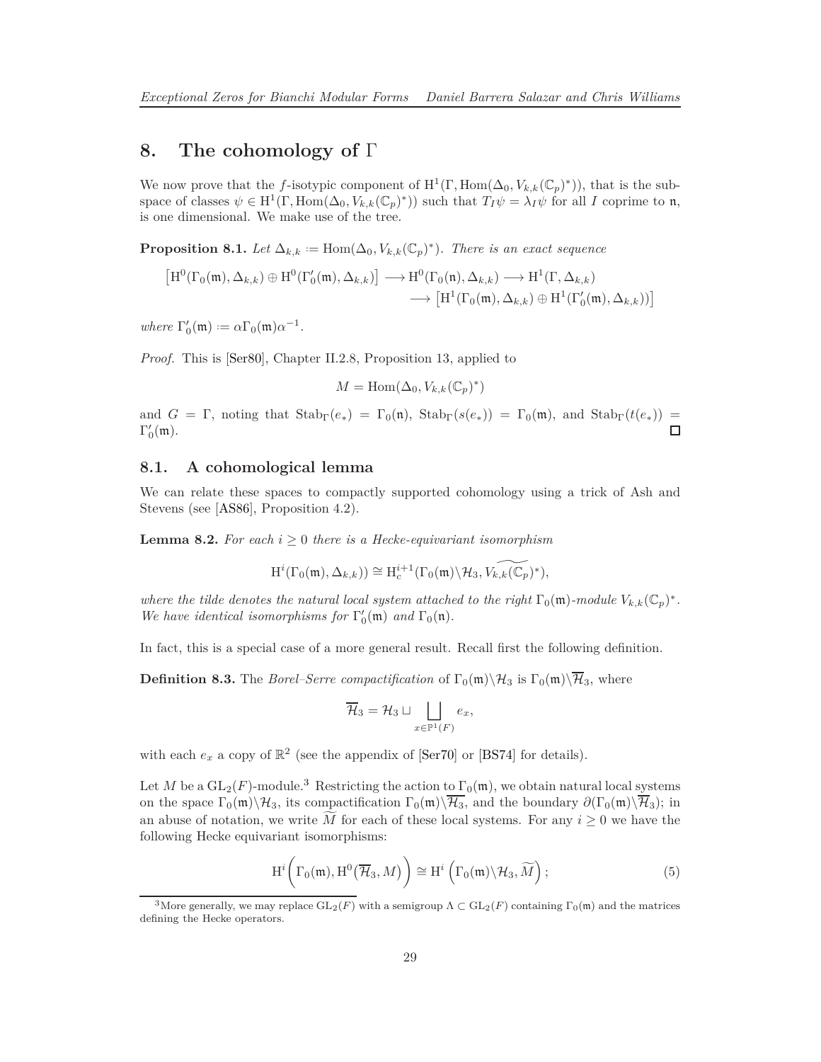## 8. The cohomology of $\Gamma$

We now prove that the $f$-isotypic component of $\mathrm{H}^1(\Gamma, \mathrm{Hom}(\Delta_0, V_{k,k}(\mathbb{C}_p)^*))$, that is the subspace of classes $\psi \in \mathrm{H}^1(\Gamma, \mathrm{Hom}(\Delta_0, V_{k,k}(\mathbb{C}_p)^*))$ such that $T_I\psi = \lambda_I\psi$ for all $I$ coprime to $\mathfrak{n}$, is one dimensional. We make use of the tree.

**Proposition 8.1.** *Let $\Delta_{k,k} \coloneqq \mathrm{Hom}(\Delta_0, V_{k,k}(\mathbb{C}_p)^*)$. There is an exact sequence*

$$\begin{aligned}\left[\mathrm{H}^0(\Gamma_0(\mathfrak{m}), \Delta_{k,k}) \oplus \mathrm{H}^0(\Gamma_0'(\mathfrak{m}), \Delta_{k,k})\right] \longrightarrow \mathrm{H}^0(\Gamma_0(\mathfrak{n}), \Delta_{k,k}) \longrightarrow \mathrm{H}^1(\Gamma, \Delta_{k,k}) \\ \longrightarrow \left[\mathrm{H}^1(\Gamma_0(\mathfrak{m}), \Delta_{k,k}) \oplus \mathrm{H}^1(\Gamma_0'(\mathfrak{m}), \Delta_{k,k}))\right]\end{aligned}$$

*where $\Gamma_0'(\mathfrak{m}) \coloneqq \alpha\Gamma_0(\mathfrak{m})\alpha^{-1}$.*

*Proof.* This is [Ser80], Chapter II.2.8, Proposition 13, applied to

$$M = \mathrm{Hom}(\Delta_0, V_{k,k}(\mathbb{C}_p)^*)$$

and $G = \Gamma$, noting that $\mathrm{Stab}_\Gamma(e_*) = \Gamma_0(\mathfrak{n})$, $\mathrm{Stab}_\Gamma(s(e_*)) = \Gamma_0(\mathfrak{m})$, and $\mathrm{Stab}_\Gamma(t(e_*)) = \Gamma_0'(\mathfrak{m})$. ☐

### 8.1. A cohomological lemma

We can relate these spaces to compactly supported cohomology using a trick of Ash and Stevens (see [AS86], Proposition 4.2).

**Lemma 8.2.** *For each $i \geq 0$ there is a Hecke-equivariant isomorphism*

$$\mathrm{H}^i(\Gamma_0(\mathfrak{m}), \Delta_{k,k})) \cong \mathrm{H}_c^{i+1}(\Gamma_0(\mathfrak{m})\backslash\mathcal{H}_3, \widetilde{V_{k,k}(\mathbb{C}_p)}^*),$$

*where the tilde denotes the natural local system attached to the right $\Gamma_0(\mathfrak{m})$-module $V_{k,k}(\mathbb{C}_p)^*$. We have identical isomorphisms for $\Gamma_0'(\mathfrak{m})$ and $\Gamma_0(\mathfrak{n})$.*

In fact, this is a special case of a more general result. Recall first the following definition.

**Definition 8.3.** The *Borel–Serre compactification* of $\Gamma_0(\mathfrak{m})\backslash\mathcal{H}_3$ is $\Gamma_0(\mathfrak{m})\backslash\overline{\mathcal{H}}_3$, where

$$\overline{\mathcal{H}}_3 = \mathcal{H}_3 \sqcup \bigsqcup_{x\in\mathbb{P}^1(F)} e_x,$$

with each $e_x$ a copy of $\mathbb{R}^2$ (see the appendix of [Ser70] or [BS74] for details).

Let $M$ be a $\mathrm{GL}_2(F)$-module.[3] Restricting the action to $\Gamma_0(\mathfrak{m})$, we obtain natural local systems on the space $\Gamma_0(\mathfrak{m})\backslash\mathcal{H}_3$, its compactification $\Gamma_0(\mathfrak{m})\backslash\overline{\mathcal{H}_3}$, and the boundary $\partial(\Gamma_0(\mathfrak{m})\backslash\overline{\mathcal{H}}_3)$; in an abuse of notation, we write $\widetilde{M}$ for each of these local systems. For any $i \geq 0$ we have the following Hecke equivariant isomorphisms:

$$\mathrm{H}^i\bigg(\Gamma_0(\mathfrak{m}), \mathrm{H}^0(\overline{\mathcal{H}}_3, M)\bigg) \cong \mathrm{H}^i\left(\Gamma_0(\mathfrak{m})\backslash\mathcal{H}_3, \widetilde{M}\right); \tag{5}$$

[3] More generally, we may replace $\mathrm{GL}_2(F)$ with a semigroup $\Lambda \subset \mathrm{GL}_2(F)$ containing $\Gamma_0(\mathfrak{m})$ and the matrices defining the Hecke operators.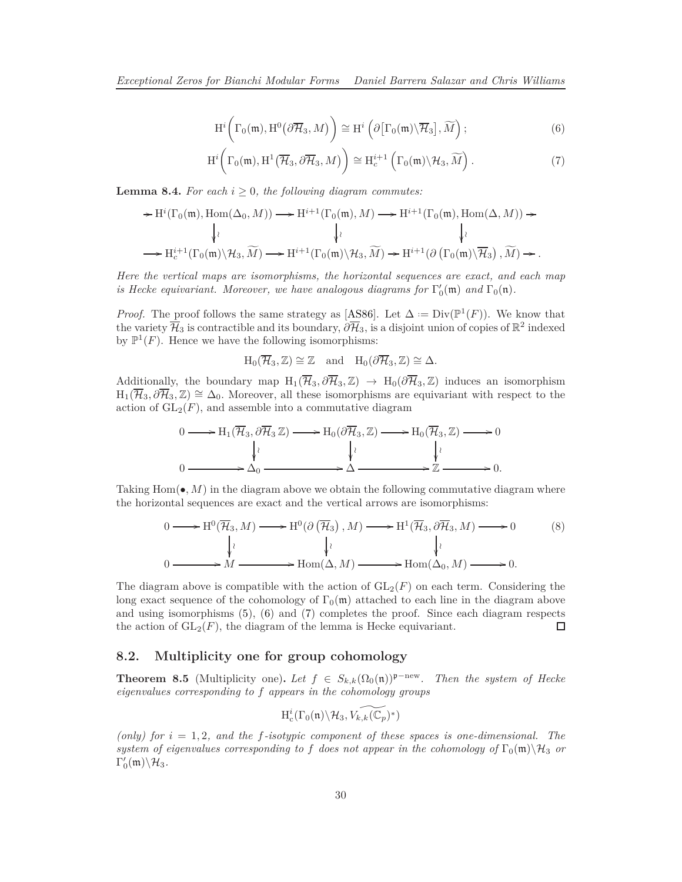$$\mathrm{H}^i\bigg(\Gamma_0(\mathfrak{m}), \mathrm{H}^0\big(\partial\overline{\mathcal{H}}_3, M\big)\bigg) \cong \mathrm{H}^i\left(\partial\big[\Gamma_0(\mathfrak{m})\backslash\overline{\mathcal{H}}_3\big], \widetilde{M}\right); \tag{6}$$

$$\mathrm{H}^i\bigg(\Gamma_0(\mathfrak{m}), \mathrm{H}^1\big(\overline{\mathcal{H}}_3, \partial\overline{\mathcal{H}}_3, M\big)\bigg) \cong \mathrm{H}_c^{i+1}\left(\Gamma_0(\mathfrak{m})\backslash\mathcal{H}_3, \widetilde{M}\right). \tag{7}$$

**Lemma 8.4.** *For each $i \geq 0$, the following diagram commutes:*

$$\begin{array}{ccccccc}
\to \mathrm{H}^i(\Gamma_0(\mathfrak{m}), \mathrm{Hom}(\Delta_0, M)) & \longrightarrow & \mathrm{H}^{i+1}(\Gamma_0(\mathfrak{m}), M) & \longrightarrow & \mathrm{H}^{i+1}(\Gamma_0(\mathfrak{m}), \mathrm{Hom}(\Delta, M)) \to \\
\downarrow\wr & & \downarrow\wr & & \downarrow\wr \\
\to \mathrm{H}_c^{i+1}(\Gamma_0(\mathfrak{m})\backslash\mathcal{H}_3, \widetilde{M}) & \longrightarrow & \mathrm{H}^{i+1}(\Gamma_0(\mathfrak{m})\backslash\mathcal{H}_3, \widetilde{M}) & \longrightarrow & \mathrm{H}^{i+1}(\partial\left(\Gamma_0(\mathfrak{m})\backslash\overline{\mathcal{H}}_3\right), \widetilde{M}) \to .
\end{array}$$

*Here the vertical maps are isomorphisms, the horizontal sequences are exact, and each map is Hecke equivariant. Moreover, we have analogous diagrams for $\Gamma_0'(\mathfrak{m})$ and $\Gamma_0(\mathfrak{n})$.*

*Proof.* The proof follows the same strategy as [AS86]. Let $\Delta := \mathrm{Div}(\mathbb{P}^1(F))$. We know that the variety $\overline{\mathcal{H}}_3$ is contractible and its boundary, $\partial\overline{\mathcal{H}}_3$, is a disjoint union of copies of $\mathbb{R}^2$ indexed by $\mathbb{P}^1(F)$. Hence we have the following isomorphisms:

$$\mathrm{H}_0(\overline{\mathcal{H}}_3, \mathbb{Z}) \cong \mathbb{Z} \quad \text{and} \quad \mathrm{H}_0(\partial\overline{\mathcal{H}}_3, \mathbb{Z}) \cong \Delta.$$

Additionally, the boundary map $\mathrm{H}_1(\overline{\mathcal{H}}_3, \partial\overline{\mathcal{H}}_3, \mathbb{Z}) \to \mathrm{H}_0(\partial\overline{\mathcal{H}}_3, \mathbb{Z})$ induces an isomorphism $\mathrm{H}_1(\overline{\mathcal{H}}_3, \partial\overline{\mathcal{H}}_3, \mathbb{Z}) \cong \Delta_0$. Moreover, all these isomorphisms are equivariant with respect to the action of $\mathrm{GL}_2(F)$, and assemble into a commutative diagram

$$\begin{array}{ccccccccc}
0 & \longrightarrow & \mathrm{H}_1(\overline{\mathcal{H}}_3, \partial\overline{\mathcal{H}}_3\, \mathbb{Z}) & \longrightarrow & \mathrm{H}_0(\partial\overline{\mathcal{H}}_3, \mathbb{Z}) & \longrightarrow & \mathrm{H}_0(\overline{\mathcal{H}}_3, \mathbb{Z}) & \longrightarrow & 0 \\
 & & \downarrow\wr & & \downarrow\wr & & \downarrow\wr & & \\
0 & \longrightarrow & \Delta_0 & \longrightarrow & \Delta & \longrightarrow & \mathbb{Z} & \longrightarrow & 0.
\end{array}$$

Taking $\mathrm{Hom}(\bullet, M)$ in the diagram above we obtain the following commutative diagram where the horizontal sequences are exact and the vertical arrows are isomorphisms:

$$\begin{array}{ccccccccc}
0 & \longrightarrow & \mathrm{H}^0(\overline{\mathcal{H}}_3, M) & \longrightarrow & \mathrm{H}^0(\partial\left(\overline{\mathcal{H}}_3\right), M) & \longrightarrow & \mathrm{H}^1(\overline{\mathcal{H}}_3, \partial\overline{\mathcal{H}}_3, M) & \longrightarrow & 0 \\
 & & \downarrow\wr & & \downarrow\wr & & \downarrow\wr & & \\
0 & \longrightarrow & M & \longrightarrow & \mathrm{Hom}(\Delta, M) & \longrightarrow & \mathrm{Hom}(\Delta_0, M) & \longrightarrow & 0.
\end{array} \tag{8}$$

The diagram above is compatible with the action of $\mathrm{GL}_2(F)$ on each term. Considering the long exact sequence of the cohomology of $\Gamma_0(\mathfrak{m})$ attached to each line in the diagram above and using isomorphisms (5), (6) and (7) completes the proof. Since each diagram respects the action of $\mathrm{GL}_2(F)$, the diagram of the lemma is Hecke equivariant. $\square$

## 8.2. Multiplicity one for group cohomology

**Theorem 8.5** (Multiplicity one)**.** *Let $f \in S_{k,k}(\Omega_0(\mathfrak{n}))^{\mathfrak{p}-\mathrm{new}}$. Then the system of Hecke eigenvalues corresponding to $f$ appears in the cohomology groups*

$$\mathrm{H}_c^i(\Gamma_0(\mathfrak{n})\backslash\mathcal{H}_3, \widetilde{V_{k,k}(\mathbb{C}_p)^*})$$

*(only) for $i = 1, 2$, and the $f$-isotypic component of these spaces is one-dimensional. The system of eigenvalues corresponding to $f$ does not appear in the cohomology of $\Gamma_0(\mathfrak{m})\backslash\mathcal{H}_3$ or $\Gamma_0'(\mathfrak{m})\backslash\mathcal{H}_3$.*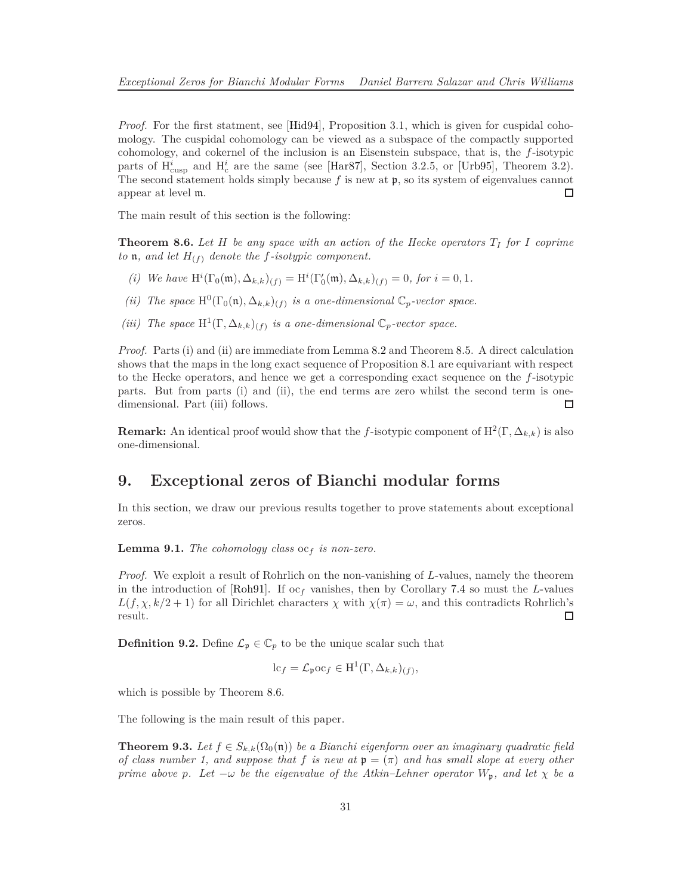*Proof.* For the first statment, see [Hid94], Proposition 3.1, which is given for cuspidal cohomology. The cuspidal cohomology can be viewed as a subspace of the compactly supported cohomology, and cokernel of the inclusion is an Eisenstein subspace, that is, the $f$-isotypic parts of $\mathrm{H}^i_{\mathrm{cusp}}$ and $\mathrm{H}^i_{\mathrm{c}}$ are the same (see [Har87], Section 3.2.5, or [Urb95], Theorem 3.2). The second statement holds simply because $f$ is new at $\mathfrak{p}$, so its system of eigenvalues cannot appear at level $\mathfrak{m}$. □

The main result of this section is the following:

**Theorem 8.6.** *Let $H$ be any space with an action of the Hecke operators $T_I$ for $I$ coprime to $\mathfrak{n}$, and let $H_{(f)}$ denote the $f$-isotypic component.*

*(i) We have $\mathrm{H}^i(\Gamma_0(\mathfrak{m}), \Delta_{k,k})_{(f)} = \mathrm{H}^i(\Gamma_0'(\mathfrak{m}), \Delta_{k,k})_{(f)} = 0$, for $i = 0, 1$.*

*(ii) The space $\mathrm{H}^0(\Gamma_0(\mathfrak{n}), \Delta_{k,k})_{(f)}$ is a one-dimensional $\mathbb{C}_p$-vector space.*

*(iii) The space $\mathrm{H}^1(\Gamma, \Delta_{k,k})_{(f)}$ is a one-dimensional $\mathbb{C}_p$-vector space.*

*Proof.* Parts (i) and (ii) are immediate from Lemma 8.2 and Theorem 8.5. A direct calculation shows that the maps in the long exact sequence of Proposition 8.1 are equivariant with respect to the Hecke operators, and hence we get a corresponding exact sequence on the $f$-isotypic parts. But from parts (i) and (ii), the end terms are zero whilst the second term is one-dimensional. Part (iii) follows. □

**Remark:** An identical proof would show that the $f$-isotypic component of $\mathrm{H}^2(\Gamma, \Delta_{k,k})$ is also one-dimensional.

# 9. Exceptional zeros of Bianchi modular forms

In this section, we draw our previous results together to prove statements about exceptional zeros.

**Lemma 9.1.** *The cohomology class $\mathrm{oc}_f$ is non-zero.*

*Proof.* We exploit a result of Rohrlich on the non-vanishing of $L$-values, namely the theorem in the introduction of [Roh91]. If $\mathrm{oc}_f$ vanishes, then by Corollary 7.4 so must the $L$-values $L(f, \chi, k/2 + 1)$ for all Dirichlet characters $\chi$ with $\chi(\pi) = \omega$, and this contradicts Rohrlich's result. □

**Definition 9.2.** Define $\mathcal{L}_{\mathfrak{p}} \in \mathbb{C}_p$ to be the unique scalar such that

$$\mathrm{lc}_f = \mathcal{L}_{\mathfrak{p}} \mathrm{oc}_f \in \mathrm{H}^1(\Gamma, \Delta_{k,k})_{(f)},$$

which is possible by Theorem 8.6.

The following is the main result of this paper.

**Theorem 9.3.** *Let $f \in S_{k,k}(\Omega_0(\mathfrak{n}))$ be a Bianchi eigenform over an imaginary quadratic field of class number 1, and suppose that $f$ is new at $\mathfrak{p} = (\pi)$ and has small slope at every other prime above $p$. Let $-\omega$ be the eigenvalue of the Atkin–Lehner operator $W_{\mathfrak{p}}$, and let $\chi$ be a*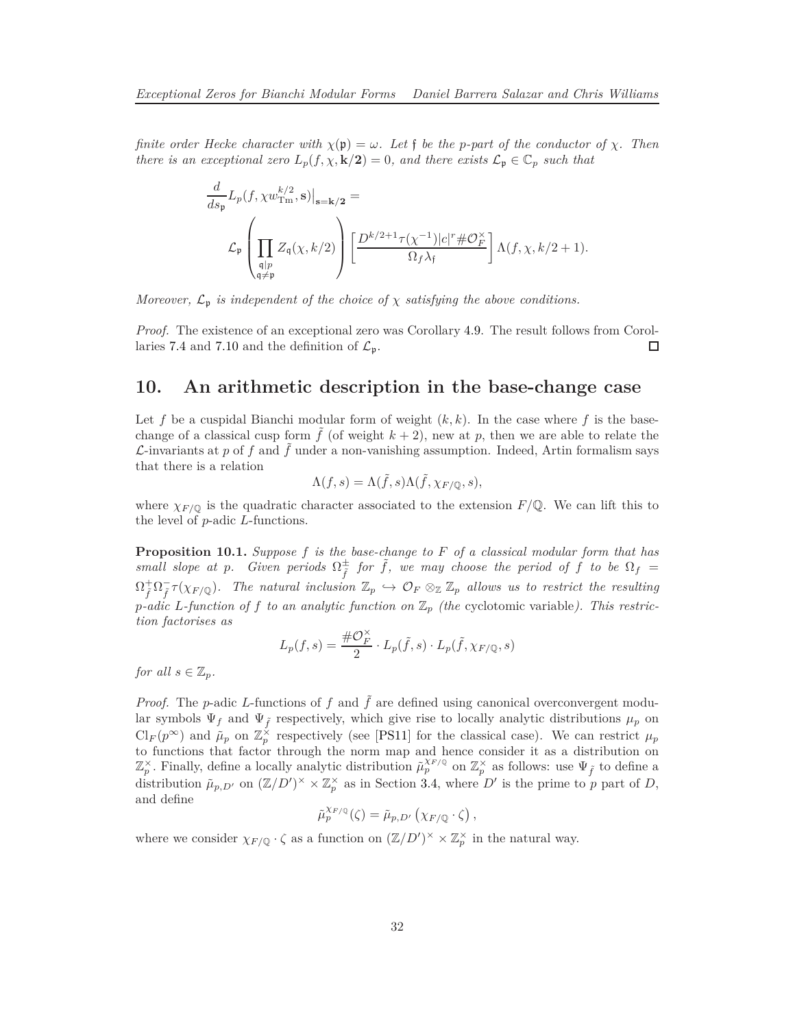*finite order Hecke character with $\chi(\mathfrak{p}) = \omega$. Let $\mathfrak{f}$ be the $p$-part of the conductor of $\chi$. Then there is an exceptional zero $L_p(f, \chi, \mathbf{k/2}) = 0$, and there exists $\mathcal{L}_{\mathfrak{p}} \in \mathbb{C}_p$ such that*

$$\frac{d}{ds_{\mathfrak{p}}} L_p(f, \chi w_{\mathrm{Tm}}^{k/2}, \mathbf{s})\big|_{\mathbf{s}=\mathbf{k/2}} = \mathcal{L}_{\mathfrak{p}} \left( \prod_{\substack{\mathfrak{q}|p \\ \mathfrak{q} \neq \mathfrak{p}}} Z_{\mathfrak{q}}(\chi, k/2) \right) \left[ \frac{D^{k/2+1} \tau(\chi^{-1}) |c|^r \# \mathcal{O}_F^\times}{\Omega_f \lambda_{\mathfrak{f}}} \right] \Lambda(f, \chi, k/2+1).$$

*Moreover, $\mathcal{L}_{\mathfrak{p}}$ is independent of the choice of $\chi$ satisfying the above conditions.*

*Proof.* The existence of an exceptional zero was Corollary 4.9. The result follows from Corollaries 7.4 and 7.10 and the definition of $\mathcal{L}_{\mathfrak{p}}$. □

## 10. An arithmetic description in the base-change case

Let $f$ be a cuspidal Bianchi modular form of weight $(k, k)$. In the case where $f$ is the base-change of a classical cusp form $\tilde{f}$ (of weight $k+2$), new at $p$, then we are able to relate the $\mathcal{L}$-invariants at $p$ of $f$ and $\tilde{f}$ under a non-vanishing assumption. Indeed, Artin formalism says that there is a relation

$$\Lambda(f, s) = \Lambda(\tilde{f}, s)\Lambda(\tilde{f}, \chi_{F/\mathbb{Q}}, s),$$

where $\chi_{F/\mathbb{Q}}$ is the quadratic character associated to the extension $F/\mathbb{Q}$. We can lift this to the level of $p$-adic $L$-functions.

**Proposition 10.1.** *Suppose $f$ is the base-change to $F$ of a classical modular form that has small slope at $p$. Given periods $\Omega_{\tilde{f}}^{\pm}$ for $\tilde{f}$, we may choose the period of $f$ to be $\Omega_f = \Omega_{\tilde{f}}^+ \Omega_{\tilde{f}}^- \tau(\chi_{F/\mathbb{Q}})$. The natural inclusion $\mathbb{Z}_p \hookrightarrow \mathcal{O}_F \otimes_{\mathbb{Z}} \mathbb{Z}_p$ allows us to restrict the resulting $p$-adic $L$-function of $f$ to an analytic function on $\mathbb{Z}_p$ (the* cyclotomic *variable). This restriction factorises as*

$$L_p(f, s) = \frac{\# \mathcal{O}_F^\times}{2} \cdot L_p(\tilde{f}, s) \cdot L_p(\tilde{f}, \chi_{F/\mathbb{Q}}, s)$$

*for all $s \in \mathbb{Z}_p$.*

*Proof.* The $p$-adic $L$-functions of $f$ and $\tilde{f}$ are defined using canonical overconvergent modular symbols $\Psi_f$ and $\Psi_{\tilde{f}}$ respectively, which give rise to locally analytic distributions $\mu_p$ on $\mathrm{Cl}_F(p^\infty)$ and $\tilde{\mu}_p$ on $\mathbb{Z}_p^\times$ respectively (see [PS11] for the classical case). We can restrict $\mu_p$ to functions that factor through the norm map and hence consider it as a distribution on $\mathbb{Z}_p^\times$. Finally, define a locally analytic distribution $\tilde{\mu}_p^{\chi_{F/\mathbb{Q}}}$ on $\mathbb{Z}_p^\times$ as follows: use $\Psi_{\tilde{f}}$ to define a distribution $\tilde{\mu}_{p,D'}$ on $(\mathbb{Z}/D')^\times \times \mathbb{Z}_p^\times$ as in Section 3.4, where $D'$ is the prime to $p$ part of $D$, and define

$$\tilde{\mu}_p^{\chi_{F/\mathbb{Q}}}(\zeta) = \tilde{\mu}_{p,D'}\left(\chi_{F/\mathbb{Q}} \cdot \zeta\right),$$

where we consider $\chi_{F/\mathbb{Q}} \cdot \zeta$ as a function on $(\mathbb{Z}/D')^\times \times \mathbb{Z}_p^\times$ in the natural way.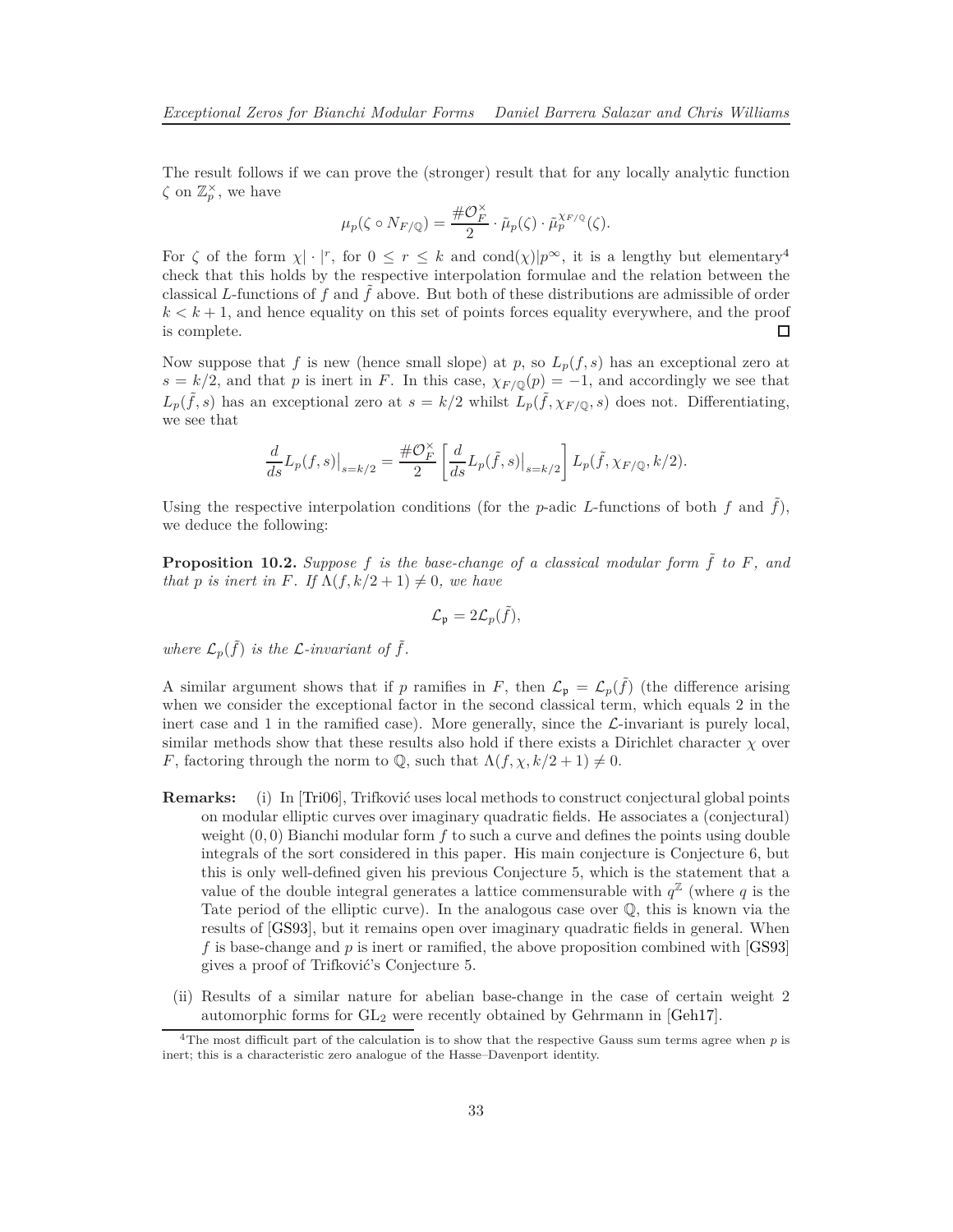The result follows if we can prove the (stronger) result that for any locally analytic function $\zeta$ on $\mathbb{Z}_p^\times$, we have

$$\mu_p(\zeta \circ N_{F/\mathbb{Q}}) = \frac{\#\mathcal{O}_F^\times}{2} \cdot \tilde{\mu}_p(\zeta) \cdot \tilde{\mu}_p^{\chi_{F/\mathbb{Q}}}(\zeta).$$

For $\zeta$ of the form $\chi|\cdot|^r$, for $0 \leq r \leq k$ and $\mathrm{cond}(\chi)|p^\infty$, it is a lengthy but elementary[4] check that this holds by the respective interpolation formulae and the relation between the classical $L$-functions of $f$ and $\tilde{f}$ above. But both of these distributions are admissible of order $k < k+1$, and hence equality on this set of points forces equality everywhere, and the proof is complete. □

Now suppose that $f$ is new (hence small slope) at $p$, so $L_p(f,s)$ has an exceptional zero at $s = k/2$, and that $p$ is inert in $F$. In this case, $\chi_{F/\mathbb{Q}}(p) = -1$, and accordingly we see that $L_p(\tilde{f},s)$ has an exceptional zero at $s = k/2$ whilst $L_p(\tilde{f},\chi_{F/\mathbb{Q}},s)$ does not. Differentiating, we see that

$$\frac{d}{ds}L_p(f,s)\big|_{s=k/2} = \frac{\#\mathcal{O}_F^\times}{2}\left[\frac{d}{ds}L_p(\tilde{f},s)\big|_{s=k/2}\right] L_p(\tilde{f},\chi_{F/\mathbb{Q}},k/2).$$

Using the respective interpolation conditions (for the $p$-adic $L$-functions of both $f$ and $\tilde{f}$), we deduce the following:

**Proposition 10.2.** *Suppose $f$ is the base-change of a classical modular form $\tilde{f}$ to $F$, and that $p$ is inert in $F$. If $\Lambda(f, k/2+1) \neq 0$, we have*

$$\mathcal{L}_\mathfrak{p} = 2\mathcal{L}_p(\tilde{f}),$$

*where $\mathcal{L}_p(\tilde{f})$ is the $\mathcal{L}$-invariant of $\tilde{f}$.*

A similar argument shows that if $p$ ramifies in $F$, then $\mathcal{L}_\mathfrak{p} = \mathcal{L}_p(\tilde{f})$ (the difference arising when we consider the exceptional factor in the second classical term, which equals 2 in the inert case and 1 in the ramified case). More generally, since the $\mathcal{L}$-invariant is purely local, similar methods show that these results also hold if there exists a Dirichlet character $\chi$ over $F$, factoring through the norm to $\mathbb{Q}$, such that $\Lambda(f,\chi,k/2+1) \neq 0$.

**Remarks:**

(i) In [Tri06], Trifković uses local methods to construct conjectural global points on modular elliptic curves over imaginary quadratic fields. He associates a (conjectural) weight $(0,0)$ Bianchi modular form $f$ to such a curve and defines the points using double integrals of the sort considered in this paper. His main conjecture is Conjecture 6, but this is only well-defined given his previous Conjecture 5, which is the statement that a value of the double integral generates a lattice commensurable with $q^\mathbb{Z}$ (where $q$ is the Tate period of the elliptic curve). In the analogous case over $\mathbb{Q}$, this is known via the results of [GS93], but it remains open over imaginary quadratic fields in general. When $f$ is base-change and $p$ is inert or ramified, the above proposition combined with [GS93] gives a proof of Trifković's Conjecture 5.

(ii) Results of a similar nature for abelian base-change in the case of certain weight 2 automorphic forms for $\mathrm{GL}_2$ were recently obtained by Gehrmann in [Geh17].

[4] The most difficult part of the calculation is to show that the respective Gauss sum terms agree when $p$ is inert; this is a characteristic zero analogue of the Hasse–Davenport identity.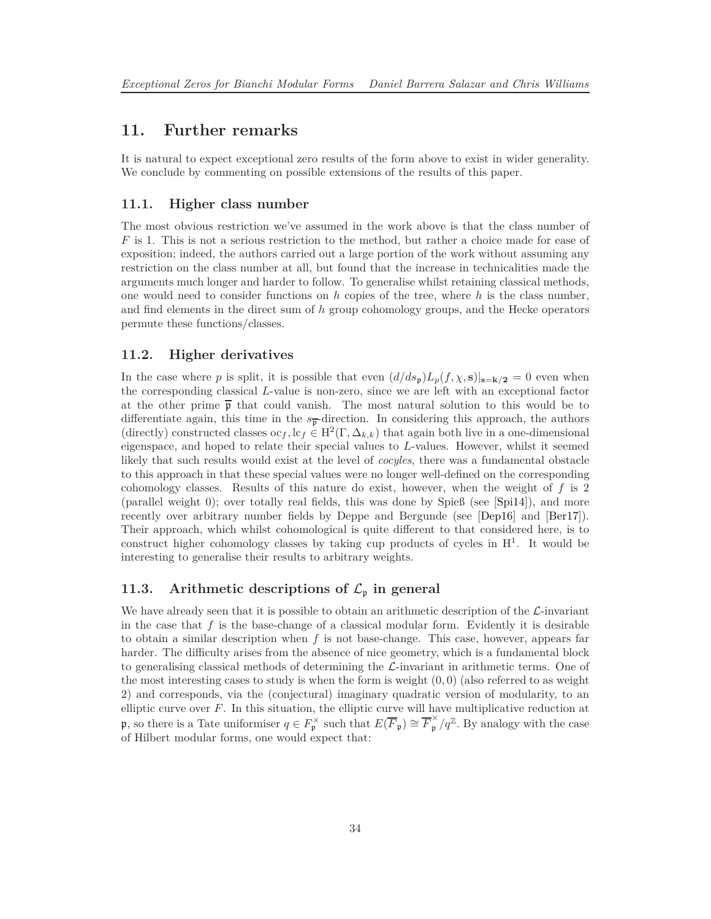## 11. Further remarks

It is natural to expect exceptional zero results of the form above to exist in wider generality. We conclude by commenting on possible extensions of the results of this paper.

### 11.1. Higher class number

The most obvious restriction we've assumed in the work above is that the class number of $F$ is 1. This is not a serious restriction to the method, but rather a choice made for ease of exposition; indeed, the authors carried out a large portion of the work without assuming any restriction on the class number at all, but found that the increase in technicalities made the arguments much longer and harder to follow. To generalise whilst retaining classical methods, one would need to consider functions on $h$ copies of the tree, where $h$ is the class number, and find elements in the direct sum of $h$ group cohomology groups, and the Hecke operators permute these functions/classes.

### 11.2. Higher derivatives

In the case where $p$ is split, it is possible that even $(d/ds_{\mathfrak{p}})L_p(f,\chi,\mathbf{s})|_{\mathbf{s}=\mathbf{k}/\mathbf{2}} = 0$ even when the corresponding classical $L$-value is non-zero, since we are left with an exceptional factor at the other prime $\overline{\mathfrak{p}}$ that could vanish. The most natural solution to this would be to differentiate again, this time in the $s_{\overline{\mathfrak{p}}}$-direction. In considering this approach, the authors (directly) constructed classes $\mathrm{oc}_f, \mathrm{lc}_f \in \mathrm{H}^2(\Gamma, \Delta_{k,k})$ that again both live in a one-dimensional eigenspace, and hoped to relate their special values to $L$-values. However, whilst it seemed likely that such results would exist at the level of *cocyles*, there was a fundamental obstacle to this approach in that these special values were no longer well-defined on the corresponding cohomology classes. Results of this nature do exist, however, when the weight of $f$ is 2 (parallel weight 0); over totally real fields, this was done by Spieß (see [Spi14]), and more recently over arbitrary number fields by Deppe and Bergunde (see [Dep16] and [Ber17]). Their approach, which whilst cohomological is quite different to that considered here, is to construct higher cohomology classes by taking cup products of cycles in $\mathrm{H}^1$. It would be interesting to generalise their results to arbitrary weights.

### 11.3. Arithmetic descriptions of $\mathcal{L}_{\mathfrak{p}}$ in general

We have already seen that it is possible to obtain an arithmetic description of the $\mathcal{L}$-invariant in the case that $f$ is the base-change of a classical modular form. Evidently it is desirable to obtain a similar description when $f$ is not base-change. This case, however, appears far harder. The difficulty arises from the absence of nice geometry, which is a fundamental block to generalising classical methods of determining the $\mathcal{L}$-invariant in arithmetic terms. One of the most interesting cases to study is when the form is weight $(0,0)$ (also referred to as weight 2) and corresponds, via the (conjectural) imaginary quadratic version of modularity, to an elliptic curve over $F$. In this situation, the elliptic curve will have multiplicative reduction at $\mathfrak{p}$, so there is a Tate uniformiser $q \in F_{\mathfrak{p}}^\times$ such that $E(\overline{F}_{\mathfrak{p}}) \cong \overline{F}_{\mathfrak{p}}^\times/q^{\mathbb{Z}}$. By analogy with the case of Hilbert modular forms, one would expect that: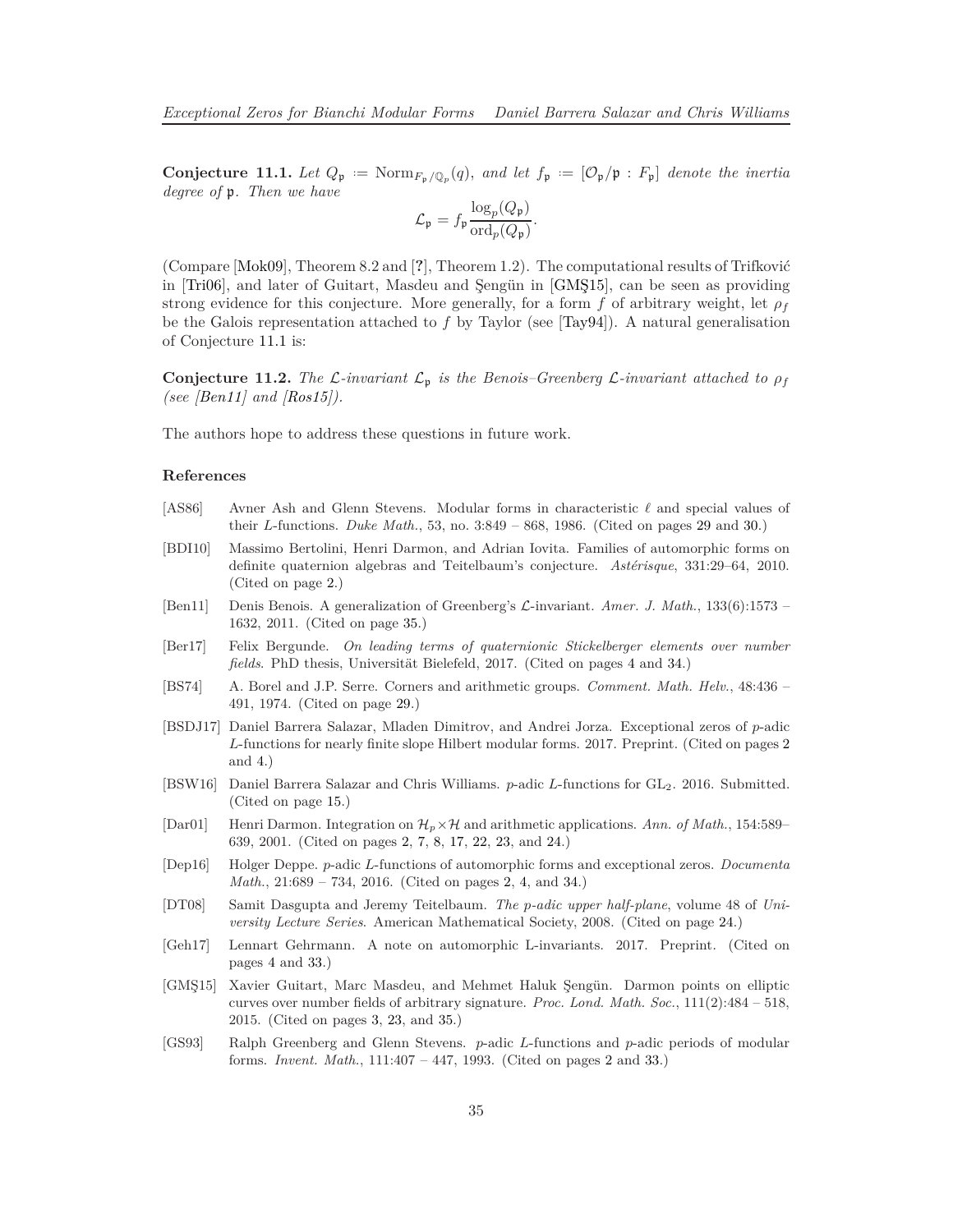**Conjecture 11.1.** *Let $Q_\mathfrak{p} := \mathrm{Norm}_{F_\mathfrak{p}/\mathbb{Q}_p}(q)$, and let $f_\mathfrak{p} := [\mathcal{O}_\mathfrak{p}/\mathfrak{p} : F_\mathfrak{p}]$ denote the inertia degree of $\mathfrak{p}$. Then we have*

$$\mathcal{L}_\mathfrak{p} = f_\mathfrak{p} \frac{\log_p(Q_\mathfrak{p})}{\mathrm{ord}_p(Q_\mathfrak{p})}.$$

(Compare [Mok09], Theorem 8.2 and [?], Theorem 1.2). The computational results of Trifković in [Tri06], and later of Guitart, Masdeu and Şengün in [GMŞ15], can be seen as providing strong evidence for this conjecture. More generally, for a form $f$ of arbitrary weight, let $\rho_f$ be the Galois representation attached to $f$ by Taylor (see [Tay94]). A natural generalisation of Conjecture 11.1 is:

**Conjecture 11.2.** *The $\mathcal{L}$-invariant $\mathcal{L}_\mathfrak{p}$ is the Benois–Greenberg $\mathcal{L}$-invariant attached to $\rho_f$ (see [Ben11] and [Ros15]).*

The authors hope to address these questions in future work.

### References

- [AS86] Avner Ash and Glenn Stevens. Modular forms in characteristic $\ell$ and special values of their $L$-functions. *Duke Math.*, 53, no. 3:849 – 868, 1986. (Cited on pages 29 and 30.)
- [BDI10] Massimo Bertolini, Henri Darmon, and Adrian Iovita. Families of automorphic forms on definite quaternion algebras and Teitelbaum's conjecture. *Astérisque*, 331:29–64, 2010. (Cited on page 2.)
- [Ben11] Denis Benois. A generalization of Greenberg's $\mathcal{L}$-invariant. *Amer. J. Math.*, 133(6):1573 – 1632, 2011. (Cited on page 35.)
- [Ber17] Felix Bergunde. *On leading terms of quaternionic Stickelberger elements over number fields*. PhD thesis, Universität Bielefeld, 2017. (Cited on pages 4 and 34.)
- [BS74] A. Borel and J.P. Serre. Corners and arithmetic groups. *Comment. Math. Helv.*, 48:436 – 491, 1974. (Cited on page 29.)
- [BSDJ17] Daniel Barrera Salazar, Mladen Dimitrov, and Andrei Jorza. Exceptional zeros of $p$-adic $L$-functions for nearly finite slope Hilbert modular forms. 2017. Preprint. (Cited on pages 2 and 4.)
- [BSW16] Daniel Barrera Salazar and Chris Williams. $p$-adic $L$-functions for $\mathrm{GL}_2$. 2016. Submitted. (Cited on page 15.)
- [Dar01] Henri Darmon. Integration on $\mathcal{H}_p \times \mathcal{H}$ and arithmetic applications. *Ann. of Math.*, 154:589–639, 2001. (Cited on pages 2, 7, 8, 17, 22, 23, and 24.)
- [Dep16] Holger Deppe. $p$-adic $L$-functions of automorphic forms and exceptional zeros. *Documenta Math.*, 21:689 – 734, 2016. (Cited on pages 2, 4, and 34.)
- [DT08] Samit Dasgupta and Jeremy Teitelbaum. *The p-adic upper half-plane*, volume 48 of *University Lecture Series*. American Mathematical Society, 2008. (Cited on page 24.)
- [Geh17] Lennart Gehrmann. A note on automorphic L-invariants. 2017. Preprint. (Cited on pages 4 and 33.)
- [GMŞ15] Xavier Guitart, Marc Masdeu, and Mehmet Haluk Şengün. Darmon points on elliptic curves over number fields of arbitrary signature. *Proc. Lond. Math. Soc.*, 111(2):484 – 518, 2015. (Cited on pages 3, 23, and 35.)
- [GS93] Ralph Greenberg and Glenn Stevens. $p$-adic $L$-functions and $p$-adic periods of modular forms. *Invent. Math.*, 111:407 – 447, 1993. (Cited on pages 2 and 33.)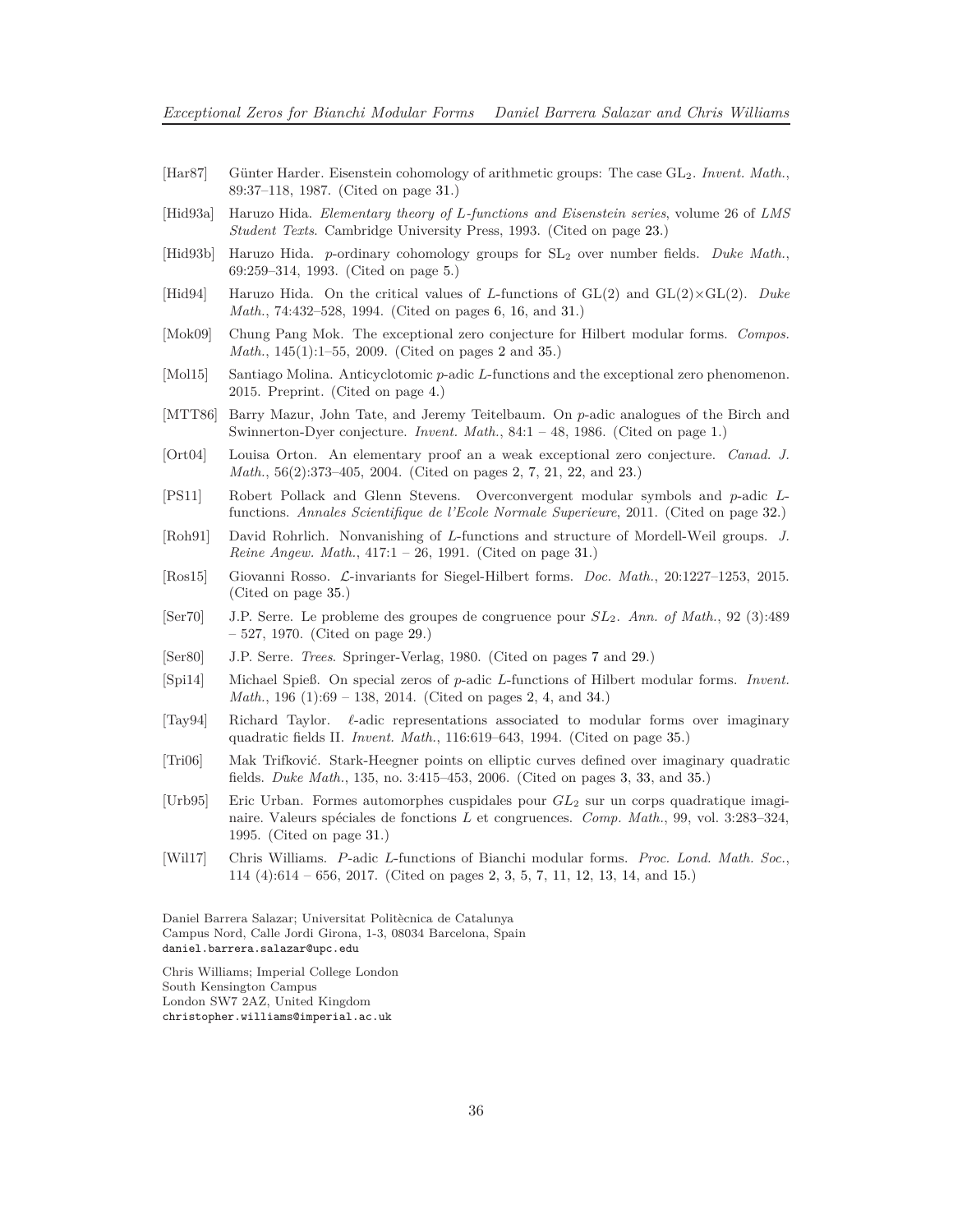[Har87] Günter Harder. Eisenstein cohomology of arithmetic groups: The case $\mathrm{GL}_2$. *Invent. Math.*, 89:37–118, 1987. (Cited on page 31.)

[Hid93a] Haruzo Hida. *Elementary theory of L-functions and Eisenstein series*, volume 26 of *LMS Student Texts*. Cambridge University Press, 1993. (Cited on page 23.)

[Hid93b] Haruzo Hida. $p$-ordinary cohomology groups for $\mathrm{SL}_2$ over number fields. *Duke Math.*, 69:259–314, 1993. (Cited on page 5.)

[Hid94] Haruzo Hida. On the critical values of $L$-functions of GL(2) and GL(2)×GL(2). *Duke Math.*, 74:432–528, 1994. (Cited on pages 6, 16, and 31.)

[Mok09] Chung Pang Mok. The exceptional zero conjecture for Hilbert modular forms. *Compos. Math.*, 145(1):1–55, 2009. (Cited on pages 2 and 35.)

[Mol15] Santiago Molina. Anticyclotomic $p$-adic $L$-functions and the exceptional zero phenomenon. 2015. Preprint. (Cited on page 4.)

[MTT86] Barry Mazur, John Tate, and Jeremy Teitelbaum. On $p$-adic analogues of the Birch and Swinnerton-Dyer conjecture. *Invent. Math.*, 84:1 – 48, 1986. (Cited on page 1.)

[Ort04] Louisa Orton. An elementary proof an a weak exceptional zero conjecture. *Canad. J. Math.*, 56(2):373–405, 2004. (Cited on pages 2, 7, 21, 22, and 23.)

[PS11] Robert Pollack and Glenn Stevens. Overconvergent modular symbols and $p$-adic $L$-functions. *Annales Scientifique de l'Ecole Normale Superieure*, 2011. (Cited on page 32.)

[Roh91] David Rohrlich. Nonvanishing of $L$-functions and structure of Mordell-Weil groups. *J. Reine Angew. Math.*, 417:1 – 26, 1991. (Cited on page 31.)

[Ros15] Giovanni Rosso. $\mathcal{L}$-invariants for Siegel-Hilbert forms. *Doc. Math.*, 20:1227–1253, 2015. (Cited on page 35.)

[Ser70] J.P. Serre. Le probleme des groupes de congruence pour $SL_2$. *Ann. of Math.*, 92 (3):489 – 527, 1970. (Cited on page 29.)

[Ser80] J.P. Serre. *Trees*. Springer-Verlag, 1980. (Cited on pages 7 and 29.)

[Spi14] Michael Spieß. On special zeros of $p$-adic $L$-functions of Hilbert modular forms. *Invent. Math.*, 196 (1):69 – 138, 2014. (Cited on pages 2, 4, and 34.)

[Tay94] Richard Taylor. $\ell$-adic representations associated to modular forms over imaginary quadratic fields II. *Invent. Math.*, 116:619–643, 1994. (Cited on page 35.)

[Tri06] Mak Trifković. Stark-Heegner points on elliptic curves defined over imaginary quadratic fields. *Duke Math.*, 135, no. 3:415–453, 2006. (Cited on pages 3, 33, and 35.)

[Urb95] Eric Urban. Formes automorphes cuspidales pour $GL_2$ sur un corps quadratique imaginaire. Valeurs spéciales de fonctions $L$ et congruences. *Comp. Math.*, 99, vol. 3:283–324, 1995. (Cited on page 31.)

[Wil17] Chris Williams. $P$-adic $L$-functions of Bianchi modular forms. *Proc. Lond. Math. Soc.*, 114 (4):614 – 656, 2017. (Cited on pages 2, 3, 5, 7, 11, 12, 13, 14, and 15.)

Daniel Barrera Salazar; Universitat Politècnica de Catalunya
Campus Nord, Calle Jordi Girona, 1-3, 08034 Barcelona, Spain
daniel.barrera.salazar@upc.edu

Chris Williams; Imperial College London
South Kensington Campus
London SW7 2AZ, United Kingdom
christopher.williams@imperial.ac.uk